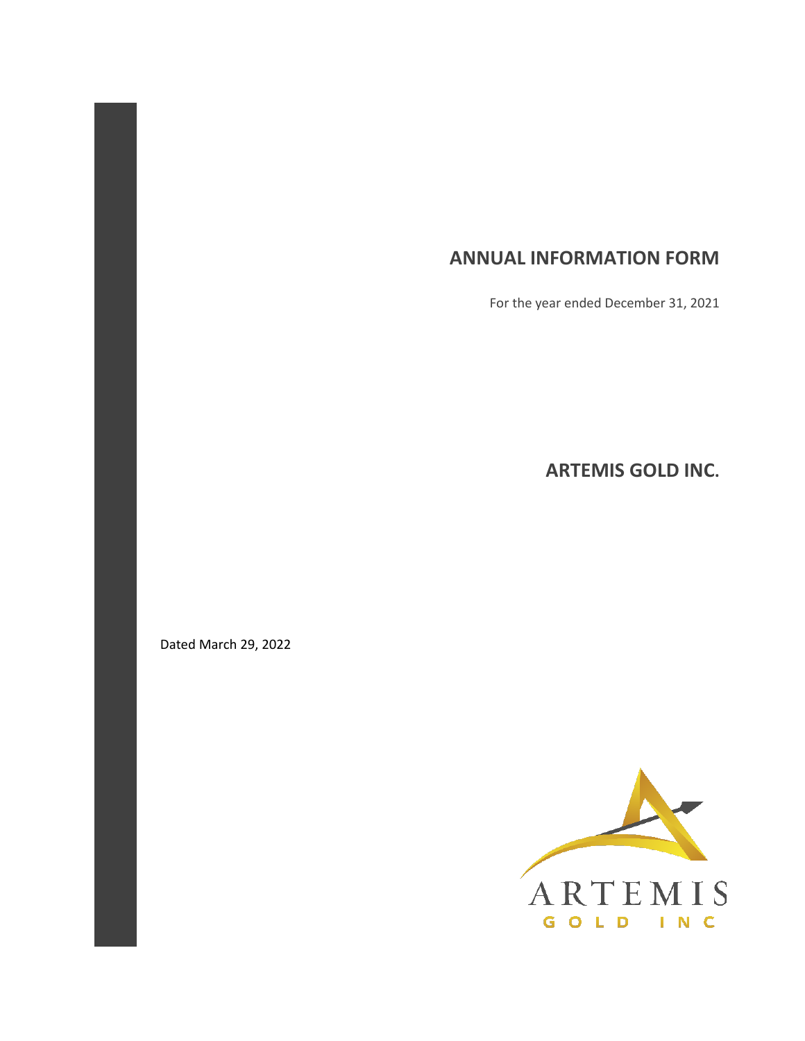# ANNUAL INFORMATION FORM

For the year ended December 31, 2021

## ARTEMIS GOLD INC.

Dated March 29, 2022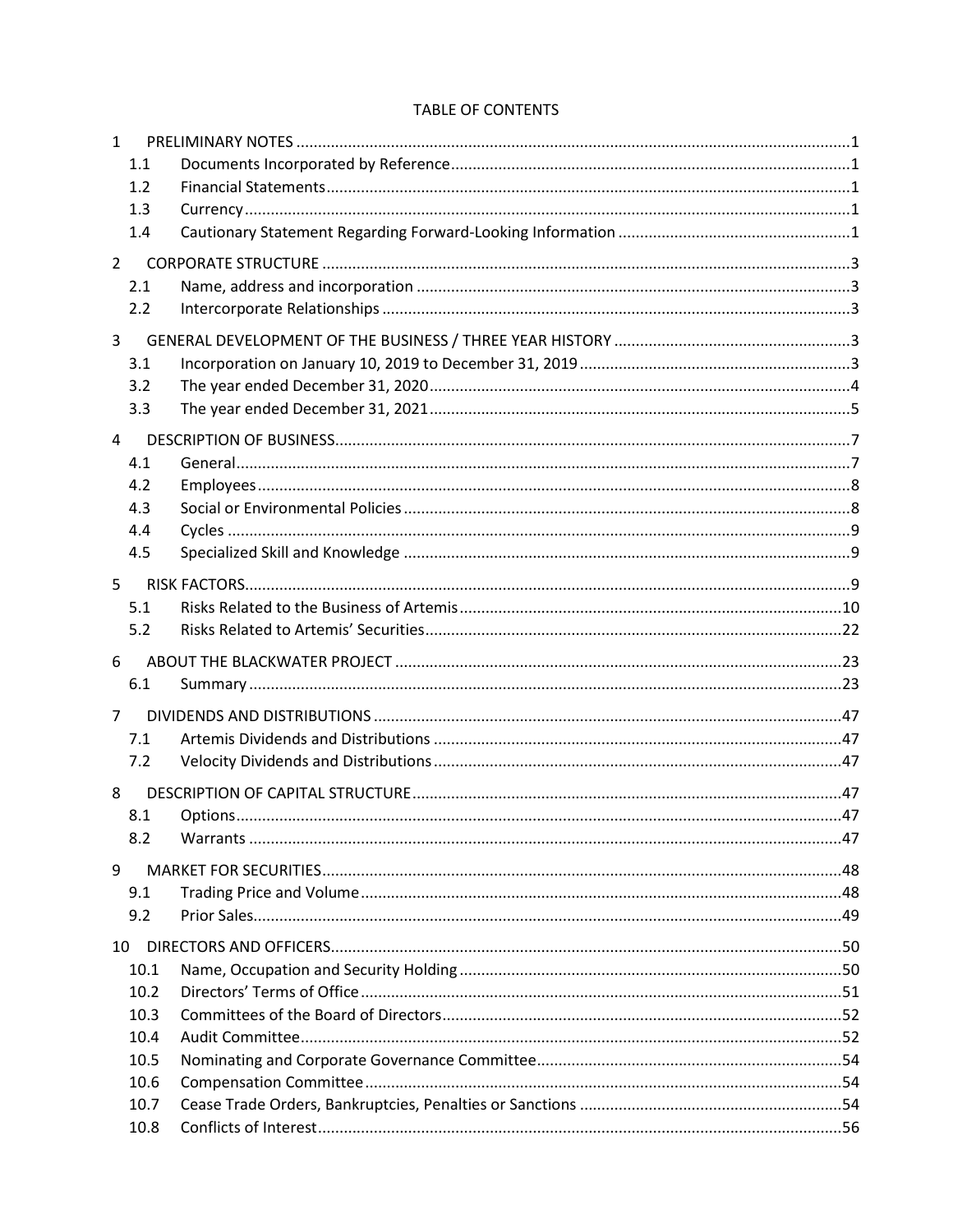TABLE OF CONTENTS

| | | |
|---|---|---|
| 1 | PRELIMINARY NOTES | 1 |
| 1.1 | Documents Incorporated by Reference | 1 |
| 1.2 | Financial Statements | 1 |
| 1.3 | Currency | 1 |
| 1.4 | Cautionary Statement Regarding Forward-Looking Information | 1 |
| 2 | CORPORATE STRUCTURE | 3 |
| 2.1 | Name, address and incorporation | 3 |
| 2.2 | Intercorporate Relationships | 3 |
| 3 | GENERAL DEVELOPMENT OF THE BUSINESS / THREE YEAR HISTORY | 3 |
| 3.1 | Incorporation on January 10, 2019 to December 31, 2019 | 3 |
| 3.2 | The year ended December 31, 2020 | 4 |
| 3.3 | The year ended December 31, 2021 | 5 |
| 4 | DESCRIPTION OF BUSINESS | 7 |
| 4.1 | General | 7 |
| 4.2 | Employees | 8 |
| 4.3 | Social or Environmental Policies | 8 |
| 4.4 | Cycles | 9 |
| 4.5 | Specialized Skill and Knowledge | 9 |
| 5 | RISK FACTORS | 9 |
| 5.1 | Risks Related to the Business of Artemis | 10 |
| 5.2 | Risks Related to Artemis' Securities | 22 |
| 6 | ABOUT THE BLACKWATER PROJECT | 23 |
| 6.1 | Summary | 23 |
| 7 | DIVIDENDS AND DISTRIBUTIONS | 47 |
| 7.1 | Artemis Dividends and Distributions | 47 |
| 7.2 | Velocity Dividends and Distributions | 47 |
| 8 | DESCRIPTION OF CAPITAL STRUCTURE | 47 |
| 8.1 | Options | 47 |
| 8.2 | Warrants | 47 |
| 9 | MARKET FOR SECURITIES | 48 |
| 9.1 | Trading Price and Volume | 48 |
| 9.2 | Prior Sales | 49 |
| 10 | DIRECTORS AND OFFICERS | 50 |
| 10.1 | Name, Occupation and Security Holding | 50 |
| 10.2 | Directors' Terms of Office | 51 |
| 10.3 | Committees of the Board of Directors | 52 |
| 10.4 | Audit Committee | 52 |
| 10.5 | Nominating and Corporate Governance Committee | 54 |
| 10.6 | Compensation Committee | 54 |
| 10.7 | Cease Trade Orders, Bankruptcies, Penalties or Sanctions | 54 |
| 10.8 | Conflicts of Interest | 56 |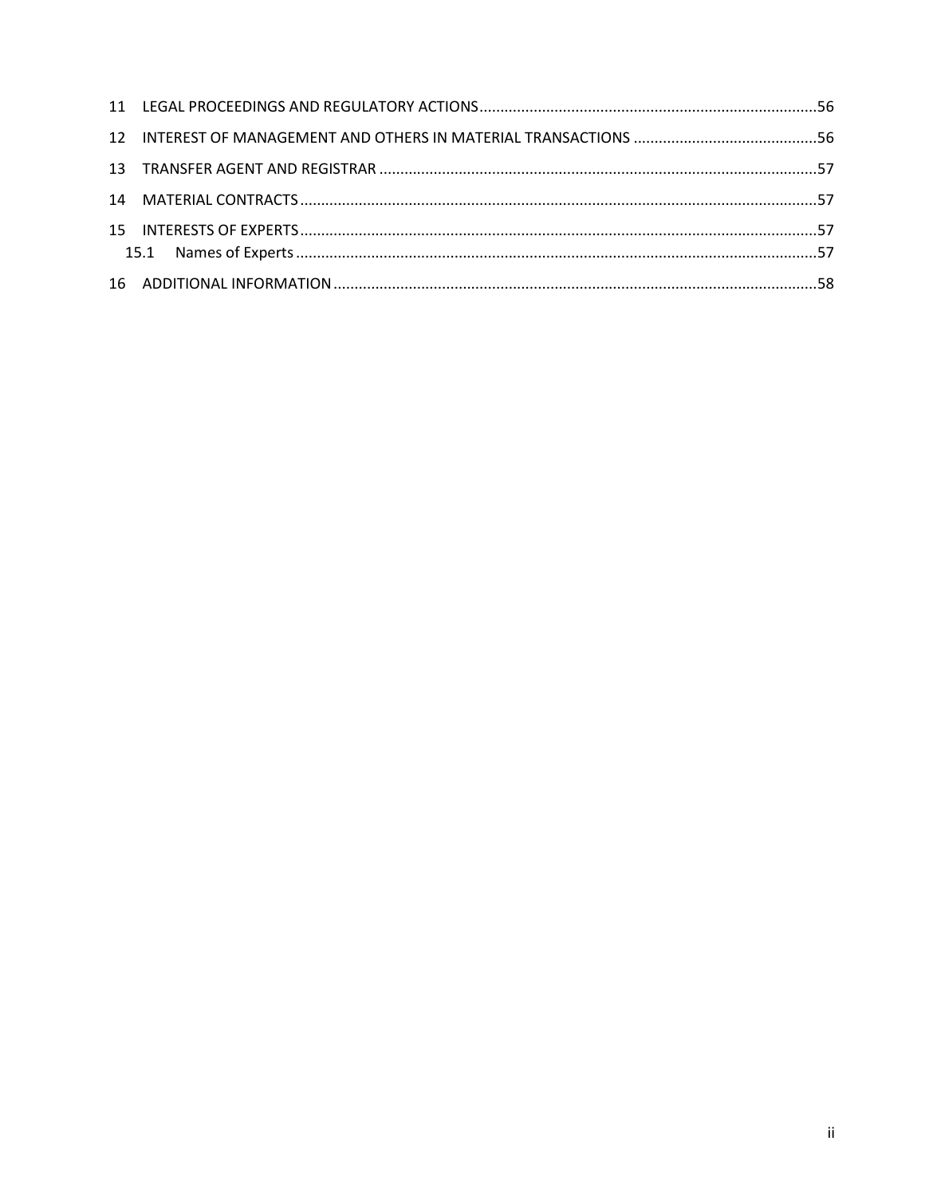11 LEGAL PROCEEDINGS AND REGULATORY ACTIONS ........ 56

12 INTEREST OF MANAGEMENT AND OTHERS IN MATERIAL TRANSACTIONS ........ 56

13 TRANSFER AGENT AND REGISTRAR ........ 57

14 MATERIAL CONTRACTS ........ 57

15 INTERESTS OF EXPERTS ........ 57

15.1 Names of Experts ........ 57

16 ADDITIONAL INFORMATION ........ 58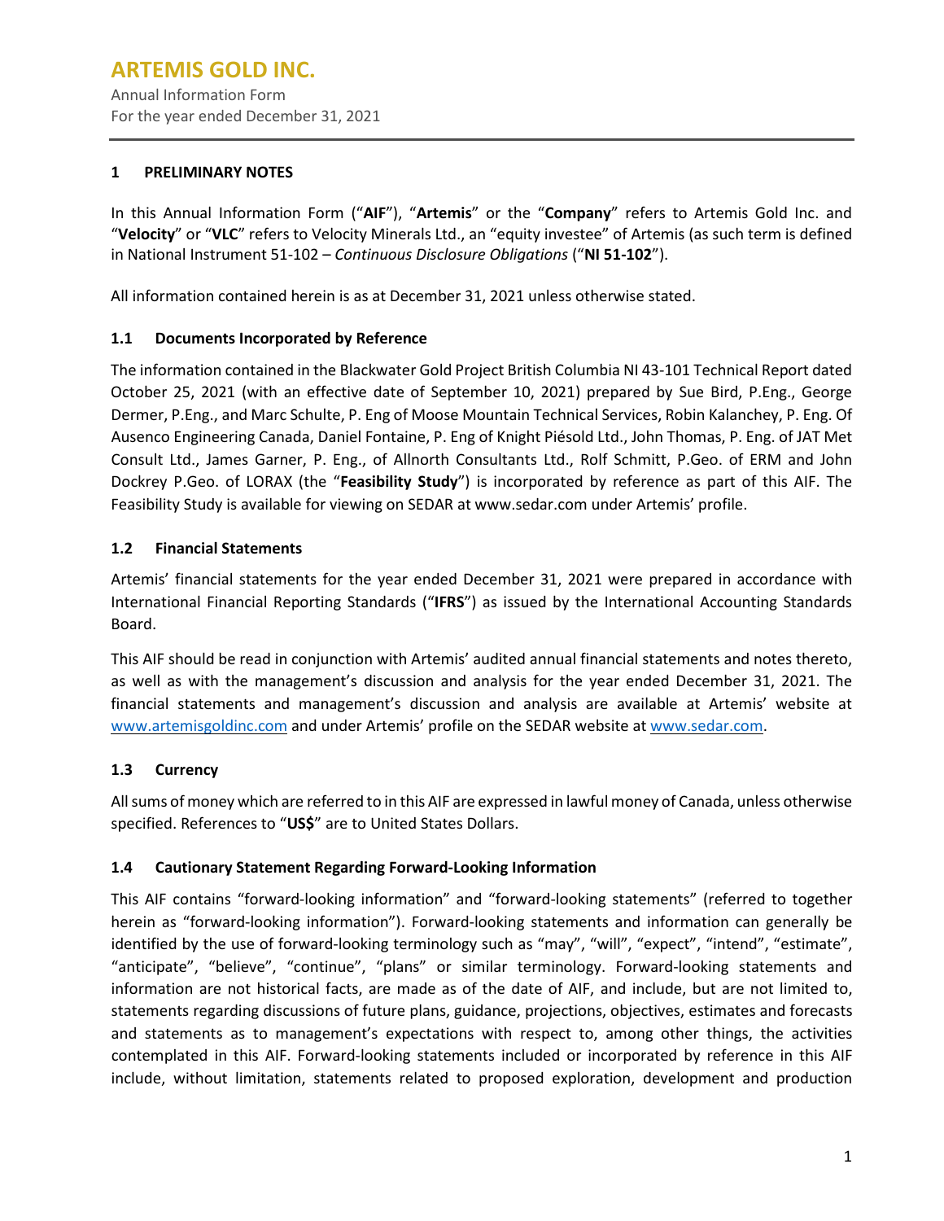# 1 PRELIMINARY NOTES

In this Annual Information Form ("**AIF**"), "**Artemis**" or the "**Company**" refers to Artemis Gold Inc. and "**Velocity**" or "**VLC**" refers to Velocity Minerals Ltd., an "equity investee" of Artemis (as such term is defined in National Instrument 51-102 – *Continuous Disclosure Obligations* ("**NI 51-102**").

All information contained herein is as at December 31, 2021 unless otherwise stated.

## 1.1 Documents Incorporated by Reference

The information contained in the Blackwater Gold Project British Columbia NI 43-101 Technical Report dated October 25, 2021 (with an effective date of September 10, 2021) prepared by Sue Bird, P.Eng., George Dermer, P.Eng., and Marc Schulte, P. Eng of Moose Mountain Technical Services, Robin Kalanchey, P. Eng. Of Ausenco Engineering Canada, Daniel Fontaine, P. Eng of Knight Piésold Ltd., John Thomas, P. Eng. of JAT Met Consult Ltd., James Garner, P. Eng., of Allnorth Consultants Ltd., Rolf Schmitt, P.Geo. of ERM and John Dockrey P.Geo. of LORAX (the "**Feasibility Study**") is incorporated by reference as part of this AIF. The Feasibility Study is available for viewing on SEDAR at www.sedar.com under Artemis' profile.

## 1.2 Financial Statements

Artemis' financial statements for the year ended December 31, 2021 were prepared in accordance with International Financial Reporting Standards ("**IFRS**") as issued by the International Accounting Standards Board.

This AIF should be read in conjunction with Artemis' audited annual financial statements and notes thereto, as well as with the management's discussion and analysis for the year ended December 31, 2021. The financial statements and management's discussion and analysis are available at Artemis' website at www.artemisgoldinc.com and under Artemis' profile on the SEDAR website at www.sedar.com.

## 1.3 Currency

All sums of money which are referred to in this AIF are expressed in lawful money of Canada, unless otherwise specified. References to "**US$**" are to United States Dollars.

## 1.4 Cautionary Statement Regarding Forward-Looking Information

This AIF contains "forward-looking information" and "forward-looking statements" (referred to together herein as "forward-looking information"). Forward-looking statements and information can generally be identified by the use of forward-looking terminology such as "may", "will", "expect", "intend", "estimate", "anticipate", "believe", "continue", "plans" or similar terminology. Forward-looking statements and information are not historical facts, are made as of the date of AIF, and include, but are not limited to, statements regarding discussions of future plans, guidance, projections, objectives, estimates and forecasts and statements as to management's expectations with respect to, among other things, the activities contemplated in this AIF. Forward-looking statements included or incorporated by reference in this AIF include, without limitation, statements related to proposed exploration, development and production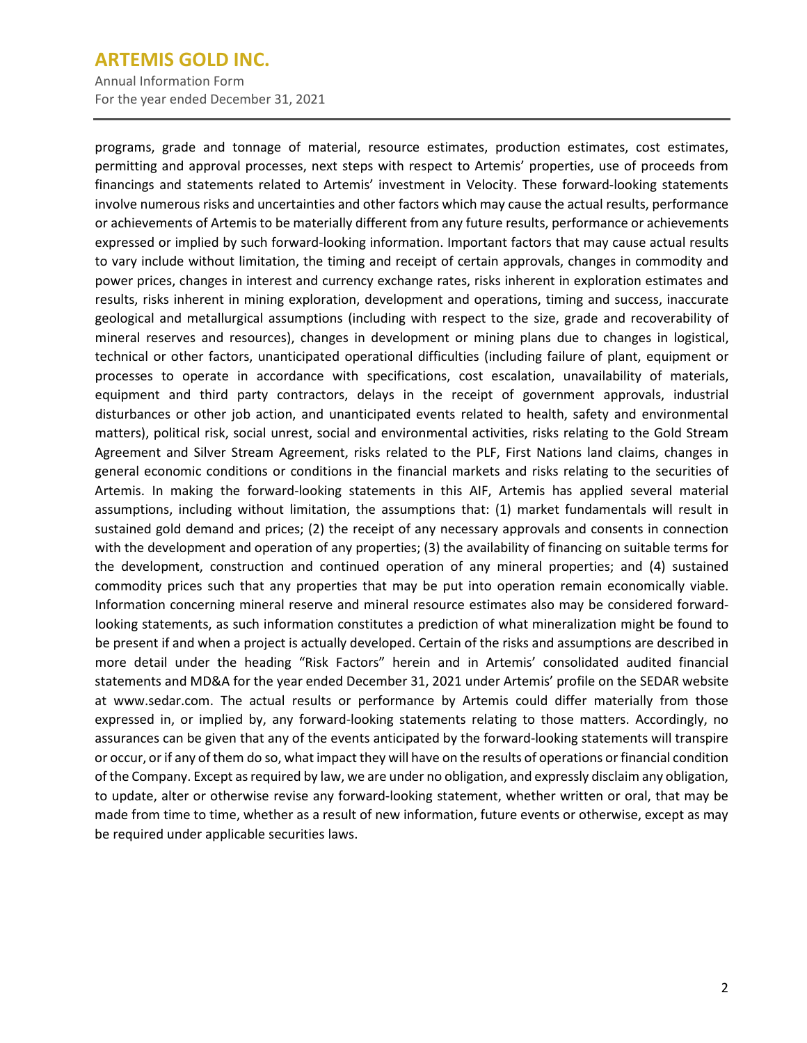programs, grade and tonnage of material, resource estimates, production estimates, cost estimates, permitting and approval processes, next steps with respect to Artemis' properties, use of proceeds from financings and statements related to Artemis' investment in Velocity. These forward-looking statements involve numerous risks and uncertainties and other factors which may cause the actual results, performance or achievements of Artemis to be materially different from any future results, performance or achievements expressed or implied by such forward-looking information. Important factors that may cause actual results to vary include without limitation, the timing and receipt of certain approvals, changes in commodity and power prices, changes in interest and currency exchange rates, risks inherent in exploration estimates and results, risks inherent in mining exploration, development and operations, timing and success, inaccurate geological and metallurgical assumptions (including with respect to the size, grade and recoverability of mineral reserves and resources), changes in development or mining plans due to changes in logistical, technical or other factors, unanticipated operational difficulties (including failure of plant, equipment or processes to operate in accordance with specifications, cost escalation, unavailability of materials, equipment and third party contractors, delays in the receipt of government approvals, industrial disturbances or other job action, and unanticipated events related to health, safety and environmental matters), political risk, social unrest, social and environmental activities, risks relating to the Gold Stream Agreement and Silver Stream Agreement, risks related to the PLF, First Nations land claims, changes in general economic conditions or conditions in the financial markets and risks relating to the securities of Artemis. In making the forward-looking statements in this AIF, Artemis has applied several material assumptions, including without limitation, the assumptions that: (1) market fundamentals will result in sustained gold demand and prices; (2) the receipt of any necessary approvals and consents in connection with the development and operation of any properties; (3) the availability of financing on suitable terms for the development, construction and continued operation of any mineral properties; and (4) sustained commodity prices such that any properties that may be put into operation remain economically viable. Information concerning mineral reserve and mineral resource estimates also may be considered forward-looking statements, as such information constitutes a prediction of what mineralization might be found to be present if and when a project is actually developed. Certain of the risks and assumptions are described in more detail under the heading "Risk Factors" herein and in Artemis' consolidated audited financial statements and MD&A for the year ended December 31, 2021 under Artemis' profile on the SEDAR website at www.sedar.com. The actual results or performance by Artemis could differ materially from those expressed in, or implied by, any forward-looking statements relating to those matters. Accordingly, no assurances can be given that any of the events anticipated by the forward-looking statements will transpire or occur, or if any of them do so, what impact they will have on the results of operations or financial condition of the Company. Except as required by law, we are under no obligation, and expressly disclaim any obligation, to update, alter or otherwise revise any forward-looking statement, whether written or oral, that may be made from time to time, whether as a result of new information, future events or otherwise, except as may be required under applicable securities laws.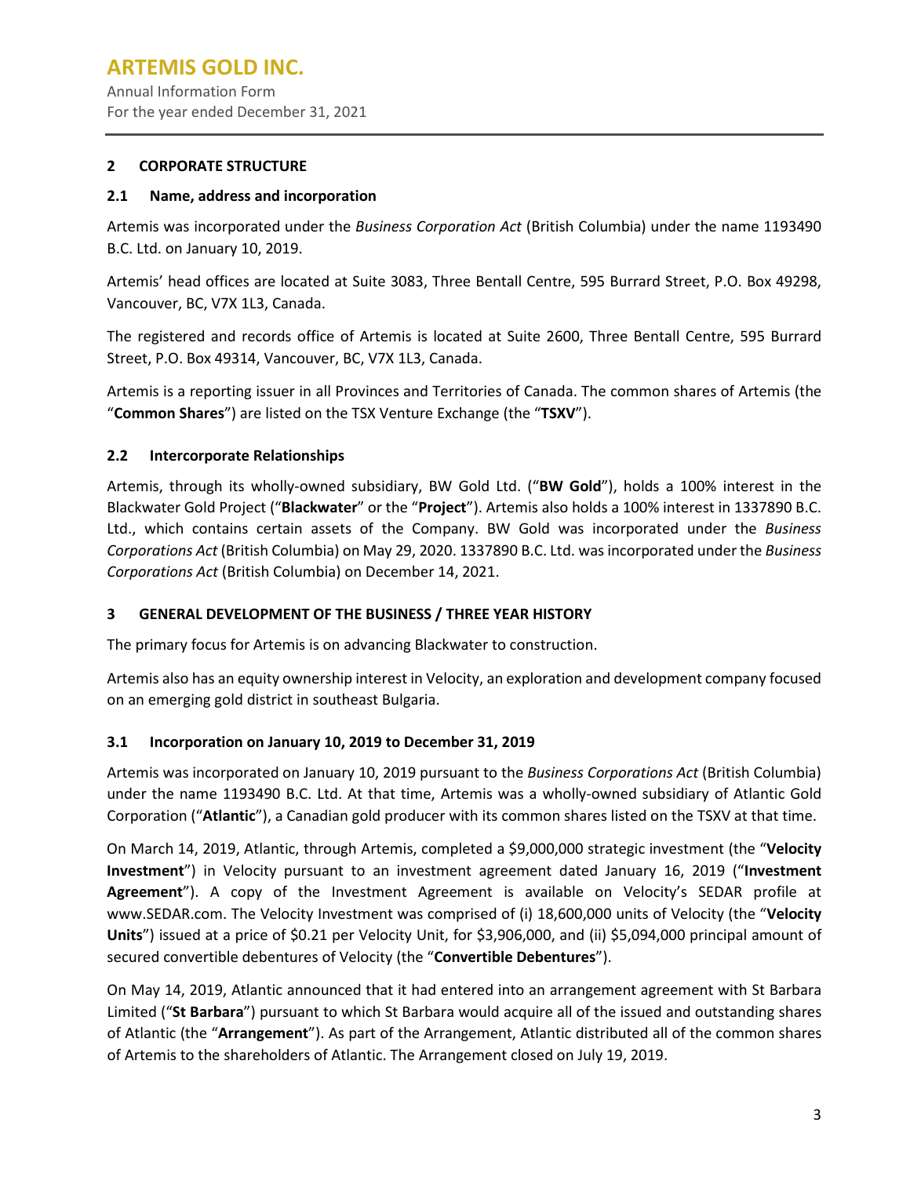## 2 CORPORATE STRUCTURE

### 2.1 Name, address and incorporation

Artemis was incorporated under the *Business Corporation Act* (British Columbia) under the name 1193490 B.C. Ltd. on January 10, 2019.

Artemis' head offices are located at Suite 3083, Three Bentall Centre, 595 Burrard Street, P.O. Box 49298, Vancouver, BC, V7X 1L3, Canada.

The registered and records office of Artemis is located at Suite 2600, Three Bentall Centre, 595 Burrard Street, P.O. Box 49314, Vancouver, BC, V7X 1L3, Canada.

Artemis is a reporting issuer in all Provinces and Territories of Canada. The common shares of Artemis (the "**Common Shares**") are listed on the TSX Venture Exchange (the "**TSXV**").

### 2.2 Intercorporate Relationships

Artemis, through its wholly-owned subsidiary, BW Gold Ltd. ("**BW Gold**"), holds a 100% interest in the Blackwater Gold Project ("**Blackwater**" or the "**Project**"). Artemis also holds a 100% interest in 1337890 B.C. Ltd., which contains certain assets of the Company. BW Gold was incorporated under the *Business Corporations Act* (British Columbia) on May 29, 2020. 1337890 B.C. Ltd. was incorporated under the *Business Corporations Act* (British Columbia) on December 14, 2021.

## 3 GENERAL DEVELOPMENT OF THE BUSINESS / THREE YEAR HISTORY

The primary focus for Artemis is on advancing Blackwater to construction.

Artemis also has an equity ownership interest in Velocity, an exploration and development company focused on an emerging gold district in southeast Bulgaria.

### 3.1 Incorporation on January 10, 2019 to December 31, 2019

Artemis was incorporated on January 10, 2019 pursuant to the *Business Corporations Act* (British Columbia) under the name 1193490 B.C. Ltd. At that time, Artemis was a wholly-owned subsidiary of Atlantic Gold Corporation ("**Atlantic**"), a Canadian gold producer with its common shares listed on the TSXV at that time.

On March 14, 2019, Atlantic, through Artemis, completed a $9,000,000 strategic investment (the "**Velocity Investment**") in Velocity pursuant to an investment agreement dated January 16, 2019 ("**Investment Agreement**"). A copy of the Investment Agreement is available on Velocity's SEDAR profile at www.SEDAR.com. The Velocity Investment was comprised of (i) 18,600,000 units of Velocity (the "**Velocity Units**") issued at a price of $0.21 per Velocity Unit, for $3,906,000, and (ii) $5,094,000 principal amount of secured convertible debentures of Velocity (the "**Convertible Debentures**").

On May 14, 2019, Atlantic announced that it had entered into an arrangement agreement with St Barbara Limited ("**St Barbara**") pursuant to which St Barbara would acquire all of the issued and outstanding shares of Atlantic (the "**Arrangement**"). As part of the Arrangement, Atlantic distributed all of the common shares of Artemis to the shareholders of Atlantic. The Arrangement closed on July 19, 2019.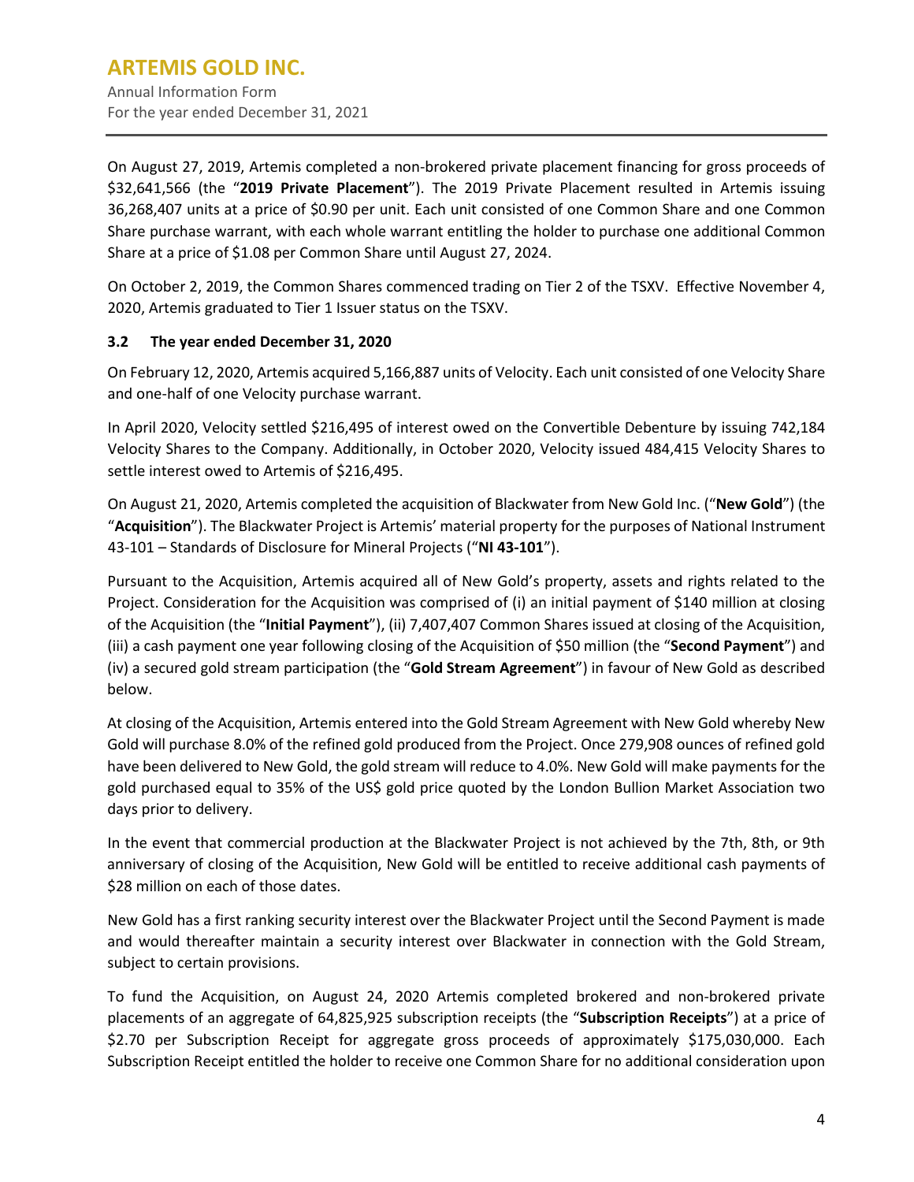On August 27, 2019, Artemis completed a non-brokered private placement financing for gross proceeds of $32,641,566 (the "**2019 Private Placement**"). The 2019 Private Placement resulted in Artemis issuing 36,268,407 units at a price of $0.90 per unit. Each unit consisted of one Common Share and one Common Share purchase warrant, with each whole warrant entitling the holder to purchase one additional Common Share at a price of $1.08 per Common Share until August 27, 2024.

On October 2, 2019, the Common Shares commenced trading on Tier 2 of the TSXV. Effective November 4, 2020, Artemis graduated to Tier 1 Issuer status on the TSXV.

### 3.2 The year ended December 31, 2020

On February 12, 2020, Artemis acquired 5,166,887 units of Velocity. Each unit consisted of one Velocity Share and one-half of one Velocity purchase warrant.

In April 2020, Velocity settled $216,495 of interest owed on the Convertible Debenture by issuing 742,184 Velocity Shares to the Company. Additionally, in October 2020, Velocity issued 484,415 Velocity Shares to settle interest owed to Artemis of $216,495.

On August 21, 2020, Artemis completed the acquisition of Blackwater from New Gold Inc. ("**New Gold**") (the "**Acquisition**"). The Blackwater Project is Artemis' material property for the purposes of National Instrument 43-101 – Standards of Disclosure for Mineral Projects ("**NI 43-101**").

Pursuant to the Acquisition, Artemis acquired all of New Gold's property, assets and rights related to the Project. Consideration for the Acquisition was comprised of (i) an initial payment of $140 million at closing of the Acquisition (the "**Initial Payment**"), (ii) 7,407,407 Common Shares issued at closing of the Acquisition, (iii) a cash payment one year following closing of the Acquisition of $50 million (the "**Second Payment**") and (iv) a secured gold stream participation (the "**Gold Stream Agreement**") in favour of New Gold as described below.

At closing of the Acquisition, Artemis entered into the Gold Stream Agreement with New Gold whereby New Gold will purchase 8.0% of the refined gold produced from the Project. Once 279,908 ounces of refined gold have been delivered to New Gold, the gold stream will reduce to 4.0%. New Gold will make payments for the gold purchased equal to 35% of the US$ gold price quoted by the London Bullion Market Association two days prior to delivery.

In the event that commercial production at the Blackwater Project is not achieved by the 7th, 8th, or 9th anniversary of closing of the Acquisition, New Gold will be entitled to receive additional cash payments of $28 million on each of those dates.

New Gold has a first ranking security interest over the Blackwater Project until the Second Payment is made and would thereafter maintain a security interest over Blackwater in connection with the Gold Stream, subject to certain provisions.

To fund the Acquisition, on August 24, 2020 Artemis completed brokered and non-brokered private placements of an aggregate of 64,825,925 subscription receipts (the "**Subscription Receipts**") at a price of $2.70 per Subscription Receipt for aggregate gross proceeds of approximately $175,030,000. Each Subscription Receipt entitled the holder to receive one Common Share for no additional consideration upon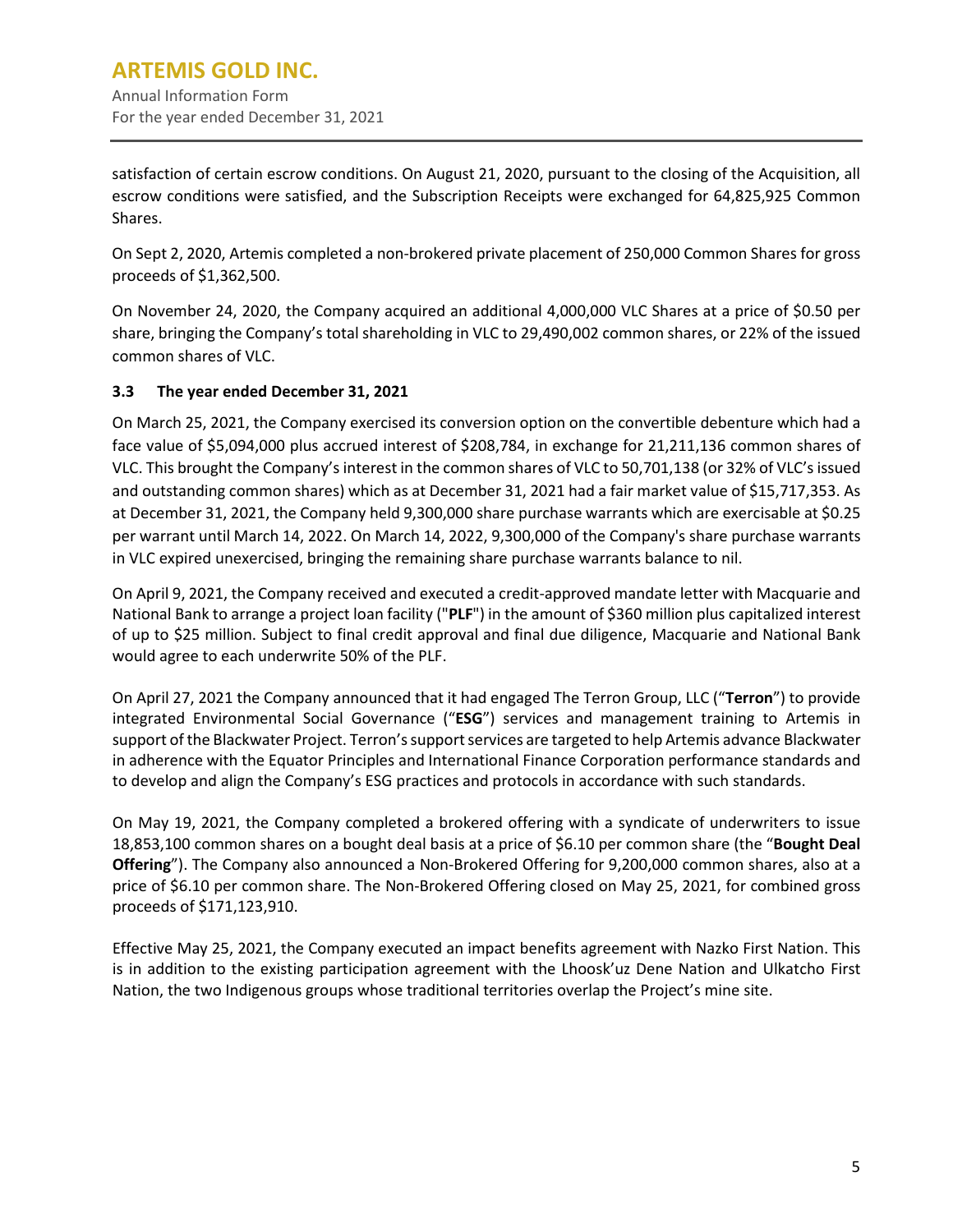satisfaction of certain escrow conditions. On August 21, 2020, pursuant to the closing of the Acquisition, all escrow conditions were satisfied, and the Subscription Receipts were exchanged for 64,825,925 Common Shares.

On Sept 2, 2020, Artemis completed a non-brokered private placement of 250,000 Common Shares for gross proceeds of $1,362,500.

On November 24, 2020, the Company acquired an additional 4,000,000 VLC Shares at a price of $0.50 per share, bringing the Company's total shareholding in VLC to 29,490,002 common shares, or 22% of the issued common shares of VLC.

### 3.3 The year ended December 31, 2021

On March 25, 2021, the Company exercised its conversion option on the convertible debenture which had a face value of $5,094,000 plus accrued interest of $208,784, in exchange for 21,211,136 common shares of VLC. This brought the Company's interest in the common shares of VLC to 50,701,138 (or 32% of VLC's issued and outstanding common shares) which as at December 31, 2021 had a fair market value of $15,717,353. As at December 31, 2021, the Company held 9,300,000 share purchase warrants which are exercisable at $0.25 per warrant until March 14, 2022. On March 14, 2022, 9,300,000 of the Company's share purchase warrants in VLC expired unexercised, bringing the remaining share purchase warrants balance to nil.

On April 9, 2021, the Company received and executed a credit-approved mandate letter with Macquarie and National Bank to arrange a project loan facility ("**PLF**") in the amount of $360 million plus capitalized interest of up to $25 million. Subject to final credit approval and final due diligence, Macquarie and National Bank would agree to each underwrite 50% of the PLF.

On April 27, 2021 the Company announced that it had engaged The Terron Group, LLC ("**Terron**") to provide integrated Environmental Social Governance ("**ESG**") services and management training to Artemis in support of the Blackwater Project. Terron's support services are targeted to help Artemis advance Blackwater in adherence with the Equator Principles and International Finance Corporation performance standards and to develop and align the Company's ESG practices and protocols in accordance with such standards.

On May 19, 2021, the Company completed a brokered offering with a syndicate of underwriters to issue 18,853,100 common shares on a bought deal basis at a price of $6.10 per common share (the "**Bought Deal Offering**"). The Company also announced a Non-Brokered Offering for 9,200,000 common shares, also at a price of $6.10 per common share. The Non-Brokered Offering closed on May 25, 2021, for combined gross proceeds of $171,123,910.

Effective May 25, 2021, the Company executed an impact benefits agreement with Nazko First Nation. This is in addition to the existing participation agreement with the Lhoosk'uz Dene Nation and Ulkatcho First Nation, the two Indigenous groups whose traditional territories overlap the Project's mine site.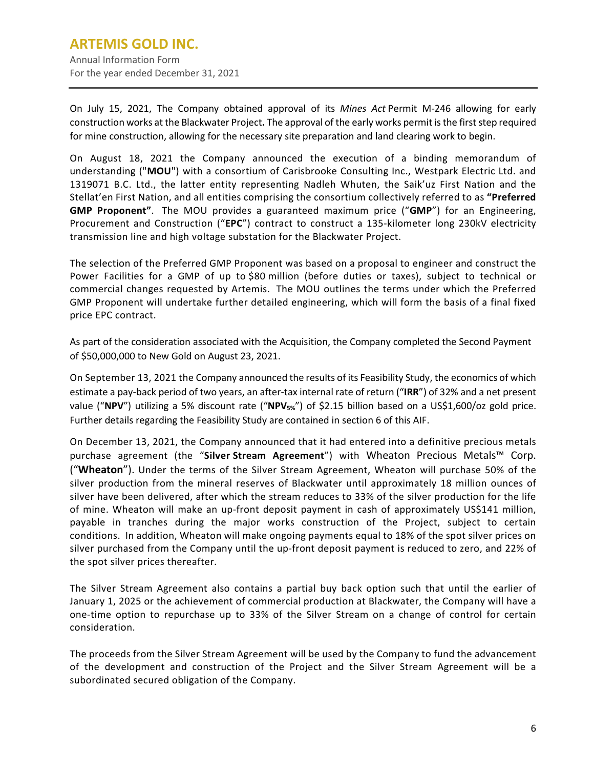On July 15, 2021, The Company obtained approval of its *Mines Act* Permit M-246 allowing for early construction works at the Blackwater Project**.** The approval of the early works permit is the first step required for mine construction, allowing for the necessary site preparation and land clearing work to begin.

On August 18, 2021 the Company announced the execution of a binding memorandum of understanding ("**MOU**") with a consortium of Carisbrooke Consulting Inc., Westpark Electric Ltd. and 1319071 B.C. Ltd., the latter entity representing Nadleh Whuten, the Saik'uz First Nation and the Stellat'en First Nation, and all entities comprising the consortium collectively referred to as **"Preferred GMP Proponent"**. The MOU provides a guaranteed maximum price ("**GMP**") for an Engineering, Procurement and Construction ("**EPC**") contract to construct a 135-kilometer long 230kV electricity transmission line and high voltage substation for the Blackwater Project.

The selection of the Preferred GMP Proponent was based on a proposal to engineer and construct the Power Facilities for a GMP of up to $80 million (before duties or taxes), subject to technical or commercial changes requested by Artemis. The MOU outlines the terms under which the Preferred GMP Proponent will undertake further detailed engineering, which will form the basis of a final fixed price EPC contract.

As part of the consideration associated with the Acquisition, the Company completed the Second Payment of $50,000,000 to New Gold on August 23, 2021.

On September 13, 2021 the Company announced the results of its Feasibility Study, the economics of which estimate a pay-back period of two years, an after-tax internal rate of return ("**IRR**") of 32% and a net present value ("**NPV**") utilizing a 5% discount rate ("**$NPV_{5\%}$**") of $2.15 billion based on a US$1,600/oz gold price. Further details regarding the Feasibility Study are contained in section 6 of this AIF.

On December 13, 2021, the Company announced that it had entered into a definitive precious metals purchase agreement (the "**Silver Stream Agreement**") with Wheaton Precious Metals™ Corp. ("**Wheaton**"). Under the terms of the Silver Stream Agreement, Wheaton will purchase 50% of the silver production from the mineral reserves of Blackwater until approximately 18 million ounces of silver have been delivered, after which the stream reduces to 33% of the silver production for the life of mine. Wheaton will make an up-front deposit payment in cash of approximately US$141 million, payable in tranches during the major works construction of the Project, subject to certain conditions. In addition, Wheaton will make ongoing payments equal to 18% of the spot silver prices on silver purchased from the Company until the up-front deposit payment is reduced to zero, and 22% of the spot silver prices thereafter.

The Silver Stream Agreement also contains a partial buy back option such that until the earlier of January 1, 2025 or the achievement of commercial production at Blackwater, the Company will have a one-time option to repurchase up to 33% of the Silver Stream on a change of control for certain consideration.

The proceeds from the Silver Stream Agreement will be used by the Company to fund the advancement of the development and construction of the Project and the Silver Stream Agreement will be a subordinated secured obligation of the Company.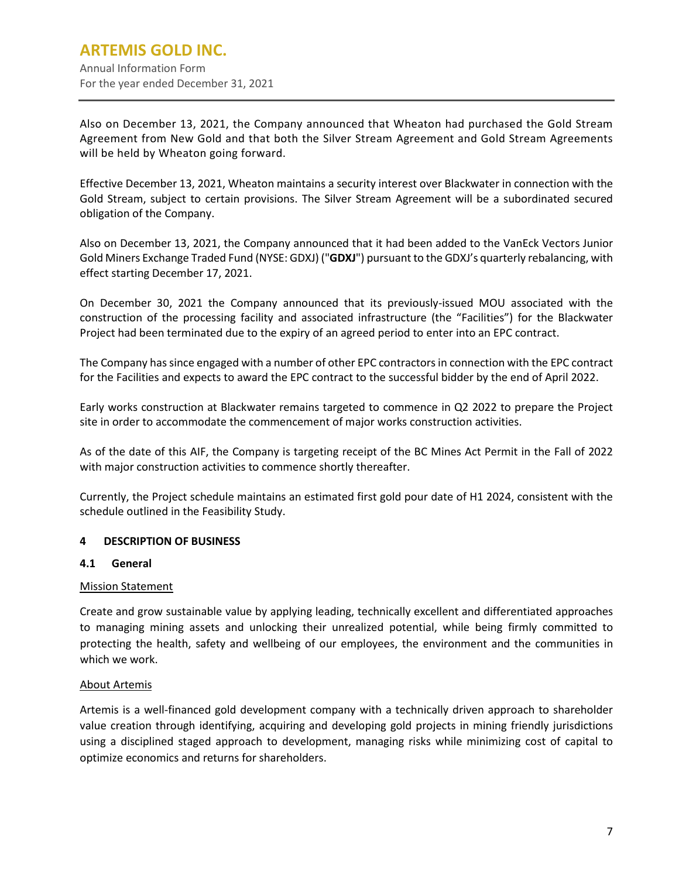Also on December 13, 2021, the Company announced that Wheaton had purchased the Gold Stream Agreement from New Gold and that both the Silver Stream Agreement and Gold Stream Agreements will be held by Wheaton going forward.

Effective December 13, 2021, Wheaton maintains a security interest over Blackwater in connection with the Gold Stream, subject to certain provisions. The Silver Stream Agreement will be a subordinated secured obligation of the Company.

Also on December 13, 2021, the Company announced that it had been added to the VanEck Vectors Junior Gold Miners Exchange Traded Fund (NYSE: GDXJ) ("**GDXJ**") pursuant to the GDXJ's quarterly rebalancing, with effect starting December 17, 2021.

On December 30, 2021 the Company announced that its previously-issued MOU associated with the construction of the processing facility and associated infrastructure (the "Facilities") for the Blackwater Project had been terminated due to the expiry of an agreed period to enter into an EPC contract.

The Company has since engaged with a number of other EPC contractors in connection with the EPC contract for the Facilities and expects to award the EPC contract to the successful bidder by the end of April 2022.

Early works construction at Blackwater remains targeted to commence in Q2 2022 to prepare the Project site in order to accommodate the commencement of major works construction activities.

As of the date of this AIF, the Company is targeting receipt of the BC Mines Act Permit in the Fall of 2022 with major construction activities to commence shortly thereafter.

Currently, the Project schedule maintains an estimated first gold pour date of H1 2024, consistent with the schedule outlined in the Feasibility Study.

## 4 DESCRIPTION OF BUSINESS

### 4.1 General

<u>Mission Statement</u>

Create and grow sustainable value by applying leading, technically excellent and differentiated approaches to managing mining assets and unlocking their unrealized potential, while being firmly committed to protecting the health, safety and wellbeing of our employees, the environment and the communities in which we work.

<u>About Artemis</u>

Artemis is a well-financed gold development company with a technically driven approach to shareholder value creation through identifying, acquiring and developing gold projects in mining friendly jurisdictions using a disciplined staged approach to development, managing risks while minimizing cost of capital to optimize economics and returns for shareholders.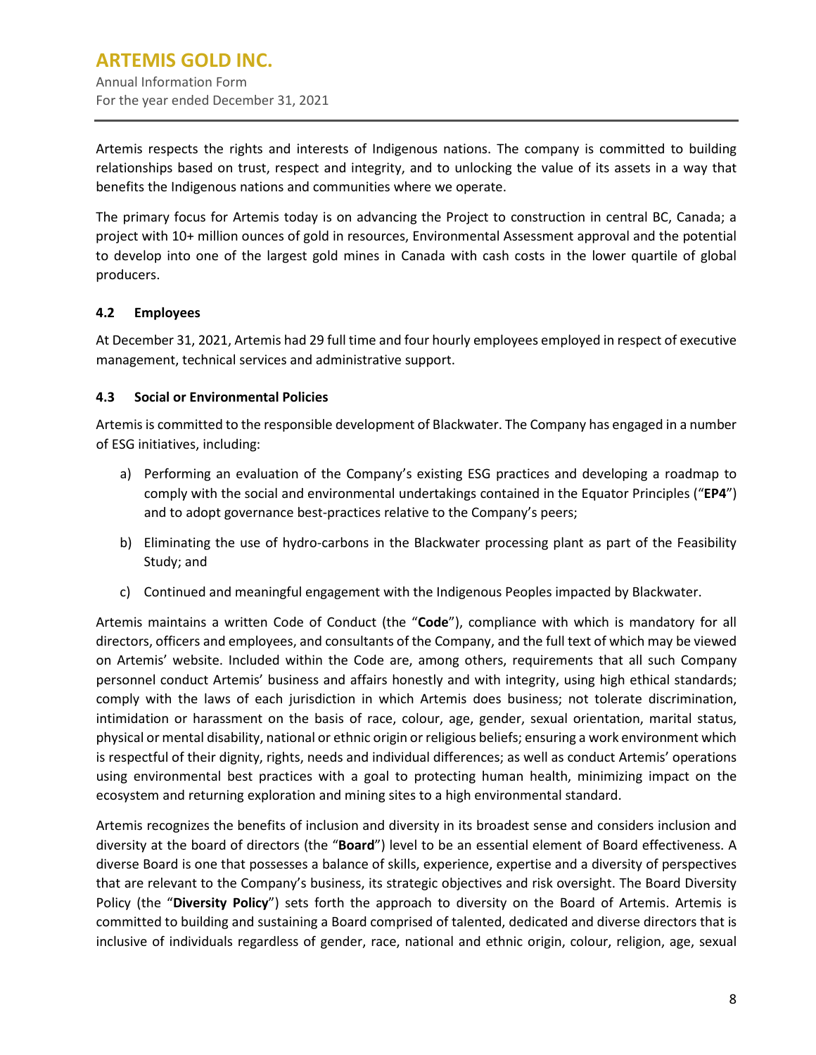Artemis respects the rights and interests of Indigenous nations. The company is committed to building relationships based on trust, respect and integrity, and to unlocking the value of its assets in a way that benefits the Indigenous nations and communities where we operate.

The primary focus for Artemis today is on advancing the Project to construction in central BC, Canada; a project with 10+ million ounces of gold in resources, Environmental Assessment approval and the potential to develop into one of the largest gold mines in Canada with cash costs in the lower quartile of global producers.

### 4.2 Employees

At December 31, 2021, Artemis had 29 full time and four hourly employees employed in respect of executive management, technical services and administrative support.

### 4.3 Social or Environmental Policies

Artemis is committed to the responsible development of Blackwater. The Company has engaged in a number of ESG initiatives, including:

a) Performing an evaluation of the Company's existing ESG practices and developing a roadmap to comply with the social and environmental undertakings contained in the Equator Principles ("**EP4**") and to adopt governance best-practices relative to the Company's peers;

b) Eliminating the use of hydro-carbons in the Blackwater processing plant as part of the Feasibility Study; and

c) Continued and meaningful engagement with the Indigenous Peoples impacted by Blackwater.

Artemis maintains a written Code of Conduct (the "**Code**"), compliance with which is mandatory for all directors, officers and employees, and consultants of the Company, and the full text of which may be viewed on Artemis' website. Included within the Code are, among others, requirements that all such Company personnel conduct Artemis' business and affairs honestly and with integrity, using high ethical standards; comply with the laws of each jurisdiction in which Artemis does business; not tolerate discrimination, intimidation or harassment on the basis of race, colour, age, gender, sexual orientation, marital status, physical or mental disability, national or ethnic origin or religious beliefs; ensuring a work environment which is respectful of their dignity, rights, needs and individual differences; as well as conduct Artemis' operations using environmental best practices with a goal to protecting human health, minimizing impact on the ecosystem and returning exploration and mining sites to a high environmental standard.

Artemis recognizes the benefits of inclusion and diversity in its broadest sense and considers inclusion and diversity at the board of directors (the "**Board**") level to be an essential element of Board effectiveness. A diverse Board is one that possesses a balance of skills, experience, expertise and a diversity of perspectives that are relevant to the Company's business, its strategic objectives and risk oversight. The Board Diversity Policy (the "**Diversity Policy**") sets forth the approach to diversity on the Board of Artemis. Artemis is committed to building and sustaining a Board comprised of talented, dedicated and diverse directors that is inclusive of individuals regardless of gender, race, national and ethnic origin, colour, religion, age, sexual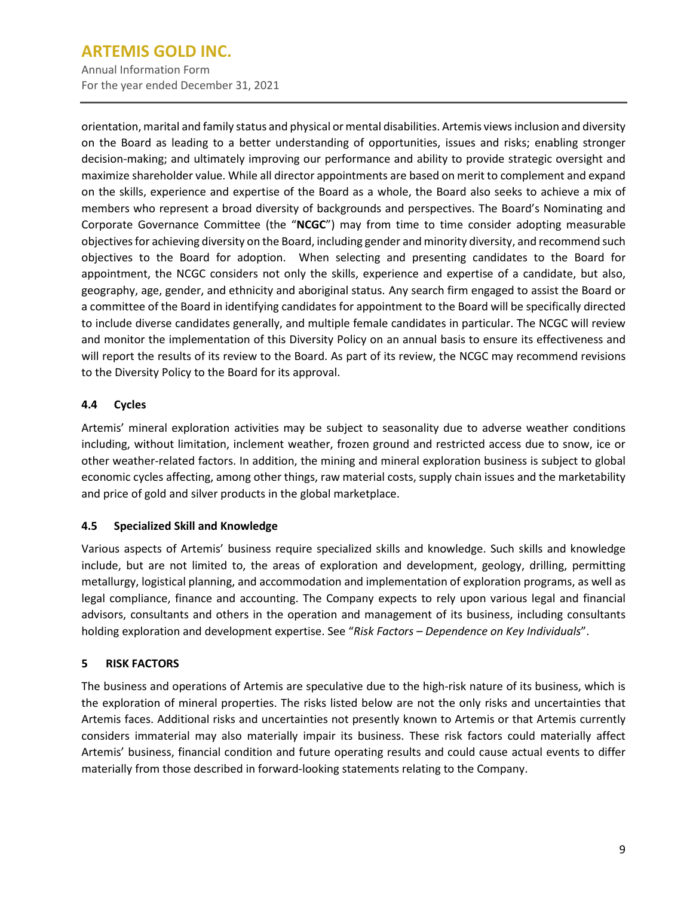orientation, marital and family status and physical or mental disabilities. Artemis views inclusion and diversity on the Board as leading to a better understanding of opportunities, issues and risks; enabling stronger decision-making; and ultimately improving our performance and ability to provide strategic oversight and maximize shareholder value. While all director appointments are based on merit to complement and expand on the skills, experience and expertise of the Board as a whole, the Board also seeks to achieve a mix of members who represent a broad diversity of backgrounds and perspectives. The Board's Nominating and Corporate Governance Committee (the "**NCGC**") may from time to time consider adopting measurable objectives for achieving diversity on the Board, including gender and minority diversity, and recommend such objectives to the Board for adoption. When selecting and presenting candidates to the Board for appointment, the NCGC considers not only the skills, experience and expertise of a candidate, but also, geography, age, gender, and ethnicity and aboriginal status. Any search firm engaged to assist the Board or a committee of the Board in identifying candidates for appointment to the Board will be specifically directed to include diverse candidates generally, and multiple female candidates in particular. The NCGC will review and monitor the implementation of this Diversity Policy on an annual basis to ensure its effectiveness and will report the results of its review to the Board. As part of its review, the NCGC may recommend revisions to the Diversity Policy to the Board for its approval.

### 4.4 Cycles

Artemis' mineral exploration activities may be subject to seasonality due to adverse weather conditions including, without limitation, inclement weather, frozen ground and restricted access due to snow, ice or other weather-related factors. In addition, the mining and mineral exploration business is subject to global economic cycles affecting, among other things, raw material costs, supply chain issues and the marketability and price of gold and silver products in the global marketplace.

### 4.5 Specialized Skill and Knowledge

Various aspects of Artemis' business require specialized skills and knowledge. Such skills and knowledge include, but are not limited to, the areas of exploration and development, geology, drilling, permitting metallurgy, logistical planning, and accommodation and implementation of exploration programs, as well as legal compliance, finance and accounting. The Company expects to rely upon various legal and financial advisors, consultants and others in the operation and management of its business, including consultants holding exploration and development expertise. See "*Risk Factors – Dependence on Key Individuals*".

## 5 RISK FACTORS

The business and operations of Artemis are speculative due to the high-risk nature of its business, which is the exploration of mineral properties. The risks listed below are not the only risks and uncertainties that Artemis faces. Additional risks and uncertainties not presently known to Artemis or that Artemis currently considers immaterial may also materially impair its business. These risk factors could materially affect Artemis' business, financial condition and future operating results and could cause actual events to differ materially from those described in forward-looking statements relating to the Company.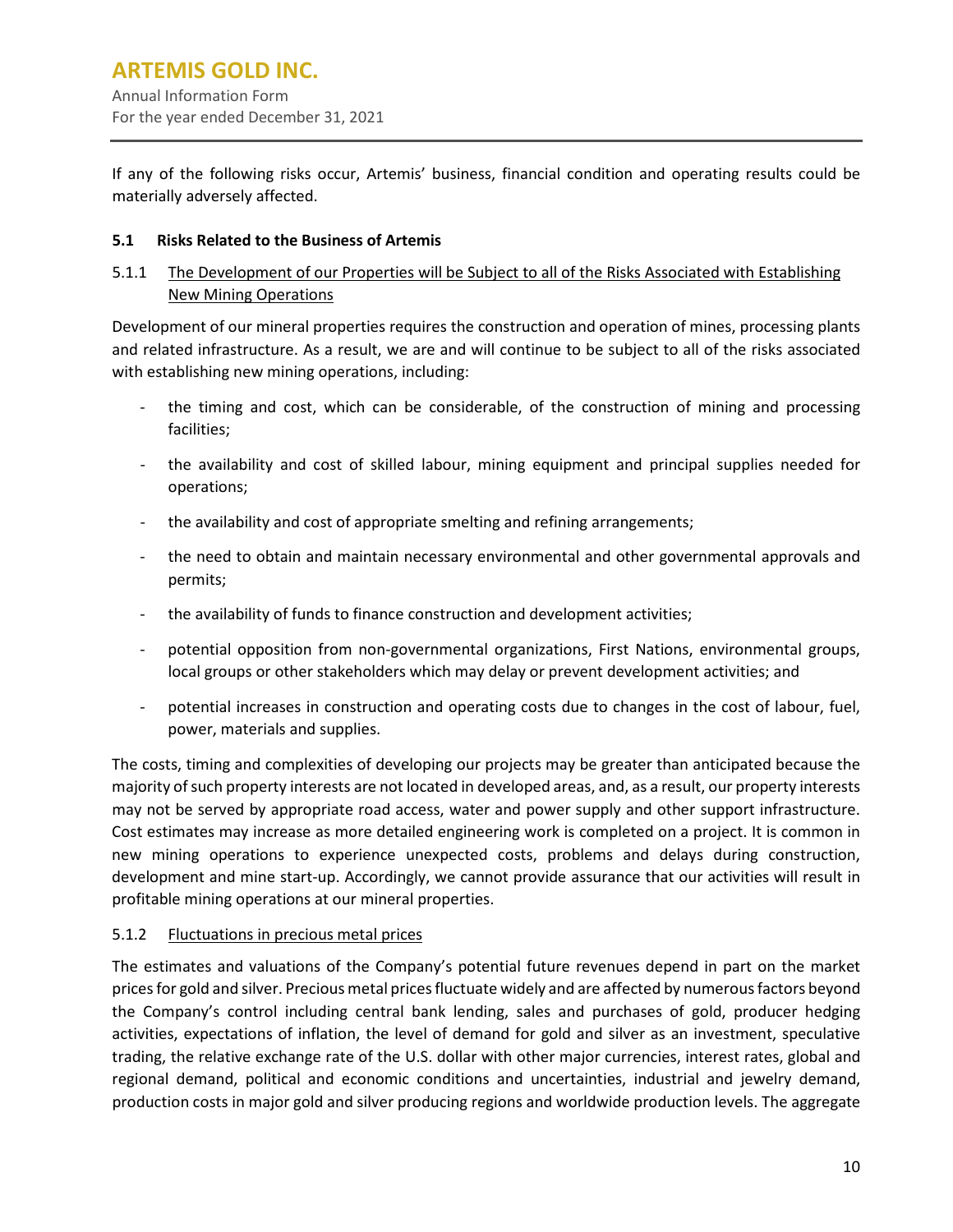If any of the following risks occur, Artemis' business, financial condition and operating results could be materially adversely affected.

### 5.1 Risks Related to the Business of Artemis

#### 5.1.1 The Development of our Properties will be Subject to all of the Risks Associated with Establishing New Mining Operations

Development of our mineral properties requires the construction and operation of mines, processing plants and related infrastructure. As a result, we are and will continue to be subject to all of the risks associated with establishing new mining operations, including:

- the timing and cost, which can be considerable, of the construction of mining and processing facilities;
- the availability and cost of skilled labour, mining equipment and principal supplies needed for operations;
- the availability and cost of appropriate smelting and refining arrangements;
- the need to obtain and maintain necessary environmental and other governmental approvals and permits;
- the availability of funds to finance construction and development activities;
- potential opposition from non-governmental organizations, First Nations, environmental groups, local groups or other stakeholders which may delay or prevent development activities; and
- potential increases in construction and operating costs due to changes in the cost of labour, fuel, power, materials and supplies.

The costs, timing and complexities of developing our projects may be greater than anticipated because the majority of such property interests are not located in developed areas, and, as a result, our property interests may not be served by appropriate road access, water and power supply and other support infrastructure. Cost estimates may increase as more detailed engineering work is completed on a project. It is common in new mining operations to experience unexpected costs, problems and delays during construction, development and mine start-up. Accordingly, we cannot provide assurance that our activities will result in profitable mining operations at our mineral properties.

#### 5.1.2 Fluctuations in precious metal prices

The estimates and valuations of the Company's potential future revenues depend in part on the market prices for gold and silver. Precious metal prices fluctuate widely and are affected by numerous factors beyond the Company's control including central bank lending, sales and purchases of gold, producer hedging activities, expectations of inflation, the level of demand for gold and silver as an investment, speculative trading, the relative exchange rate of the U.S. dollar with other major currencies, interest rates, global and regional demand, political and economic conditions and uncertainties, industrial and jewelry demand, production costs in major gold and silver producing regions and worldwide production levels. The aggregate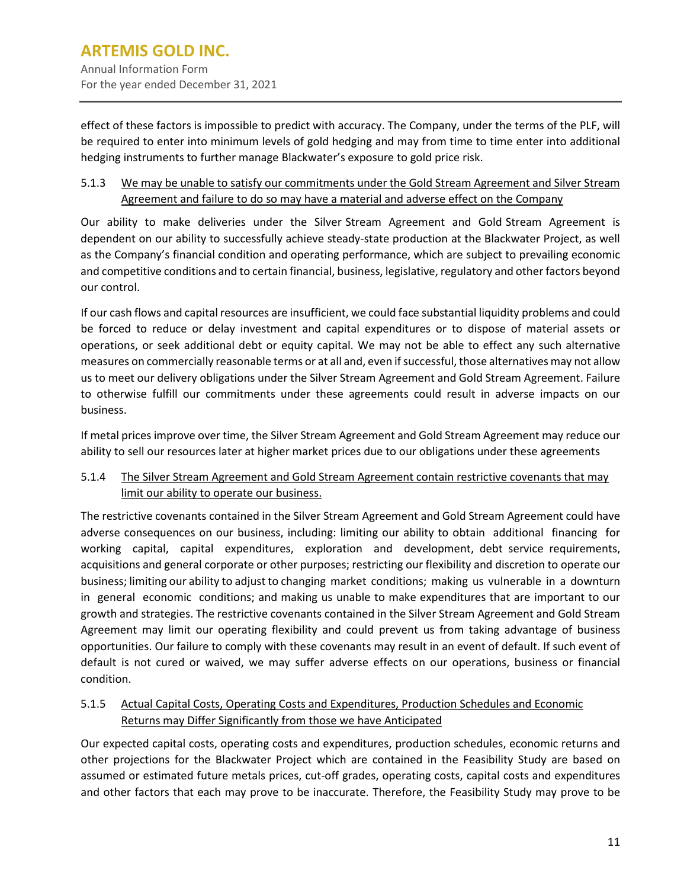effect of these factors is impossible to predict with accuracy. The Company, under the terms of the PLF, will be required to enter into minimum levels of gold hedging and may from time to time enter into additional hedging instruments to further manage Blackwater's exposure to gold price risk.

#### 5.1.3 We may be unable to satisfy our commitments under the Gold Stream Agreement and Silver Stream Agreement and failure to do so may have a material and adverse effect on the Company

Our ability to make deliveries under the Silver Stream Agreement and Gold Stream Agreement is dependent on our ability to successfully achieve steady-state production at the Blackwater Project, as well as the Company's financial condition and operating performance, which are subject to prevailing economic and competitive conditions and to certain financial, business, legislative, regulatory and other factors beyond our control.

If our cash flows and capital resources are insufficient, we could face substantial liquidity problems and could be forced to reduce or delay investment and capital expenditures or to dispose of material assets or operations, or seek additional debt or equity capital. We may not be able to effect any such alternative measures on commercially reasonable terms or at all and, even if successful, those alternatives may not allow us to meet our delivery obligations under the Silver Stream Agreement and Gold Stream Agreement. Failure to otherwise fulfill our commitments under these agreements could result in adverse impacts on our business.

If metal prices improve over time, the Silver Stream Agreement and Gold Stream Agreement may reduce our ability to sell our resources later at higher market prices due to our obligations under these agreements

#### 5.1.4 The Silver Stream Agreement and Gold Stream Agreement contain restrictive covenants that may limit our ability to operate our business.

The restrictive covenants contained in the Silver Stream Agreement and Gold Stream Agreement could have adverse consequences on our business, including: limiting our ability to obtain additional financing for working capital, capital expenditures, exploration and development, debt service requirements, acquisitions and general corporate or other purposes; restricting our flexibility and discretion to operate our business; limiting our ability to adjust to changing market conditions; making us vulnerable in a downturn in general economic conditions; and making us unable to make expenditures that are important to our growth and strategies. The restrictive covenants contained in the Silver Stream Agreement and Gold Stream Agreement may limit our operating flexibility and could prevent us from taking advantage of business opportunities. Our failure to comply with these covenants may result in an event of default. If such event of default is not cured or waived, we may suffer adverse effects on our operations, business or financial condition.

#### 5.1.5 Actual Capital Costs, Operating Costs and Expenditures, Production Schedules and Economic Returns may Differ Significantly from those we have Anticipated

Our expected capital costs, operating costs and expenditures, production schedules, economic returns and other projections for the Blackwater Project which are contained in the Feasibility Study are based on assumed or estimated future metals prices, cut-off grades, operating costs, capital costs and expenditures and other factors that each may prove to be inaccurate. Therefore, the Feasibility Study may prove to be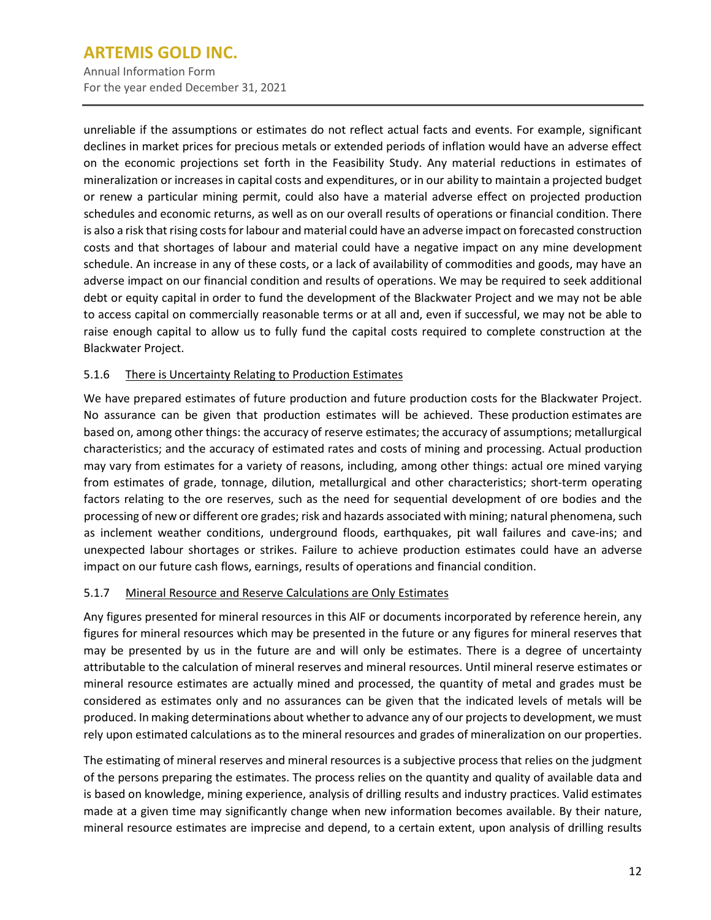unreliable if the assumptions or estimates do not reflect actual facts and events. For example, significant declines in market prices for precious metals or extended periods of inflation would have an adverse effect on the economic projections set forth in the Feasibility Study. Any material reductions in estimates of mineralization or increases in capital costs and expenditures, or in our ability to maintain a projected budget or renew a particular mining permit, could also have a material adverse effect on projected production schedules and economic returns, as well as on our overall results of operations or financial condition. There is also a risk that rising costs for labour and material could have an adverse impact on forecasted construction costs and that shortages of labour and material could have a negative impact on any mine development schedule. An increase in any of these costs, or a lack of availability of commodities and goods, may have an adverse impact on our financial condition and results of operations. We may be required to seek additional debt or equity capital in order to fund the development of the Blackwater Project and we may not be able to access capital on commercially reasonable terms or at all and, even if successful, we may not be able to raise enough capital to allow us to fully fund the capital costs required to complete construction at the Blackwater Project.

### 5.1.6 There is Uncertainty Relating to Production Estimates

We have prepared estimates of future production and future production costs for the Blackwater Project. No assurance can be given that production estimates will be achieved. These production estimates are based on, among other things: the accuracy of reserve estimates; the accuracy of assumptions; metallurgical characteristics; and the accuracy of estimated rates and costs of mining and processing. Actual production may vary from estimates for a variety of reasons, including, among other things: actual ore mined varying from estimates of grade, tonnage, dilution, metallurgical and other characteristics; short-term operating factors relating to the ore reserves, such as the need for sequential development of ore bodies and the processing of new or different ore grades; risk and hazards associated with mining; natural phenomena, such as inclement weather conditions, underground floods, earthquakes, pit wall failures and cave-ins; and unexpected labour shortages or strikes. Failure to achieve production estimates could have an adverse impact on our future cash flows, earnings, results of operations and financial condition.

### 5.1.7 Mineral Resource and Reserve Calculations are Only Estimates

Any figures presented for mineral resources in this AIF or documents incorporated by reference herein, any figures for mineral resources which may be presented in the future or any figures for mineral reserves that may be presented by us in the future are and will only be estimates. There is a degree of uncertainty attributable to the calculation of mineral reserves and mineral resources. Until mineral reserve estimates or mineral resource estimates are actually mined and processed, the quantity of metal and grades must be considered as estimates only and no assurances can be given that the indicated levels of metals will be produced. In making determinations about whether to advance any of our projects to development, we must rely upon estimated calculations as to the mineral resources and grades of mineralization on our properties.

The estimating of mineral reserves and mineral resources is a subjective process that relies on the judgment of the persons preparing the estimates. The process relies on the quantity and quality of available data and is based on knowledge, mining experience, analysis of drilling results and industry practices. Valid estimates made at a given time may significantly change when new information becomes available. By their nature, mineral resource estimates are imprecise and depend, to a certain extent, upon analysis of drilling results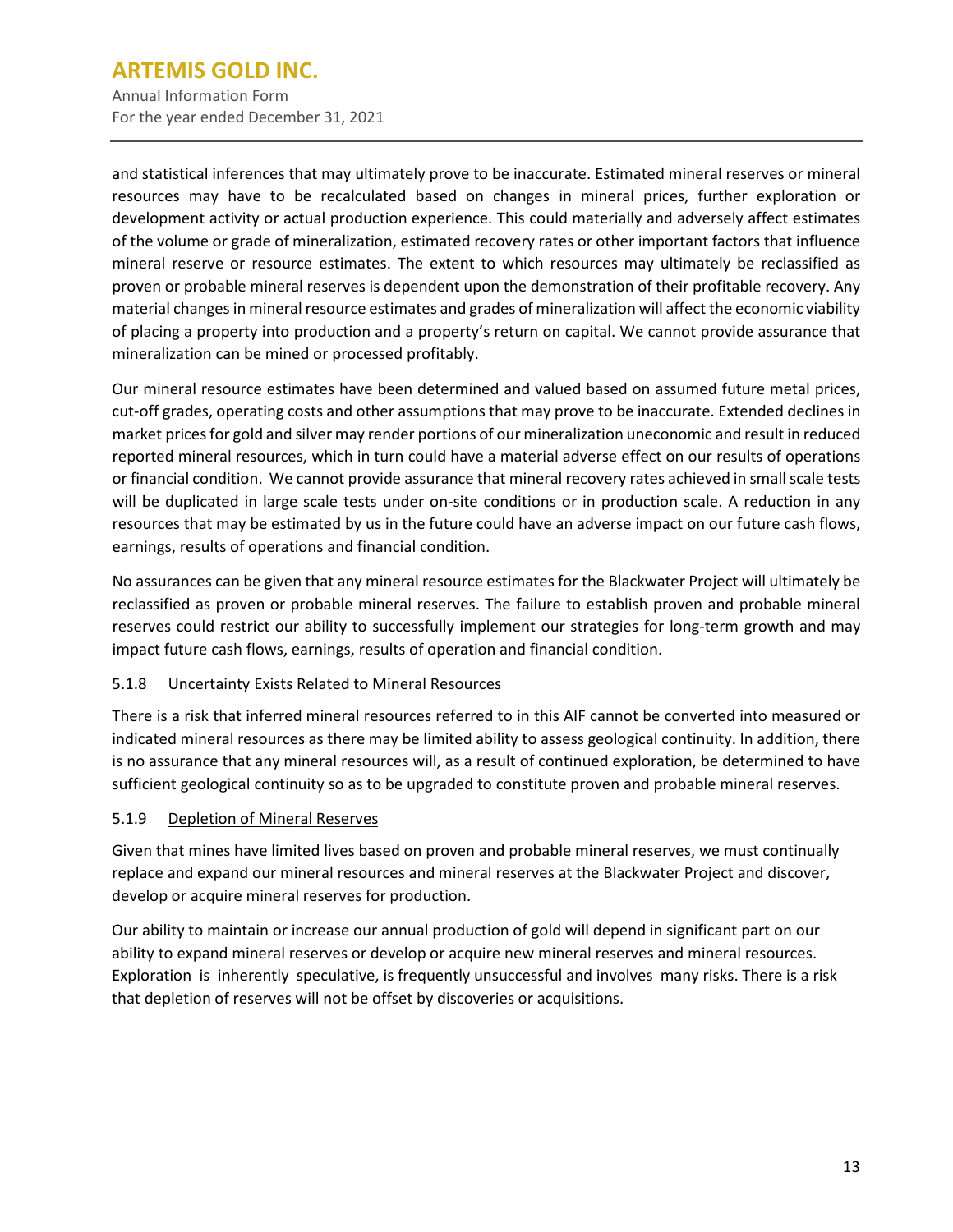and statistical inferences that may ultimately prove to be inaccurate. Estimated mineral reserves or mineral resources may have to be recalculated based on changes in mineral prices, further exploration or development activity or actual production experience. This could materially and adversely affect estimates of the volume or grade of mineralization, estimated recovery rates or other important factors that influence mineral reserve or resource estimates. The extent to which resources may ultimately be reclassified as proven or probable mineral reserves is dependent upon the demonstration of their profitable recovery. Any material changes in mineral resource estimates and grades of mineralization will affect the economic viability of placing a property into production and a property's return on capital. We cannot provide assurance that mineralization can be mined or processed profitably.

Our mineral resource estimates have been determined and valued based on assumed future metal prices, cut-off grades, operating costs and other assumptions that may prove to be inaccurate. Extended declines in market prices for gold and silver may render portions of our mineralization uneconomic and result in reduced reported mineral resources, which in turn could have a material adverse effect on our results of operations or financial condition. We cannot provide assurance that mineral recovery rates achieved in small scale tests will be duplicated in large scale tests under on-site conditions or in production scale. A reduction in any resources that may be estimated by us in the future could have an adverse impact on our future cash flows, earnings, results of operations and financial condition.

No assurances can be given that any mineral resource estimates for the Blackwater Project will ultimately be reclassified as proven or probable mineral reserves. The failure to establish proven and probable mineral reserves could restrict our ability to successfully implement our strategies for long-term growth and may impact future cash flows, earnings, results of operation and financial condition.

#### 5.1.8 Uncertainty Exists Related to Mineral Resources

There is a risk that inferred mineral resources referred to in this AIF cannot be converted into measured or indicated mineral resources as there may be limited ability to assess geological continuity. In addition, there is no assurance that any mineral resources will, as a result of continued exploration, be determined to have sufficient geological continuity so as to be upgraded to constitute proven and probable mineral reserves.

#### 5.1.9 Depletion of Mineral Reserves

Given that mines have limited lives based on proven and probable mineral reserves, we must continually replace and expand our mineral resources and mineral reserves at the Blackwater Project and discover, develop or acquire mineral reserves for production.

Our ability to maintain or increase our annual production of gold will depend in significant part on our ability to expand mineral reserves or develop or acquire new mineral reserves and mineral resources. Exploration is inherently speculative, is frequently unsuccessful and involves many risks. There is a risk that depletion of reserves will not be offset by discoveries or acquisitions.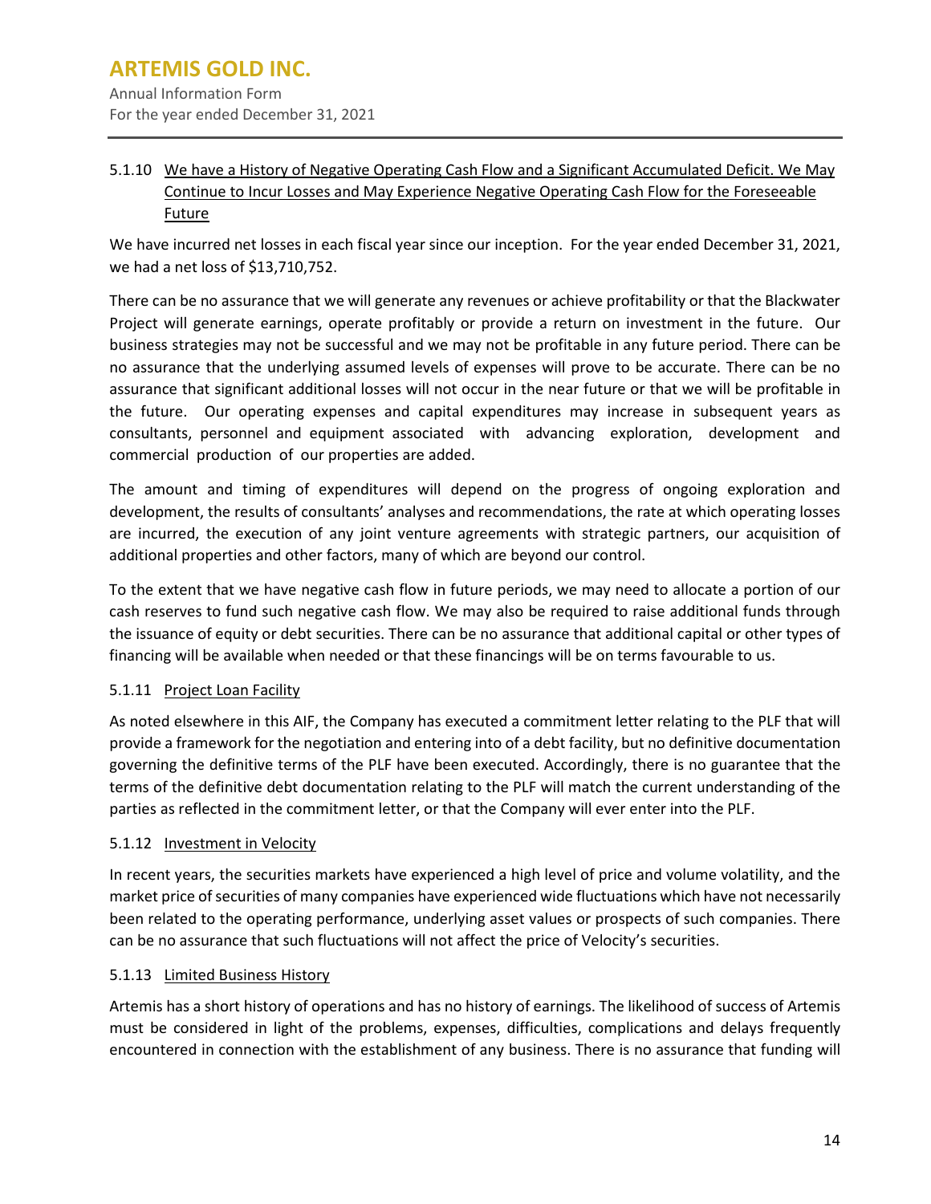#### 5.1.10 We have a History of Negative Operating Cash Flow and a Significant Accumulated Deficit. We May Continue to Incur Losses and May Experience Negative Operating Cash Flow for the Foreseeable Future

We have incurred net losses in each fiscal year since our inception. For the year ended December 31, 2021, we had a net loss of $13,710,752.

There can be no assurance that we will generate any revenues or achieve profitability or that the Blackwater Project will generate earnings, operate profitably or provide a return on investment in the future. Our business strategies may not be successful and we may not be profitable in any future period. There can be no assurance that the underlying assumed levels of expenses will prove to be accurate. There can be no assurance that significant additional losses will not occur in the near future or that we will be profitable in the future. Our operating expenses and capital expenditures may increase in subsequent years as consultants, personnel and equipment associated with advancing exploration, development and commercial production of our properties are added.

The amount and timing of expenditures will depend on the progress of ongoing exploration and development, the results of consultants' analyses and recommendations, the rate at which operating losses are incurred, the execution of any joint venture agreements with strategic partners, our acquisition of additional properties and other factors, many of which are beyond our control.

To the extent that we have negative cash flow in future periods, we may need to allocate a portion of our cash reserves to fund such negative cash flow. We may also be required to raise additional funds through the issuance of equity or debt securities. There can be no assurance that additional capital or other types of financing will be available when needed or that these financings will be on terms favourable to us.

#### 5.1.11 Project Loan Facility

As noted elsewhere in this AIF, the Company has executed a commitment letter relating to the PLF that will provide a framework for the negotiation and entering into of a debt facility, but no definitive documentation governing the definitive terms of the PLF have been executed. Accordingly, there is no guarantee that the terms of the definitive debt documentation relating to the PLF will match the current understanding of the parties as reflected in the commitment letter, or that the Company will ever enter into the PLF.

#### 5.1.12 Investment in Velocity

In recent years, the securities markets have experienced a high level of price and volume volatility, and the market price of securities of many companies have experienced wide fluctuations which have not necessarily been related to the operating performance, underlying asset values or prospects of such companies. There can be no assurance that such fluctuations will not affect the price of Velocity's securities.

#### 5.1.13 Limited Business History

Artemis has a short history of operations and has no history of earnings. The likelihood of success of Artemis must be considered in light of the problems, expenses, difficulties, complications and delays frequently encountered in connection with the establishment of any business. There is no assurance that funding will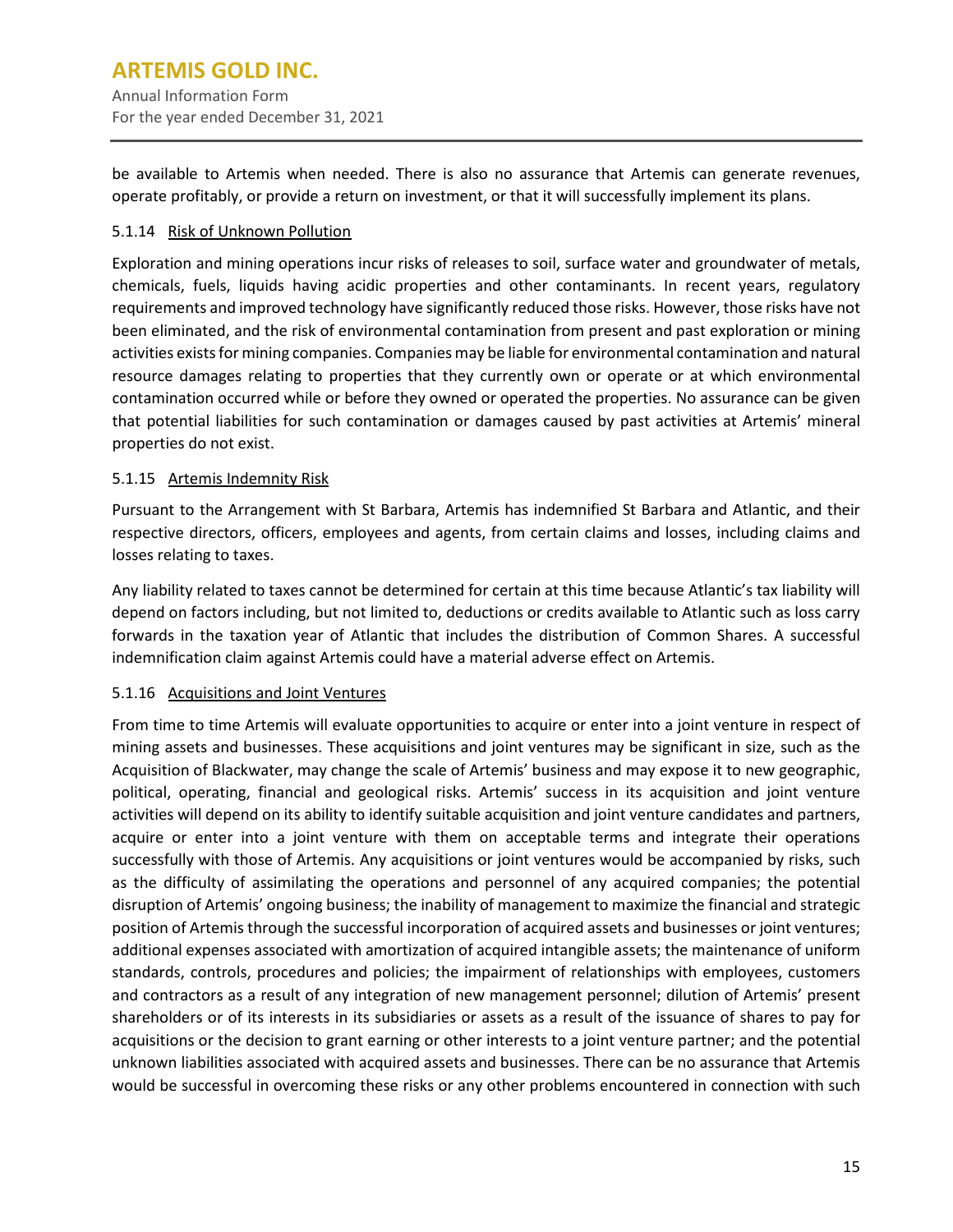be available to Artemis when needed. There is also no assurance that Artemis can generate revenues, operate profitably, or provide a return on investment, or that it will successfully implement its plans.

#### 5.1.14 Risk of Unknown Pollution

Exploration and mining operations incur risks of releases to soil, surface water and groundwater of metals, chemicals, fuels, liquids having acidic properties and other contaminants. In recent years, regulatory requirements and improved technology have significantly reduced those risks. However, those risks have not been eliminated, and the risk of environmental contamination from present and past exploration or mining activities exists for mining companies. Companies may be liable for environmental contamination and natural resource damages relating to properties that they currently own or operate or at which environmental contamination occurred while or before they owned or operated the properties. No assurance can be given that potential liabilities for such contamination or damages caused by past activities at Artemis' mineral properties do not exist.

#### 5.1.15 Artemis Indemnity Risk

Pursuant to the Arrangement with St Barbara, Artemis has indemnified St Barbara and Atlantic, and their respective directors, officers, employees and agents, from certain claims and losses, including claims and losses relating to taxes.

Any liability related to taxes cannot be determined for certain at this time because Atlantic's tax liability will depend on factors including, but not limited to, deductions or credits available to Atlantic such as loss carry forwards in the taxation year of Atlantic that includes the distribution of Common Shares. A successful indemnification claim against Artemis could have a material adverse effect on Artemis.

#### 5.1.16 Acquisitions and Joint Ventures

From time to time Artemis will evaluate opportunities to acquire or enter into a joint venture in respect of mining assets and businesses. These acquisitions and joint ventures may be significant in size, such as the Acquisition of Blackwater, may change the scale of Artemis' business and may expose it to new geographic, political, operating, financial and geological risks. Artemis' success in its acquisition and joint venture activities will depend on its ability to identify suitable acquisition and joint venture candidates and partners, acquire or enter into a joint venture with them on acceptable terms and integrate their operations successfully with those of Artemis. Any acquisitions or joint ventures would be accompanied by risks, such as the difficulty of assimilating the operations and personnel of any acquired companies; the potential disruption of Artemis' ongoing business; the inability of management to maximize the financial and strategic position of Artemis through the successful incorporation of acquired assets and businesses or joint ventures; additional expenses associated with amortization of acquired intangible assets; the maintenance of uniform standards, controls, procedures and policies; the impairment of relationships with employees, customers and contractors as a result of any integration of new management personnel; dilution of Artemis' present shareholders or of its interests in its subsidiaries or assets as a result of the issuance of shares to pay for acquisitions or the decision to grant earning or other interests to a joint venture partner; and the potential unknown liabilities associated with acquired assets and businesses. There can be no assurance that Artemis would be successful in overcoming these risks or any other problems encountered in connection with such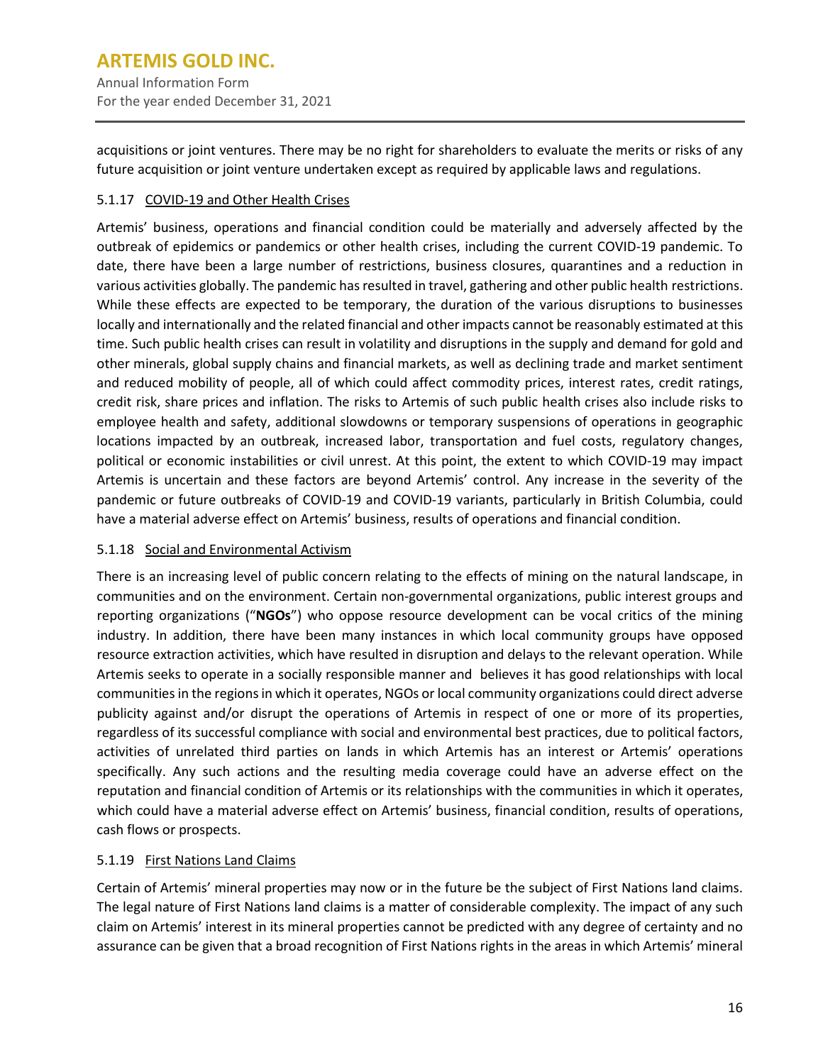acquisitions or joint ventures. There may be no right for shareholders to evaluate the merits or risks of any future acquisition or joint venture undertaken except as required by applicable laws and regulations.

### 5.1.17 COVID-19 and Other Health Crises

Artemis' business, operations and financial condition could be materially and adversely affected by the outbreak of epidemics or pandemics or other health crises, including the current COVID-19 pandemic. To date, there have been a large number of restrictions, business closures, quarantines and a reduction in various activities globally. The pandemic has resulted in travel, gathering and other public health restrictions. While these effects are expected to be temporary, the duration of the various disruptions to businesses locally and internationally and the related financial and other impacts cannot be reasonably estimated at this time. Such public health crises can result in volatility and disruptions in the supply and demand for gold and other minerals, global supply chains and financial markets, as well as declining trade and market sentiment and reduced mobility of people, all of which could affect commodity prices, interest rates, credit ratings, credit risk, share prices and inflation. The risks to Artemis of such public health crises also include risks to employee health and safety, additional slowdowns or temporary suspensions of operations in geographic locations impacted by an outbreak, increased labor, transportation and fuel costs, regulatory changes, political or economic instabilities or civil unrest. At this point, the extent to which COVID-19 may impact Artemis is uncertain and these factors are beyond Artemis' control. Any increase in the severity of the pandemic or future outbreaks of COVID-19 and COVID-19 variants, particularly in British Columbia, could have a material adverse effect on Artemis' business, results of operations and financial condition.

### 5.1.18 Social and Environmental Activism

There is an increasing level of public concern relating to the effects of mining on the natural landscape, in communities and on the environment. Certain non-governmental organizations, public interest groups and reporting organizations ("**NGOs**") who oppose resource development can be vocal critics of the mining industry. In addition, there have been many instances in which local community groups have opposed resource extraction activities, which have resulted in disruption and delays to the relevant operation. While Artemis seeks to operate in a socially responsible manner and believes it has good relationships with local communities in the regions in which it operates, NGOs or local community organizations could direct adverse publicity against and/or disrupt the operations of Artemis in respect of one or more of its properties, regardless of its successful compliance with social and environmental best practices, due to political factors, activities of unrelated third parties on lands in which Artemis has an interest or Artemis' operations specifically. Any such actions and the resulting media coverage could have an adverse effect on the reputation and financial condition of Artemis or its relationships with the communities in which it operates, which could have a material adverse effect on Artemis' business, financial condition, results of operations, cash flows or prospects.

### 5.1.19 First Nations Land Claims

Certain of Artemis' mineral properties may now or in the future be the subject of First Nations land claims. The legal nature of First Nations land claims is a matter of considerable complexity. The impact of any such claim on Artemis' interest in its mineral properties cannot be predicted with any degree of certainty and no assurance can be given that a broad recognition of First Nations rights in the areas in which Artemis' mineral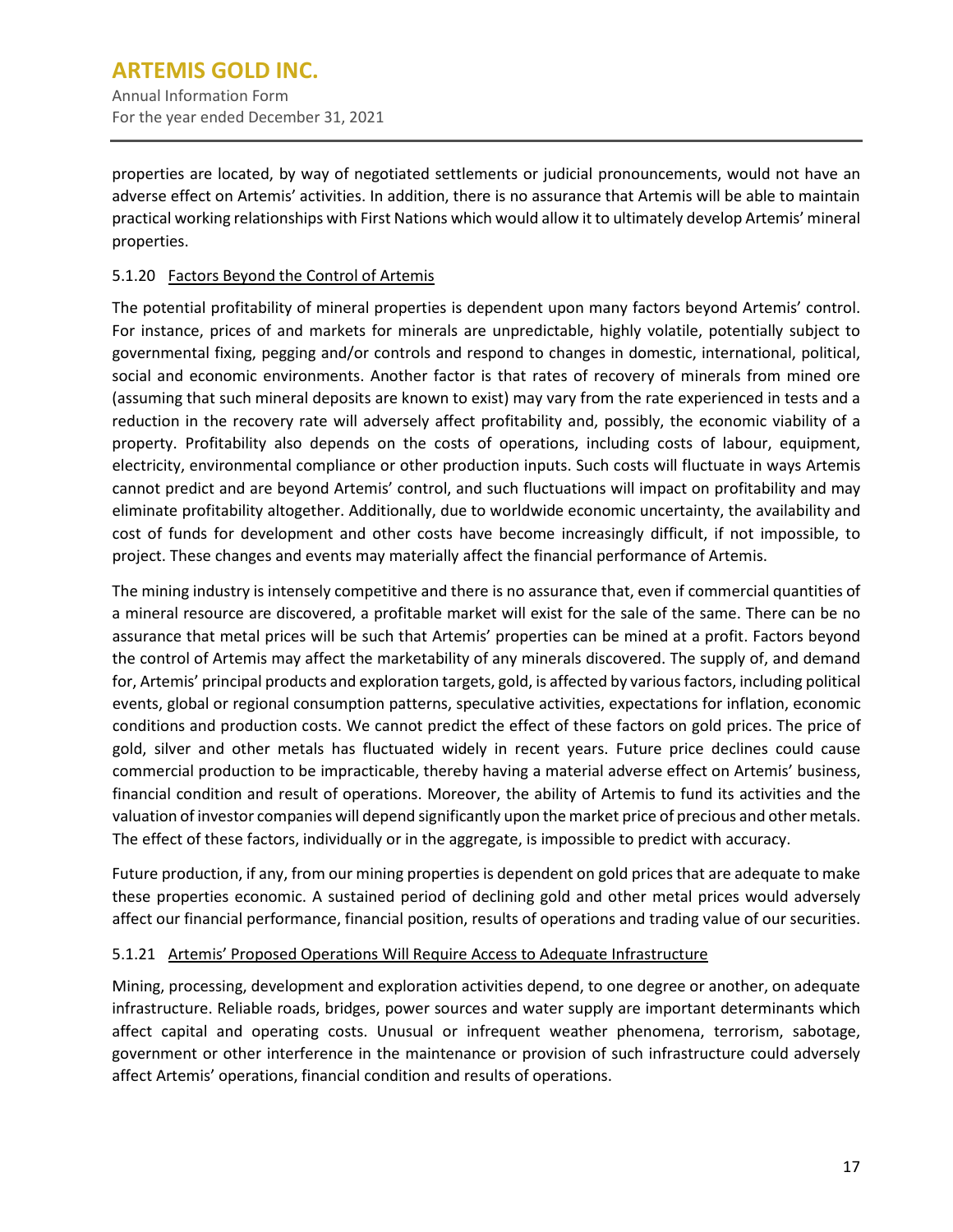properties are located, by way of negotiated settlements or judicial pronouncements, would not have an adverse effect on Artemis' activities. In addition, there is no assurance that Artemis will be able to maintain practical working relationships with First Nations which would allow it to ultimately develop Artemis' mineral properties.

### 5.1.20 Factors Beyond the Control of Artemis

The potential profitability of mineral properties is dependent upon many factors beyond Artemis' control. For instance, prices of and markets for minerals are unpredictable, highly volatile, potentially subject to governmental fixing, pegging and/or controls and respond to changes in domestic, international, political, social and economic environments. Another factor is that rates of recovery of minerals from mined ore (assuming that such mineral deposits are known to exist) may vary from the rate experienced in tests and a reduction in the recovery rate will adversely affect profitability and, possibly, the economic viability of a property. Profitability also depends on the costs of operations, including costs of labour, equipment, electricity, environmental compliance or other production inputs. Such costs will fluctuate in ways Artemis cannot predict and are beyond Artemis' control, and such fluctuations will impact on profitability and may eliminate profitability altogether. Additionally, due to worldwide economic uncertainty, the availability and cost of funds for development and other costs have become increasingly difficult, if not impossible, to project. These changes and events may materially affect the financial performance of Artemis.

The mining industry is intensely competitive and there is no assurance that, even if commercial quantities of a mineral resource are discovered, a profitable market will exist for the sale of the same. There can be no assurance that metal prices will be such that Artemis' properties can be mined at a profit. Factors beyond the control of Artemis may affect the marketability of any minerals discovered. The supply of, and demand for, Artemis' principal products and exploration targets, gold, is affected by various factors, including political events, global or regional consumption patterns, speculative activities, expectations for inflation, economic conditions and production costs. We cannot predict the effect of these factors on gold prices. The price of gold, silver and other metals has fluctuated widely in recent years. Future price declines could cause commercial production to be impracticable, thereby having a material adverse effect on Artemis' business, financial condition and result of operations. Moreover, the ability of Artemis to fund its activities and the valuation of investor companies will depend significantly upon the market price of precious and other metals. The effect of these factors, individually or in the aggregate, is impossible to predict with accuracy.

Future production, if any, from our mining properties is dependent on gold prices that are adequate to make these properties economic. A sustained period of declining gold and other metal prices would adversely affect our financial performance, financial position, results of operations and trading value of our securities.

### 5.1.21 Artemis' Proposed Operations Will Require Access to Adequate Infrastructure

Mining, processing, development and exploration activities depend, to one degree or another, on adequate infrastructure. Reliable roads, bridges, power sources and water supply are important determinants which affect capital and operating costs. Unusual or infrequent weather phenomena, terrorism, sabotage, government or other interference in the maintenance or provision of such infrastructure could adversely affect Artemis' operations, financial condition and results of operations.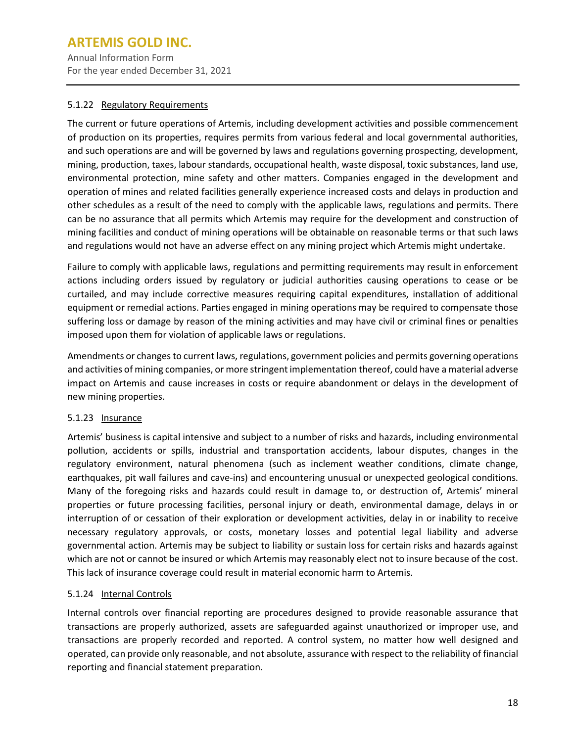#### 5.1.22 Regulatory Requirements

The current or future operations of Artemis, including development activities and possible commencement of production on its properties, requires permits from various federal and local governmental authorities, and such operations are and will be governed by laws and regulations governing prospecting, development, mining, production, taxes, labour standards, occupational health, waste disposal, toxic substances, land use, environmental protection, mine safety and other matters. Companies engaged in the development and operation of mines and related facilities generally experience increased costs and delays in production and other schedules as a result of the need to comply with the applicable laws, regulations and permits. There can be no assurance that all permits which Artemis may require for the development and construction of mining facilities and conduct of mining operations will be obtainable on reasonable terms or that such laws and regulations would not have an adverse effect on any mining project which Artemis might undertake.

Failure to comply with applicable laws, regulations and permitting requirements may result in enforcement actions including orders issued by regulatory or judicial authorities causing operations to cease or be curtailed, and may include corrective measures requiring capital expenditures, installation of additional equipment or remedial actions. Parties engaged in mining operations may be required to compensate those suffering loss or damage by reason of the mining activities and may have civil or criminal fines or penalties imposed upon them for violation of applicable laws or regulations.

Amendments or changes to current laws, regulations, government policies and permits governing operations and activities of mining companies, or more stringent implementation thereof, could have a material adverse impact on Artemis and cause increases in costs or require abandonment or delays in the development of new mining properties.

#### 5.1.23 Insurance

Artemis' business is capital intensive and subject to a number of risks and hazards, including environmental pollution, accidents or spills, industrial and transportation accidents, labour disputes, changes in the regulatory environment, natural phenomena (such as inclement weather conditions, climate change, earthquakes, pit wall failures and cave-ins) and encountering unusual or unexpected geological conditions. Many of the foregoing risks and hazards could result in damage to, or destruction of, Artemis' mineral properties or future processing facilities, personal injury or death, environmental damage, delays in or interruption of or cessation of their exploration or development activities, delay in or inability to receive necessary regulatory approvals, or costs, monetary losses and potential legal liability and adverse governmental action. Artemis may be subject to liability or sustain loss for certain risks and hazards against which are not or cannot be insured or which Artemis may reasonably elect not to insure because of the cost. This lack of insurance coverage could result in material economic harm to Artemis.

#### 5.1.24 Internal Controls

Internal controls over financial reporting are procedures designed to provide reasonable assurance that transactions are properly authorized, assets are safeguarded against unauthorized or improper use, and transactions are properly recorded and reported. A control system, no matter how well designed and operated, can provide only reasonable, and not absolute, assurance with respect to the reliability of financial reporting and financial statement preparation.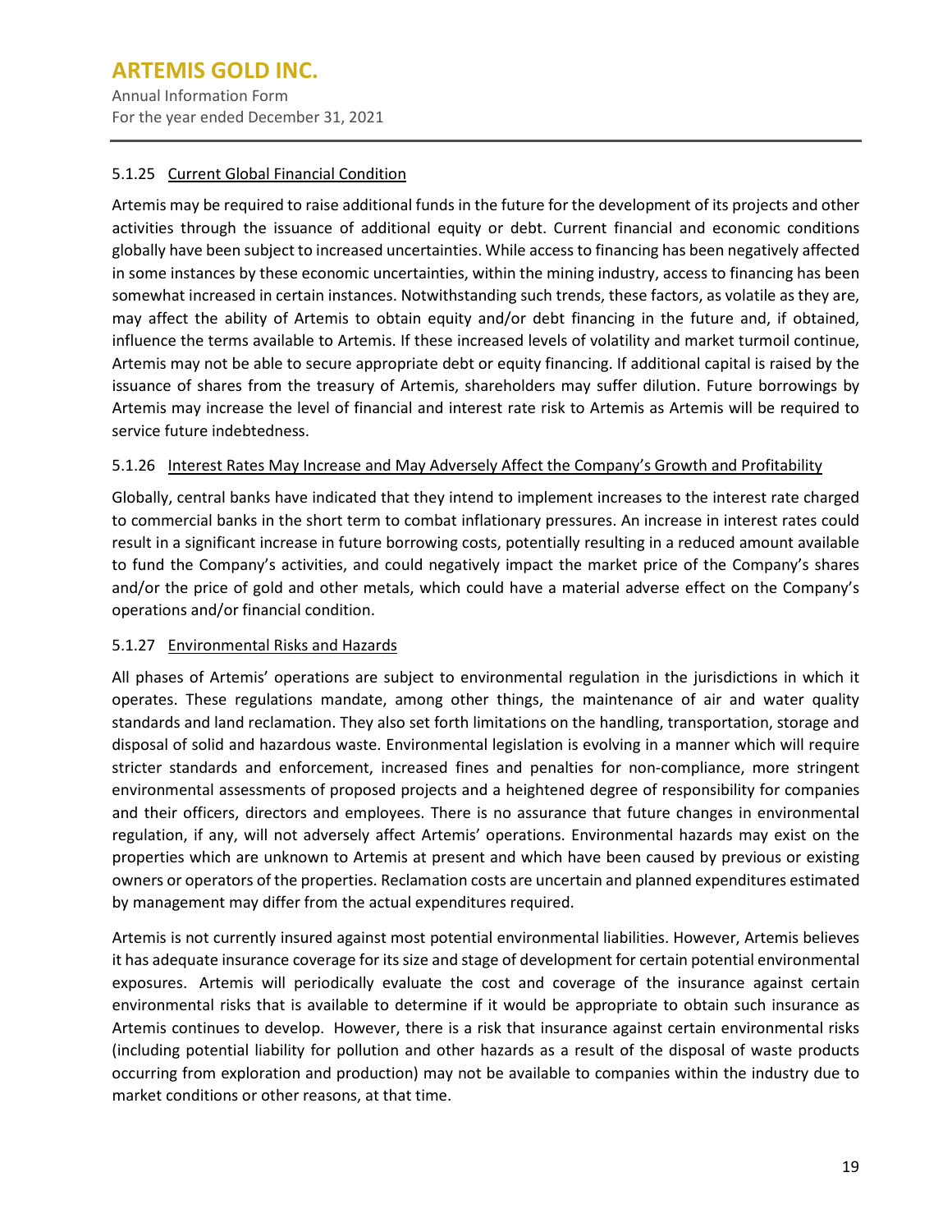#### 5.1.25 Current Global Financial Condition

Artemis may be required to raise additional funds in the future for the development of its projects and other activities through the issuance of additional equity or debt. Current financial and economic conditions globally have been subject to increased uncertainties. While access to financing has been negatively affected in some instances by these economic uncertainties, within the mining industry, access to financing has been somewhat increased in certain instances. Notwithstanding such trends, these factors, as volatile as they are, may affect the ability of Artemis to obtain equity and/or debt financing in the future and, if obtained, influence the terms available to Artemis. If these increased levels of volatility and market turmoil continue, Artemis may not be able to secure appropriate debt or equity financing. If additional capital is raised by the issuance of shares from the treasury of Artemis, shareholders may suffer dilution. Future borrowings by Artemis may increase the level of financial and interest rate risk to Artemis as Artemis will be required to service future indebtedness.

#### 5.1.26 Interest Rates May Increase and May Adversely Affect the Company's Growth and Profitability

Globally, central banks have indicated that they intend to implement increases to the interest rate charged to commercial banks in the short term to combat inflationary pressures. An increase in interest rates could result in a significant increase in future borrowing costs, potentially resulting in a reduced amount available to fund the Company's activities, and could negatively impact the market price of the Company's shares and/or the price of gold and other metals, which could have a material adverse effect on the Company's operations and/or financial condition.

#### 5.1.27 Environmental Risks and Hazards

All phases of Artemis' operations are subject to environmental regulation in the jurisdictions in which it operates. These regulations mandate, among other things, the maintenance of air and water quality standards and land reclamation. They also set forth limitations on the handling, transportation, storage and disposal of solid and hazardous waste. Environmental legislation is evolving in a manner which will require stricter standards and enforcement, increased fines and penalties for non-compliance, more stringent environmental assessments of proposed projects and a heightened degree of responsibility for companies and their officers, directors and employees. There is no assurance that future changes in environmental regulation, if any, will not adversely affect Artemis' operations. Environmental hazards may exist on the properties which are unknown to Artemis at present and which have been caused by previous or existing owners or operators of the properties. Reclamation costs are uncertain and planned expenditures estimated by management may differ from the actual expenditures required.

Artemis is not currently insured against most potential environmental liabilities. However, Artemis believes it has adequate insurance coverage for its size and stage of development for certain potential environmental exposures. Artemis will periodically evaluate the cost and coverage of the insurance against certain environmental risks that is available to determine if it would be appropriate to obtain such insurance as Artemis continues to develop. However, there is a risk that insurance against certain environmental risks (including potential liability for pollution and other hazards as a result of the disposal of waste products occurring from exploration and production) may not be available to companies within the industry due to market conditions or other reasons, at that time.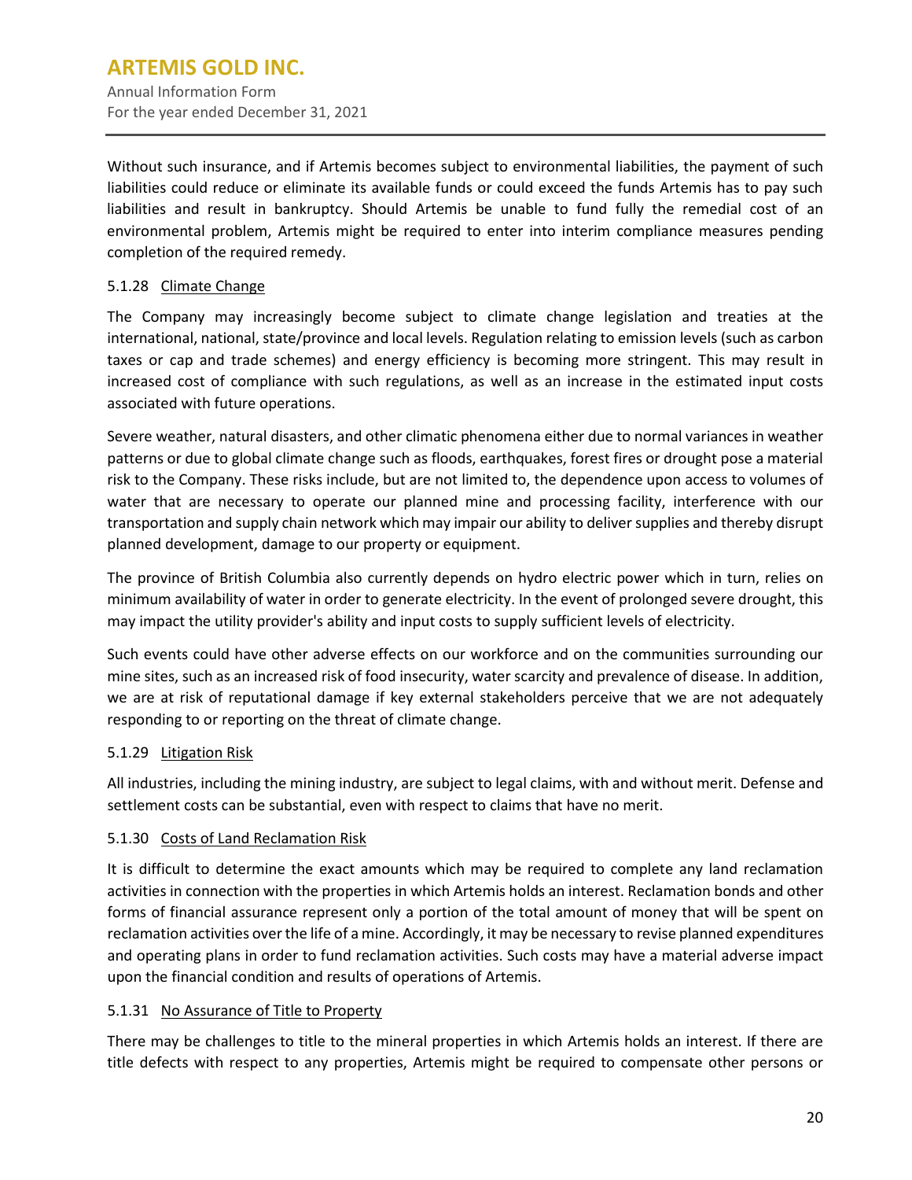Without such insurance, and if Artemis becomes subject to environmental liabilities, the payment of such liabilities could reduce or eliminate its available funds or could exceed the funds Artemis has to pay such liabilities and result in bankruptcy. Should Artemis be unable to fund fully the remedial cost of an environmental problem, Artemis might be required to enter into interim compliance measures pending completion of the required remedy.

#### 5.1.28 Climate Change

The Company may increasingly become subject to climate change legislation and treaties at the international, national, state/province and local levels. Regulation relating to emission levels (such as carbon taxes or cap and trade schemes) and energy efficiency is becoming more stringent. This may result in increased cost of compliance with such regulations, as well as an increase in the estimated input costs associated with future operations.

Severe weather, natural disasters, and other climatic phenomena either due to normal variances in weather patterns or due to global climate change such as floods, earthquakes, forest fires or drought pose a material risk to the Company. These risks include, but are not limited to, the dependence upon access to volumes of water that are necessary to operate our planned mine and processing facility, interference with our transportation and supply chain network which may impair our ability to deliver supplies and thereby disrupt planned development, damage to our property or equipment.

The province of British Columbia also currently depends on hydro electric power which in turn, relies on minimum availability of water in order to generate electricity. In the event of prolonged severe drought, this may impact the utility provider's ability and input costs to supply sufficient levels of electricity.

Such events could have other adverse effects on our workforce and on the communities surrounding our mine sites, such as an increased risk of food insecurity, water scarcity and prevalence of disease. In addition, we are at risk of reputational damage if key external stakeholders perceive that we are not adequately responding to or reporting on the threat of climate change.

#### 5.1.29 Litigation Risk

All industries, including the mining industry, are subject to legal claims, with and without merit. Defense and settlement costs can be substantial, even with respect to claims that have no merit.

#### 5.1.30 Costs of Land Reclamation Risk

It is difficult to determine the exact amounts which may be required to complete any land reclamation activities in connection with the properties in which Artemis holds an interest. Reclamation bonds and other forms of financial assurance represent only a portion of the total amount of money that will be spent on reclamation activities over the life of a mine. Accordingly, it may be necessary to revise planned expenditures and operating plans in order to fund reclamation activities. Such costs may have a material adverse impact upon the financial condition and results of operations of Artemis.

#### 5.1.31 No Assurance of Title to Property

There may be challenges to title to the mineral properties in which Artemis holds an interest. If there are title defects with respect to any properties, Artemis might be required to compensate other persons or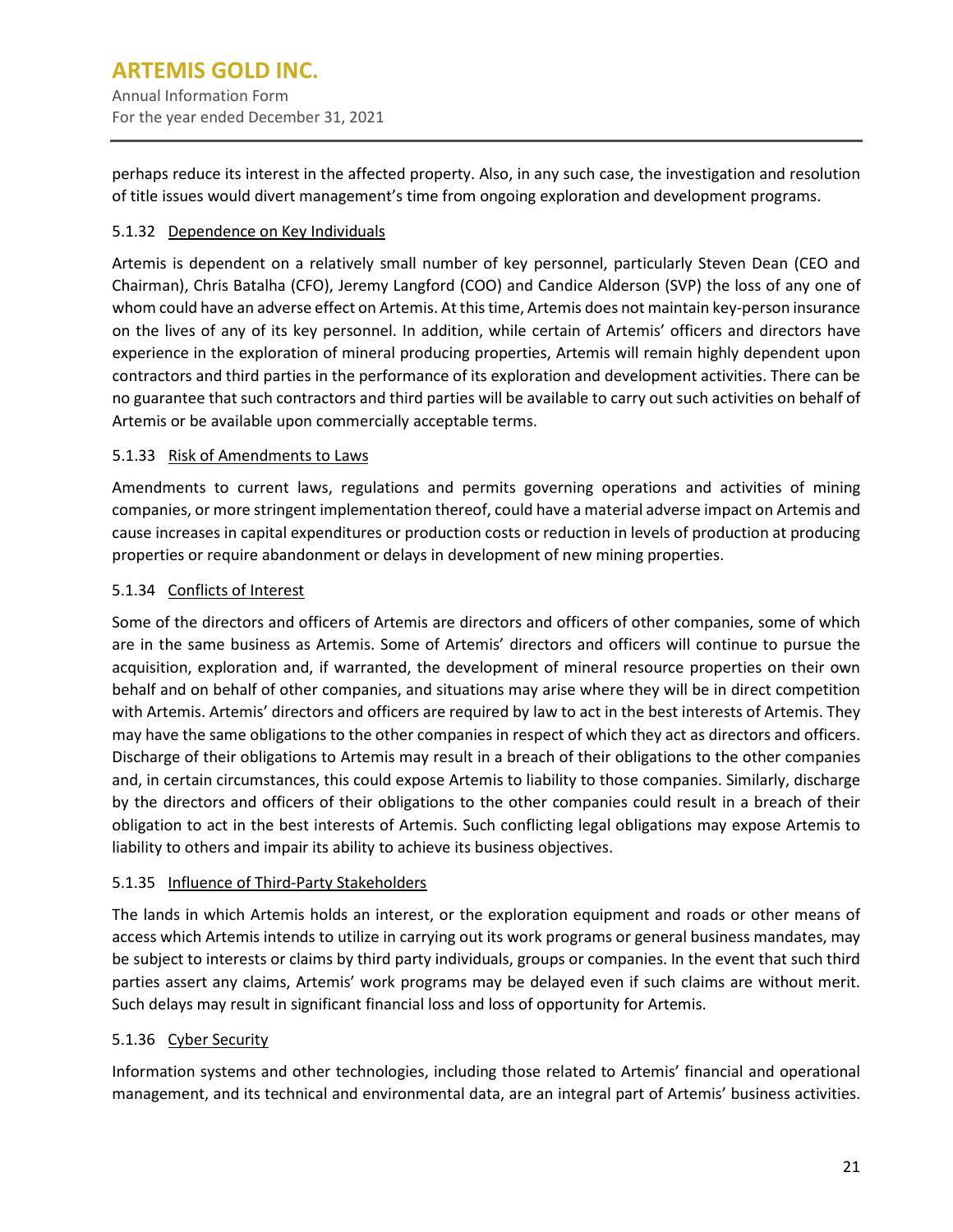perhaps reduce its interest in the affected property. Also, in any such case, the investigation and resolution of title issues would divert management's time from ongoing exploration and development programs.

#### 5.1.32 Dependence on Key Individuals

Artemis is dependent on a relatively small number of key personnel, particularly Steven Dean (CEO and Chairman), Chris Batalha (CFO), Jeremy Langford (COO) and Candice Alderson (SVP) the loss of any one of whom could have an adverse effect on Artemis. At this time, Artemis does not maintain key-person insurance on the lives of any of its key personnel. In addition, while certain of Artemis' officers and directors have experience in the exploration of mineral producing properties, Artemis will remain highly dependent upon contractors and third parties in the performance of its exploration and development activities. There can be no guarantee that such contractors and third parties will be available to carry out such activities on behalf of Artemis or be available upon commercially acceptable terms.

#### 5.1.33 Risk of Amendments to Laws

Amendments to current laws, regulations and permits governing operations and activities of mining companies, or more stringent implementation thereof, could have a material adverse impact on Artemis and cause increases in capital expenditures or production costs or reduction in levels of production at producing properties or require abandonment or delays in development of new mining properties.

#### 5.1.34 Conflicts of Interest

Some of the directors and officers of Artemis are directors and officers of other companies, some of which are in the same business as Artemis. Some of Artemis' directors and officers will continue to pursue the acquisition, exploration and, if warranted, the development of mineral resource properties on their own behalf and on behalf of other companies, and situations may arise where they will be in direct competition with Artemis. Artemis' directors and officers are required by law to act in the best interests of Artemis. They may have the same obligations to the other companies in respect of which they act as directors and officers. Discharge of their obligations to Artemis may result in a breach of their obligations to the other companies and, in certain circumstances, this could expose Artemis to liability to those companies. Similarly, discharge by the directors and officers of their obligations to the other companies could result in a breach of their obligation to act in the best interests of Artemis. Such conflicting legal obligations may expose Artemis to liability to others and impair its ability to achieve its business objectives.

#### 5.1.35 Influence of Third-Party Stakeholders

The lands in which Artemis holds an interest, or the exploration equipment and roads or other means of access which Artemis intends to utilize in carrying out its work programs or general business mandates, may be subject to interests or claims by third party individuals, groups or companies. In the event that such third parties assert any claims, Artemis' work programs may be delayed even if such claims are without merit. Such delays may result in significant financial loss and loss of opportunity for Artemis.

#### 5.1.36 Cyber Security

Information systems and other technologies, including those related to Artemis' financial and operational management, and its technical and environmental data, are an integral part of Artemis' business activities.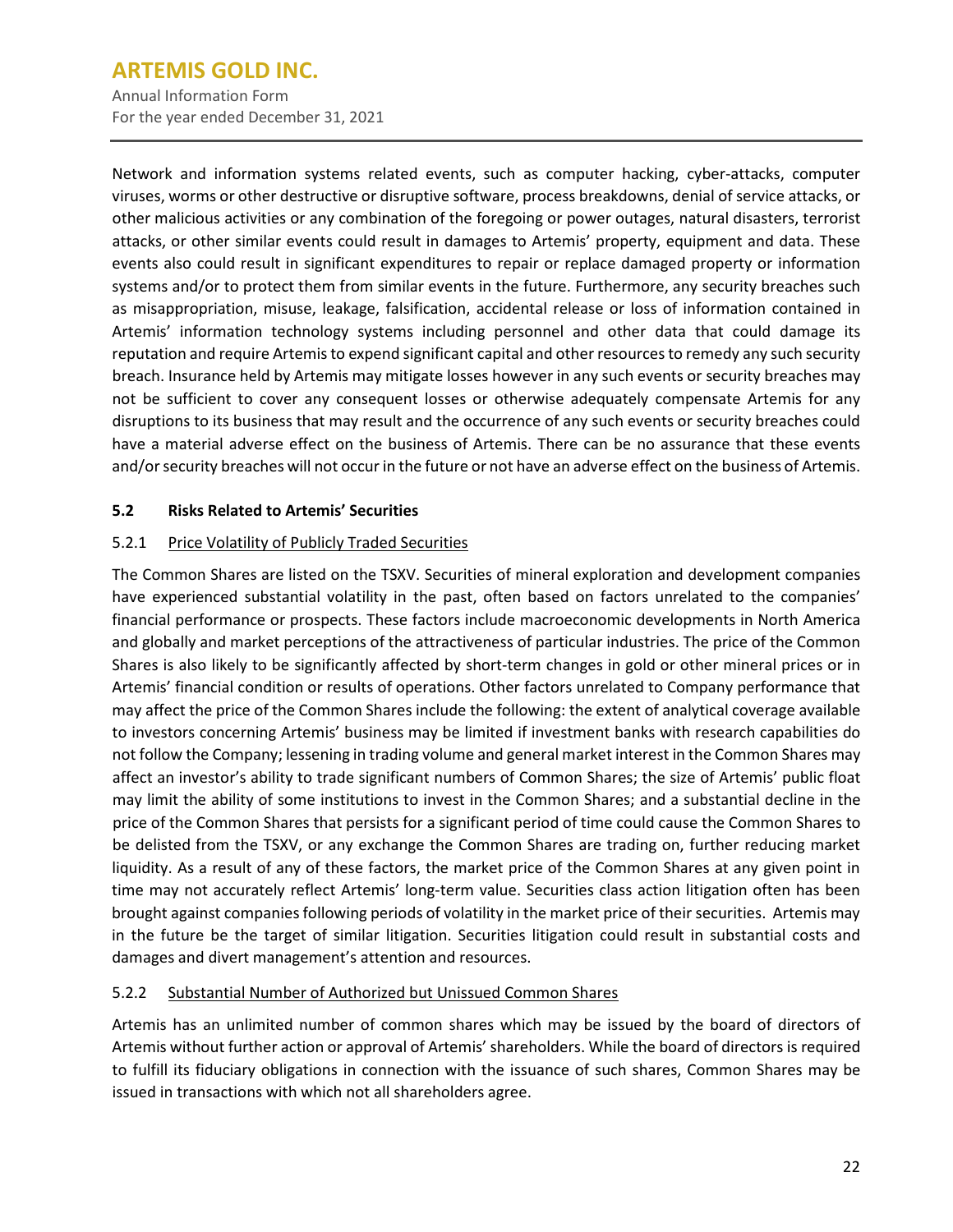Network and information systems related events, such as computer hacking, cyber-attacks, computer viruses, worms or other destructive or disruptive software, process breakdowns, denial of service attacks, or other malicious activities or any combination of the foregoing or power outages, natural disasters, terrorist attacks, or other similar events could result in damages to Artemis' property, equipment and data. These events also could result in significant expenditures to repair or replace damaged property or information systems and/or to protect them from similar events in the future. Furthermore, any security breaches such as misappropriation, misuse, leakage, falsification, accidental release or loss of information contained in Artemis' information technology systems including personnel and other data that could damage its reputation and require Artemis to expend significant capital and other resources to remedy any such security breach. Insurance held by Artemis may mitigate losses however in any such events or security breaches may not be sufficient to cover any consequent losses or otherwise adequately compensate Artemis for any disruptions to its business that may result and the occurrence of any such events or security breaches could have a material adverse effect on the business of Artemis. There can be no assurance that these events and/or security breaches will not occur in the future or not have an adverse effect on the business of Artemis.

## 5.2 Risks Related to Artemis' Securities

### 5.2.1 Price Volatility of Publicly Traded Securities

The Common Shares are listed on the TSXV. Securities of mineral exploration and development companies have experienced substantial volatility in the past, often based on factors unrelated to the companies' financial performance or prospects. These factors include macroeconomic developments in North America and globally and market perceptions of the attractiveness of particular industries. The price of the Common Shares is also likely to be significantly affected by short-term changes in gold or other mineral prices or in Artemis' financial condition or results of operations. Other factors unrelated to Company performance that may affect the price of the Common Shares include the following: the extent of analytical coverage available to investors concerning Artemis' business may be limited if investment banks with research capabilities do not follow the Company; lessening in trading volume and general market interest in the Common Shares may affect an investor's ability to trade significant numbers of Common Shares; the size of Artemis' public float may limit the ability of some institutions to invest in the Common Shares; and a substantial decline in the price of the Common Shares that persists for a significant period of time could cause the Common Shares to be delisted from the TSXV, or any exchange the Common Shares are trading on, further reducing market liquidity. As a result of any of these factors, the market price of the Common Shares at any given point in time may not accurately reflect Artemis' long-term value. Securities class action litigation often has been brought against companies following periods of volatility in the market price of their securities. Artemis may in the future be the target of similar litigation. Securities litigation could result in substantial costs and damages and divert management's attention and resources.

### 5.2.2 Substantial Number of Authorized but Unissued Common Shares

Artemis has an unlimited number of common shares which may be issued by the board of directors of Artemis without further action or approval of Artemis' shareholders. While the board of directors is required to fulfill its fiduciary obligations in connection with the issuance of such shares, Common Shares may be issued in transactions with which not all shareholders agree.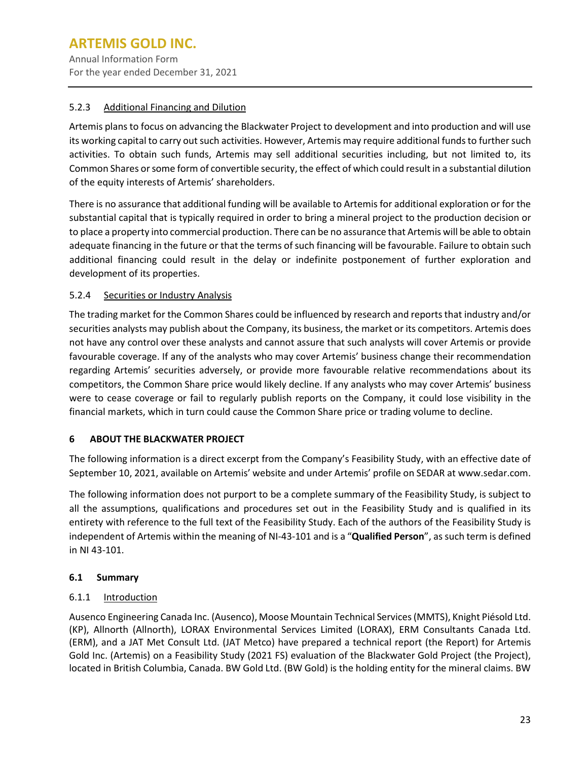### 5.2.3 Additional Financing and Dilution

Artemis plans to focus on advancing the Blackwater Project to development and into production and will use its working capital to carry out such activities. However, Artemis may require additional funds to further such activities. To obtain such funds, Artemis may sell additional securities including, but not limited to, its Common Shares or some form of convertible security, the effect of which could result in a substantial dilution of the equity interests of Artemis' shareholders.

There is no assurance that additional funding will be available to Artemis for additional exploration or for the substantial capital that is typically required in order to bring a mineral project to the production decision or to place a property into commercial production. There can be no assurance that Artemis will be able to obtain adequate financing in the future or that the terms of such financing will be favourable. Failure to obtain such additional financing could result in the delay or indefinite postponement of further exploration and development of its properties.

### 5.2.4 Securities or Industry Analysis

The trading market for the Common Shares could be influenced by research and reports that industry and/or securities analysts may publish about the Company, its business, the market or its competitors. Artemis does not have any control over these analysts and cannot assure that such analysts will cover Artemis or provide favourable coverage. If any of the analysts who may cover Artemis' business change their recommendation regarding Artemis' securities adversely, or provide more favourable relative recommendations about its competitors, the Common Share price would likely decline. If any analysts who may cover Artemis' business were to cease coverage or fail to regularly publish reports on the Company, it could lose visibility in the financial markets, which in turn could cause the Common Share price or trading volume to decline.

# 6 ABOUT THE BLACKWATER PROJECT

The following information is a direct excerpt from the Company's Feasibility Study, with an effective date of September 10, 2021, available on Artemis' website and under Artemis' profile on SEDAR at www.sedar.com.

The following information does not purport to be a complete summary of the Feasibility Study, is subject to all the assumptions, qualifications and procedures set out in the Feasibility Study and is qualified in its entirety with reference to the full text of the Feasibility Study. Each of the authors of the Feasibility Study is independent of Artemis within the meaning of NI-43-101 and is a "**Qualified Person**", as such term is defined in NI 43-101.

## 6.1 Summary

### 6.1.1 Introduction

Ausenco Engineering Canada Inc. (Ausenco), Moose Mountain Technical Services (MMTS), Knight Piésold Ltd. (KP), Allnorth (Allnorth), LORAX Environmental Services Limited (LORAX), ERM Consultants Canada Ltd. (ERM), and a JAT Met Consult Ltd. (JAT Metco) have prepared a technical report (the Report) for Artemis Gold Inc. (Artemis) on a Feasibility Study (2021 FS) evaluation of the Blackwater Gold Project (the Project), located in British Columbia, Canada. BW Gold Ltd. (BW Gold) is the holding entity for the mineral claims. BW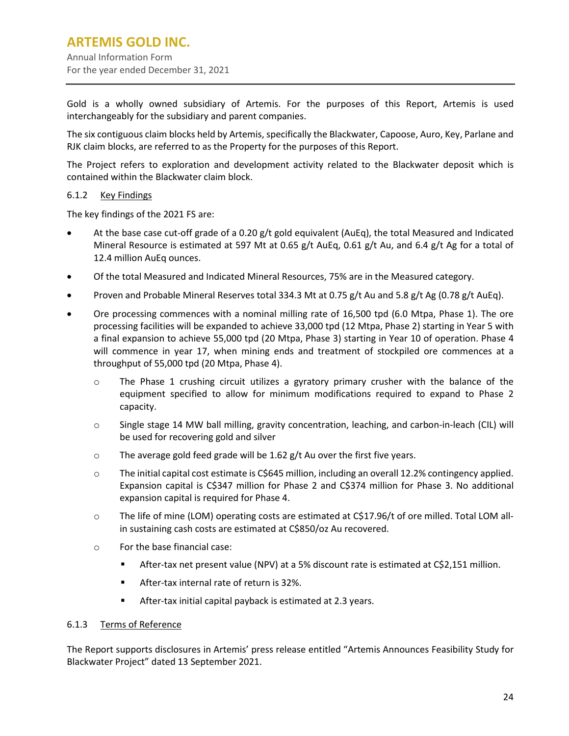Gold is a wholly owned subsidiary of Artemis. For the purposes of this Report, Artemis is used interchangeably for the subsidiary and parent companies.

The six contiguous claim blocks held by Artemis, specifically the Blackwater, Capoose, Auro, Key, Parlane and RJK claim blocks, are referred to as the Property for the purposes of this Report.

The Project refers to exploration and development activity related to the Blackwater deposit which is contained within the Blackwater claim block.

### 6.1.2 Key Findings

The key findings of the 2021 FS are:

- At the base case cut-off grade of a 0.20 g/t gold equivalent (AuEq), the total Measured and Indicated Mineral Resource is estimated at 597 Mt at 0.65 g/t AuEq, 0.61 g/t Au, and 6.4 g/t Ag for a total of 12.4 million AuEq ounces.
- Of the total Measured and Indicated Mineral Resources, 75% are in the Measured category.
- Proven and Probable Mineral Reserves total 334.3 Mt at 0.75 g/t Au and 5.8 g/t Ag (0.78 g/t AuEq).
- Ore processing commences with a nominal milling rate of 16,500 tpd (6.0 Mtpa, Phase 1). The ore processing facilities will be expanded to achieve 33,000 tpd (12 Mtpa, Phase 2) starting in Year 5 with a final expansion to achieve 55,000 tpd (20 Mtpa, Phase 3) starting in Year 10 of operation. Phase 4 will commence in year 17, when mining ends and treatment of stockpiled ore commences at a throughput of 55,000 tpd (20 Mtpa, Phase 4).
  - The Phase 1 crushing circuit utilizes a gyratory primary crusher with the balance of the equipment specified to allow for minimum modifications required to expand to Phase 2 capacity.
  - Single stage 14 MW ball milling, gravity concentration, leaching, and carbon-in-leach (CIL) will be used for recovering gold and silver
  - The average gold feed grade will be 1.62 g/t Au over the first five years.
  - The initial capital cost estimate is C$645 million, including an overall 12.2% contingency applied. Expansion capital is C$347 million for Phase 2 and C$374 million for Phase 3. No additional expansion capital is required for Phase 4.
  - The life of mine (LOM) operating costs are estimated at C$17.96/t of ore milled. Total LOM all-in sustaining cash costs are estimated at C$850/oz Au recovered.
  - For the base financial case:
    - After-tax net present value (NPV) at a 5% discount rate is estimated at C$2,151 million.
    - After-tax internal rate of return is 32%.
    - After-tax initial capital payback is estimated at 2.3 years.

### 6.1.3 Terms of Reference

The Report supports disclosures in Artemis' press release entitled "Artemis Announces Feasibility Study for Blackwater Project" dated 13 September 2021.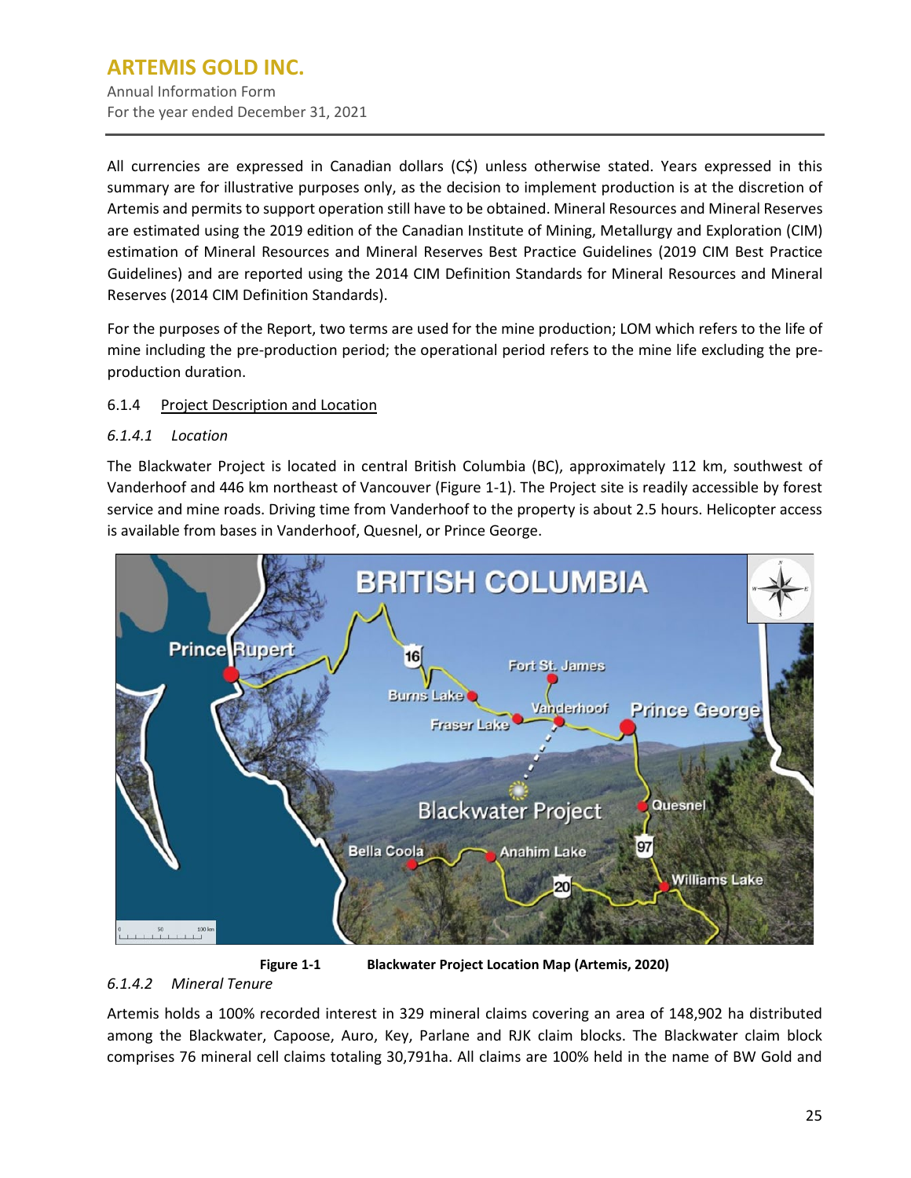All currencies are expressed in Canadian dollars (C$) unless otherwise stated. Years expressed in this summary are for illustrative purposes only, as the decision to implement production is at the discretion of Artemis and permits to support operation still have to be obtained. Mineral Resources and Mineral Reserves are estimated using the 2019 edition of the Canadian Institute of Mining, Metallurgy and Exploration (CIM) estimation of Mineral Resources and Mineral Reserves Best Practice Guidelines (2019 CIM Best Practice Guidelines) and are reported using the 2014 CIM Definition Standards for Mineral Resources and Mineral Reserves (2014 CIM Definition Standards).

For the purposes of the Report, two terms are used for the mine production; LOM which refers to the life of mine including the pre-production period; the operational period refers to the mine life excluding the pre-production duration.

#### 6.1.4 Project Description and Location

##### *6.1.4.1 Location*

The Blackwater Project is located in central British Columbia (BC), approximately 112 km, southwest of Vanderhoof and 446 km northeast of Vancouver (Figure 1-1). The Project site is readily accessible by forest service and mine roads. Driving time from Vanderhoof to the property is about 2.5 hours. Helicopter access is available from bases in Vanderhoof, Quesnel, or Prince George.

**Figure 1-1 Blackwater Project Location Map (Artemis, 2020)**

##### *6.1.4.2 Mineral Tenure*

Artemis holds a 100% recorded interest in 329 mineral claims covering an area of 148,902 ha distributed among the Blackwater, Capoose, Auro, Key, Parlane and RJK claim blocks. The Blackwater claim block comprises 76 mineral cell claims totaling 30,791ha. All claims are 100% held in the name of BW Gold and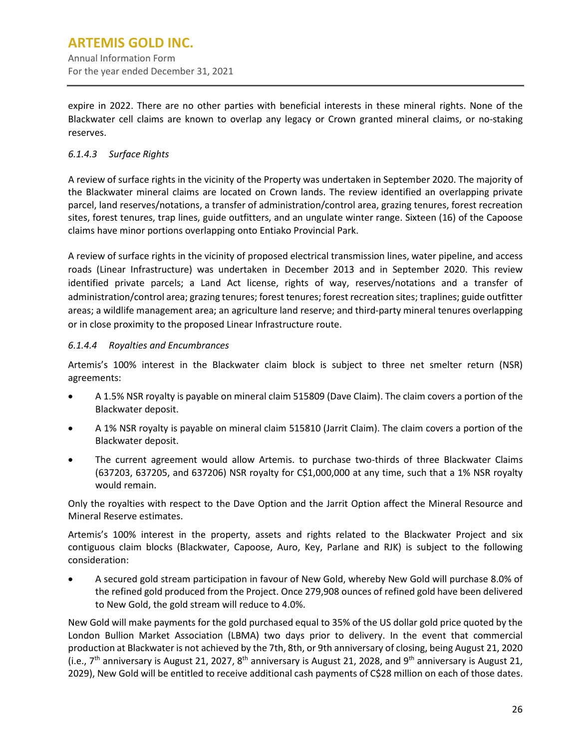expire in 2022. There are no other parties with beneficial interests in these mineral rights. None of the Blackwater cell claims are known to overlap any legacy or Crown granted mineral claims, or no-staking reserves.

#### *6.1.4.3 Surface Rights*

A review of surface rights in the vicinity of the Property was undertaken in September 2020. The majority of the Blackwater mineral claims are located on Crown lands. The review identified an overlapping private parcel, land reserves/notations, a transfer of administration/control area, grazing tenures, forest recreation sites, forest tenures, trap lines, guide outfitters, and an ungulate winter range. Sixteen (16) of the Capoose claims have minor portions overlapping onto Entiako Provincial Park.

A review of surface rights in the vicinity of proposed electrical transmission lines, water pipeline, and access roads (Linear Infrastructure) was undertaken in December 2013 and in September 2020. This review identified private parcels; a Land Act license, rights of way, reserves/notations and a transfer of administration/control area; grazing tenures; forest tenures; forest recreation sites; traplines; guide outfitter areas; a wildlife management area; an agriculture land reserve; and third-party mineral tenures overlapping or in close proximity to the proposed Linear Infrastructure route.

#### *6.1.4.4 Royalties and Encumbrances*

Artemis's 100% interest in the Blackwater claim block is subject to three net smelter return (NSR) agreements:

- A 1.5% NSR royalty is payable on mineral claim 515809 (Dave Claim). The claim covers a portion of the Blackwater deposit.
- A 1% NSR royalty is payable on mineral claim 515810 (Jarrit Claim). The claim covers a portion of the Blackwater deposit.
- The current agreement would allow Artemis. to purchase two-thirds of three Blackwater Claims (637203, 637205, and 637206) NSR royalty for C$1,000,000 at any time, such that a 1% NSR royalty would remain.

Only the royalties with respect to the Dave Option and the Jarrit Option affect the Mineral Resource and Mineral Reserve estimates.

Artemis's 100% interest in the property, assets and rights related to the Blackwater Project and six contiguous claim blocks (Blackwater, Capoose, Auro, Key, Parlane and RJK) is subject to the following consideration:

- A secured gold stream participation in favour of New Gold, whereby New Gold will purchase 8.0% of the refined gold produced from the Project. Once 279,908 ounces of refined gold have been delivered to New Gold, the gold stream will reduce to 4.0%.

New Gold will make payments for the gold purchased equal to 35% of the US dollar gold price quoted by the London Bullion Market Association (LBMA) two days prior to delivery. In the event that commercial production at Blackwater is not achieved by the 7th, 8th, or 9th anniversary of closing, being August 21, 2020 (i.e., 7th anniversary is August 21, 2027, 8th anniversary is August 21, 2028, and 9th anniversary is August 21, 2029), New Gold will be entitled to receive additional cash payments of C$28 million on each of those dates.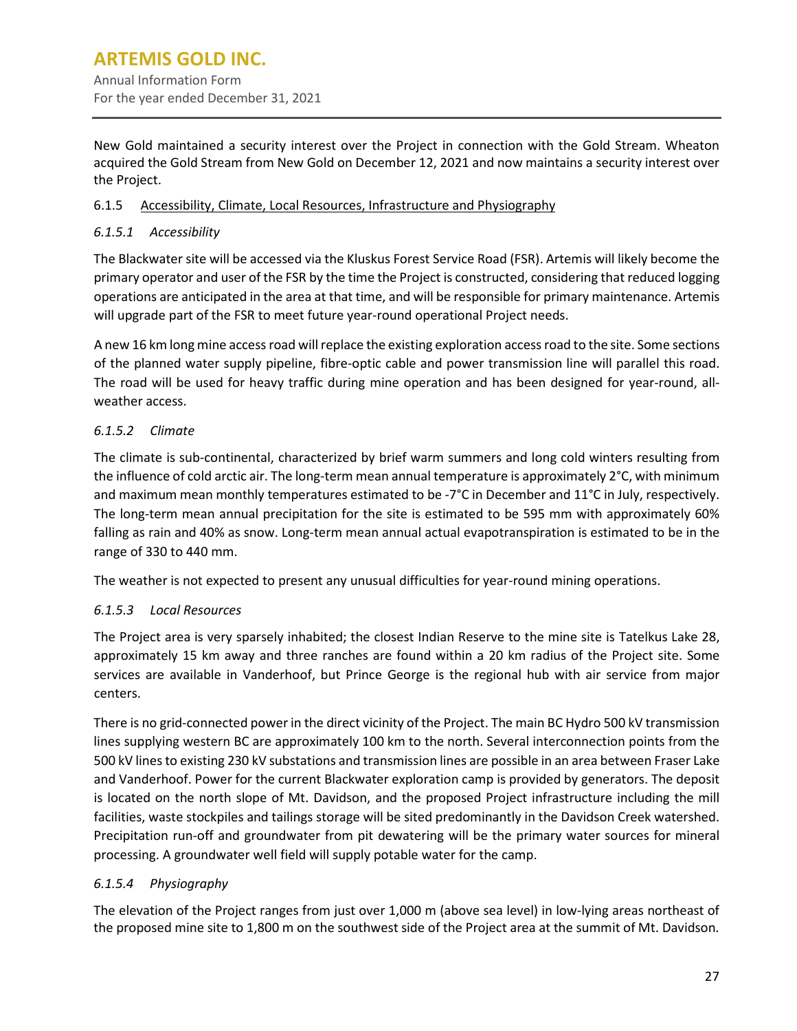New Gold maintained a security interest over the Project in connection with the Gold Stream. Wheaton acquired the Gold Stream from New Gold on December 12, 2021 and now maintains a security interest over the Project.

### 6.1.5 Accessibility, Climate, Local Resources, Infrastructure and Physiography

#### *6.1.5.1 Accessibility*

The Blackwater site will be accessed via the Kluskus Forest Service Road (FSR). Artemis will likely become the primary operator and user of the FSR by the time the Project is constructed, considering that reduced logging operations are anticipated in the area at that time, and will be responsible for primary maintenance. Artemis will upgrade part of the FSR to meet future year-round operational Project needs.

A new 16 km long mine access road will replace the existing exploration access road to the site. Some sections of the planned water supply pipeline, fibre-optic cable and power transmission line will parallel this road. The road will be used for heavy traffic during mine operation and has been designed for year-round, all-weather access.

#### *6.1.5.2 Climate*

The climate is sub-continental, characterized by brief warm summers and long cold winters resulting from the influence of cold arctic air. The long-term mean annual temperature is approximately 2°C, with minimum and maximum mean monthly temperatures estimated to be -7°C in December and 11°C in July, respectively. The long-term mean annual precipitation for the site is estimated to be 595 mm with approximately 60% falling as rain and 40% as snow. Long-term mean annual actual evapotranspiration is estimated to be in the range of 330 to 440 mm.

The weather is not expected to present any unusual difficulties for year-round mining operations.

#### *6.1.5.3 Local Resources*

The Project area is very sparsely inhabited; the closest Indian Reserve to the mine site is Tatelkus Lake 28, approximately 15 km away and three ranches are found within a 20 km radius of the Project site. Some services are available in Vanderhoof, but Prince George is the regional hub with air service from major centers.

There is no grid-connected power in the direct vicinity of the Project. The main BC Hydro 500 kV transmission lines supplying western BC are approximately 100 km to the north. Several interconnection points from the 500 kV lines to existing 230 kV substations and transmission lines are possible in an area between Fraser Lake and Vanderhoof. Power for the current Blackwater exploration camp is provided by generators. The deposit is located on the north slope of Mt. Davidson, and the proposed Project infrastructure including the mill facilities, waste stockpiles and tailings storage will be sited predominantly in the Davidson Creek watershed. Precipitation run-off and groundwater from pit dewatering will be the primary water sources for mineral processing. A groundwater well field will supply potable water for the camp.

#### *6.1.5.4 Physiography*

The elevation of the Project ranges from just over 1,000 m (above sea level) in low-lying areas northeast of the proposed mine site to 1,800 m on the southwest side of the Project area at the summit of Mt. Davidson.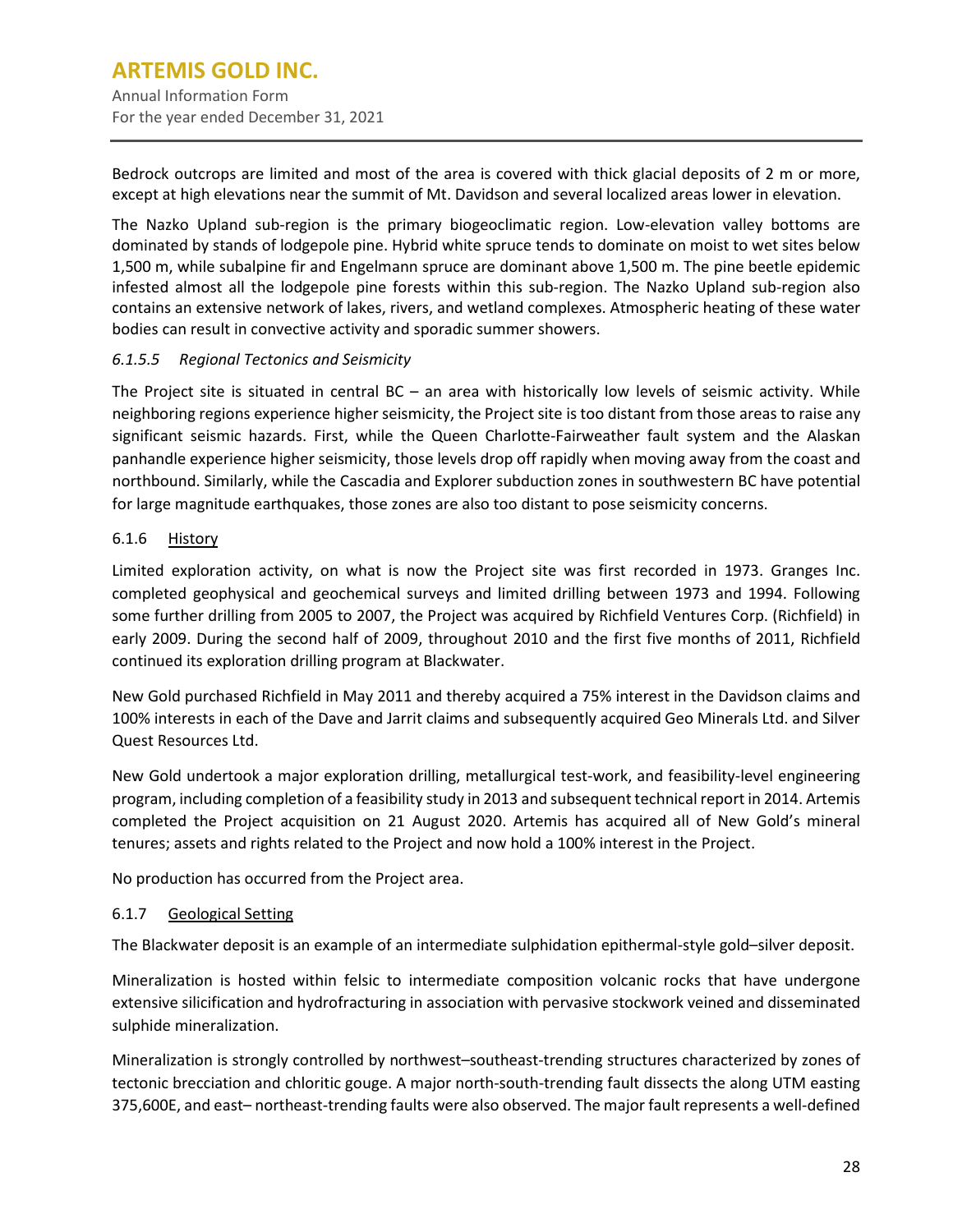Bedrock outcrops are limited and most of the area is covered with thick glacial deposits of 2 m or more, except at high elevations near the summit of Mt. Davidson and several localized areas lower in elevation.

The Nazko Upland sub-region is the primary biogeoclimatic region. Low-elevation valley bottoms are dominated by stands of lodgepole pine. Hybrid white spruce tends to dominate on moist to wet sites below 1,500 m, while subalpine fir and Engelmann spruce are dominant above 1,500 m. The pine beetle epidemic infested almost all the lodgepole pine forests within this sub-region. The Nazko Upland sub-region also contains an extensive network of lakes, rivers, and wetland complexes. Atmospheric heating of these water bodies can result in convective activity and sporadic summer showers.

#### *6.1.5.5 Regional Tectonics and Seismicity*

The Project site is situated in central BC – an area with historically low levels of seismic activity. While neighboring regions experience higher seismicity, the Project site is too distant from those areas to raise any significant seismic hazards. First, while the Queen Charlotte-Fairweather fault system and the Alaskan panhandle experience higher seismicity, those levels drop off rapidly when moving away from the coast and northbound. Similarly, while the Cascadia and Explorer subduction zones in southwestern BC have potential for large magnitude earthquakes, those zones are also too distant to pose seismicity concerns.

### 6.1.6 History

Limited exploration activity, on what is now the Project site was first recorded in 1973. Granges Inc. completed geophysical and geochemical surveys and limited drilling between 1973 and 1994. Following some further drilling from 2005 to 2007, the Project was acquired by Richfield Ventures Corp. (Richfield) in early 2009. During the second half of 2009, throughout 2010 and the first five months of 2011, Richfield continued its exploration drilling program at Blackwater.

New Gold purchased Richfield in May 2011 and thereby acquired a 75% interest in the Davidson claims and 100% interests in each of the Dave and Jarrit claims and subsequently acquired Geo Minerals Ltd. and Silver Quest Resources Ltd.

New Gold undertook a major exploration drilling, metallurgical test-work, and feasibility-level engineering program, including completion of a feasibility study in 2013 and subsequent technical report in 2014. Artemis completed the Project acquisition on 21 August 2020. Artemis has acquired all of New Gold's mineral tenures; assets and rights related to the Project and now hold a 100% interest in the Project.

No production has occurred from the Project area.

### 6.1.7 Geological Setting

The Blackwater deposit is an example of an intermediate sulphidation epithermal-style gold–silver deposit.

Mineralization is hosted within felsic to intermediate composition volcanic rocks that have undergone extensive silicification and hydrofracturing in association with pervasive stockwork veined and disseminated sulphide mineralization.

Mineralization is strongly controlled by northwest–southeast-trending structures characterized by zones of tectonic brecciation and chloritic gouge. A major north-south-trending fault dissects the along UTM easting 375,600E, and east– northeast-trending faults were also observed. The major fault represents a well-defined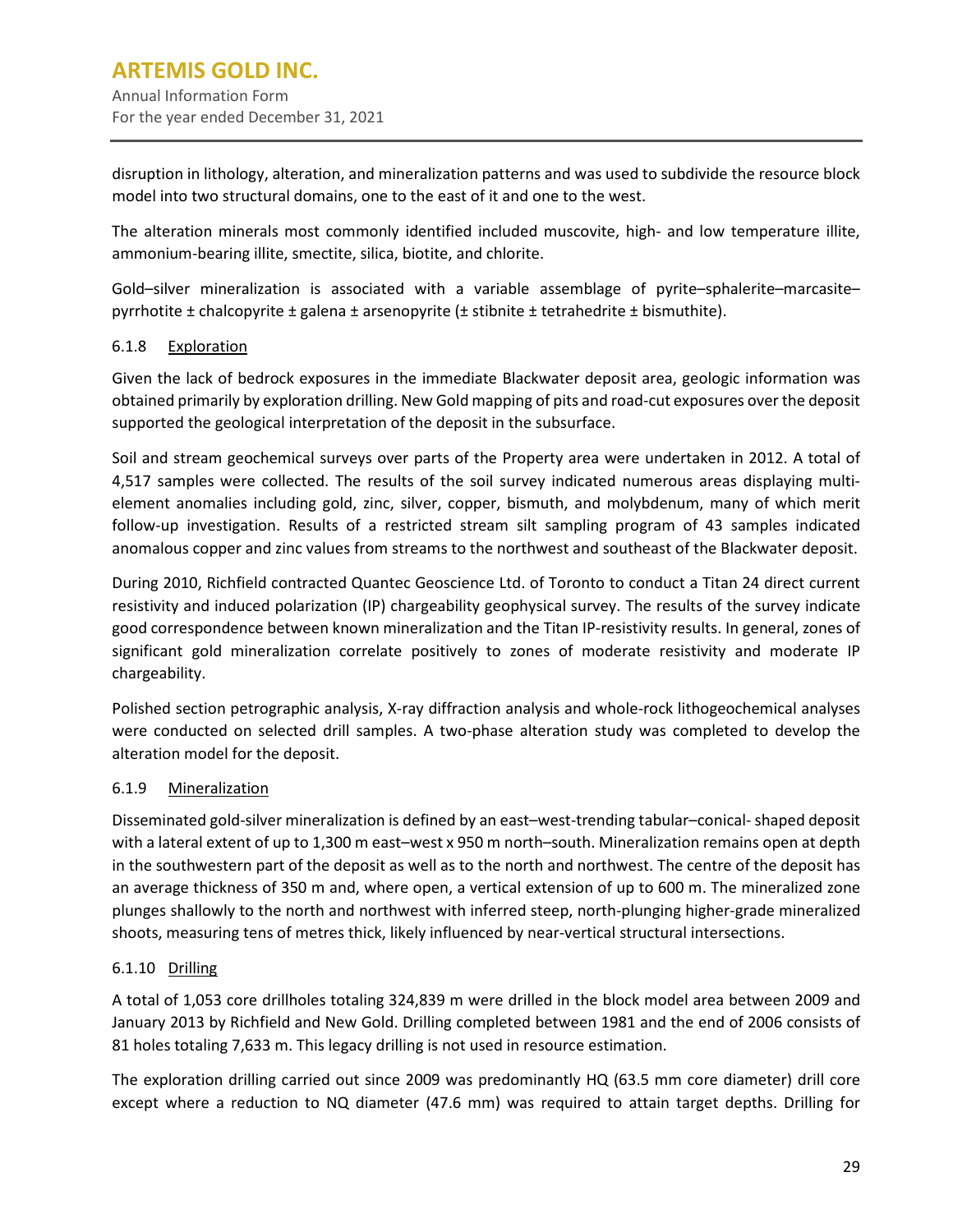disruption in lithology, alteration, and mineralization patterns and was used to subdivide the resource block model into two structural domains, one to the east of it and one to the west.

The alteration minerals most commonly identified included muscovite, high- and low temperature illite, ammonium-bearing illite, smectite, silica, biotite, and chlorite.

Gold–silver mineralization is associated with a variable assemblage of pyrite–sphalerite–marcasite–pyrrhotite ± chalcopyrite ± galena ± arsenopyrite (± stibnite ± tetrahedrite ± bismuthite).

### 6.1.8 Exploration

Given the lack of bedrock exposures in the immediate Blackwater deposit area, geologic information was obtained primarily by exploration drilling. New Gold mapping of pits and road-cut exposures over the deposit supported the geological interpretation of the deposit in the subsurface.

Soil and stream geochemical surveys over parts of the Property area were undertaken in 2012. A total of 4,517 samples were collected. The results of the soil survey indicated numerous areas displaying multi-element anomalies including gold, zinc, silver, copper, bismuth, and molybdenum, many of which merit follow-up investigation. Results of a restricted stream silt sampling program of 43 samples indicated anomalous copper and zinc values from streams to the northwest and southeast of the Blackwater deposit.

During 2010, Richfield contracted Quantec Geoscience Ltd. of Toronto to conduct a Titan 24 direct current resistivity and induced polarization (IP) chargeability geophysical survey. The results of the survey indicate good correspondence between known mineralization and the Titan IP-resistivity results. In general, zones of significant gold mineralization correlate positively to zones of moderate resistivity and moderate IP chargeability.

Polished section petrographic analysis, X-ray diffraction analysis and whole-rock lithogeochemical analyses were conducted on selected drill samples. A two-phase alteration study was completed to develop the alteration model for the deposit.

### 6.1.9 Mineralization

Disseminated gold-silver mineralization is defined by an east–west-trending tabular–conical- shaped deposit with a lateral extent of up to 1,300 m east–west x 950 m north–south. Mineralization remains open at depth in the southwestern part of the deposit as well as to the north and northwest. The centre of the deposit has an average thickness of 350 m and, where open, a vertical extension of up to 600 m. The mineralized zone plunges shallowly to the north and northwest with inferred steep, north-plunging higher-grade mineralized shoots, measuring tens of metres thick, likely influenced by near-vertical structural intersections.

### 6.1.10 Drilling

A total of 1,053 core drillholes totaling 324,839 m were drilled in the block model area between 2009 and January 2013 by Richfield and New Gold. Drilling completed between 1981 and the end of 2006 consists of 81 holes totaling 7,633 m. This legacy drilling is not used in resource estimation.

The exploration drilling carried out since 2009 was predominantly HQ (63.5 mm core diameter) drill core except where a reduction to NQ diameter (47.6 mm) was required to attain target depths. Drilling for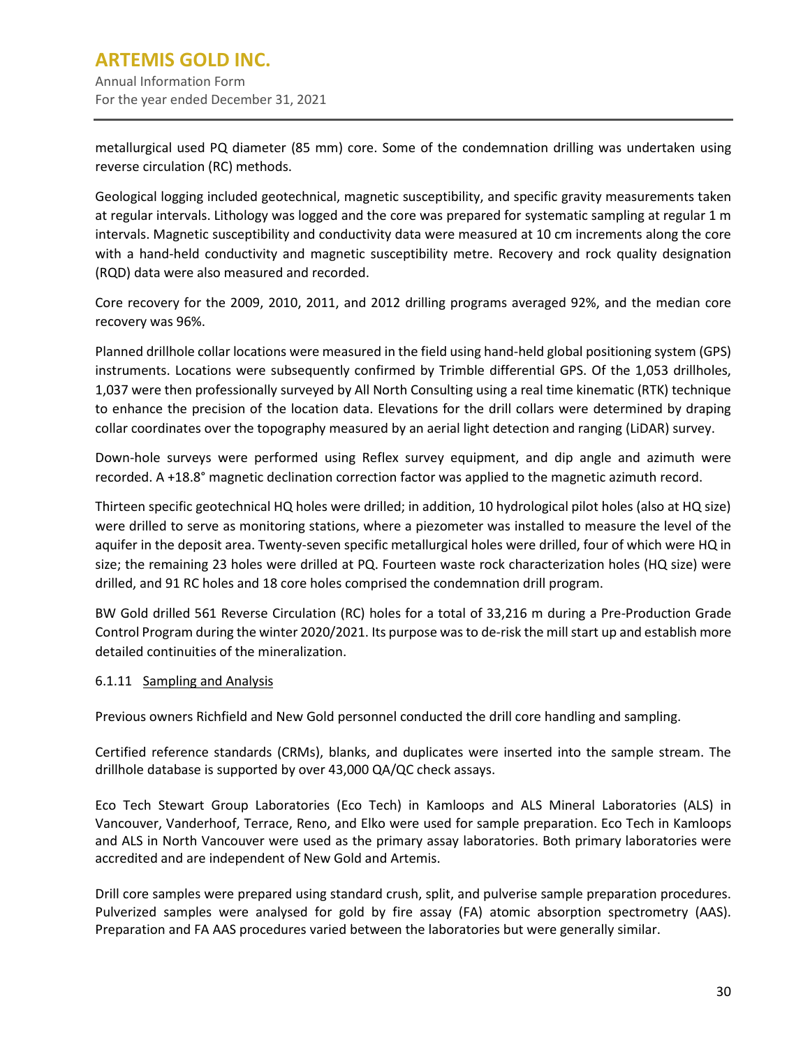metallurgical used PQ diameter (85 mm) core. Some of the condemnation drilling was undertaken using reverse circulation (RC) methods.

Geological logging included geotechnical, magnetic susceptibility, and specific gravity measurements taken at regular intervals. Lithology was logged and the core was prepared for systematic sampling at regular 1 m intervals. Magnetic susceptibility and conductivity data were measured at 10 cm increments along the core with a hand-held conductivity and magnetic susceptibility metre. Recovery and rock quality designation (RQD) data were also measured and recorded.

Core recovery for the 2009, 2010, 2011, and 2012 drilling programs averaged 92%, and the median core recovery was 96%.

Planned drillhole collar locations were measured in the field using hand-held global positioning system (GPS) instruments. Locations were subsequently confirmed by Trimble differential GPS. Of the 1,053 drillholes, 1,037 were then professionally surveyed by All North Consulting using a real time kinematic (RTK) technique to enhance the precision of the location data. Elevations for the drill collars were determined by draping collar coordinates over the topography measured by an aerial light detection and ranging (LiDAR) survey.

Down-hole surveys were performed using Reflex survey equipment, and dip angle and azimuth were recorded. A +18.8° magnetic declination correction factor was applied to the magnetic azimuth record.

Thirteen specific geotechnical HQ holes were drilled; in addition, 10 hydrological pilot holes (also at HQ size) were drilled to serve as monitoring stations, where a piezometer was installed to measure the level of the aquifer in the deposit area. Twenty-seven specific metallurgical holes were drilled, four of which were HQ in size; the remaining 23 holes were drilled at PQ. Fourteen waste rock characterization holes (HQ size) were drilled, and 91 RC holes and 18 core holes comprised the condemnation drill program.

BW Gold drilled 561 Reverse Circulation (RC) holes for a total of 33,216 m during a Pre-Production Grade Control Program during the winter 2020/2021. Its purpose was to de-risk the mill start up and establish more detailed continuities of the mineralization.

#### 6.1.11 Sampling and Analysis

Previous owners Richfield and New Gold personnel conducted the drill core handling and sampling.

Certified reference standards (CRMs), blanks, and duplicates were inserted into the sample stream. The drillhole database is supported by over 43,000 QA/QC check assays.

Eco Tech Stewart Group Laboratories (Eco Tech) in Kamloops and ALS Mineral Laboratories (ALS) in Vancouver, Vanderhoof, Terrace, Reno, and Elko were used for sample preparation. Eco Tech in Kamloops and ALS in North Vancouver were used as the primary assay laboratories. Both primary laboratories were accredited and are independent of New Gold and Artemis.

Drill core samples were prepared using standard crush, split, and pulverise sample preparation procedures. Pulverized samples were analysed for gold by fire assay (FA) atomic absorption spectrometry (AAS). Preparation and FA AAS procedures varied between the laboratories but were generally similar.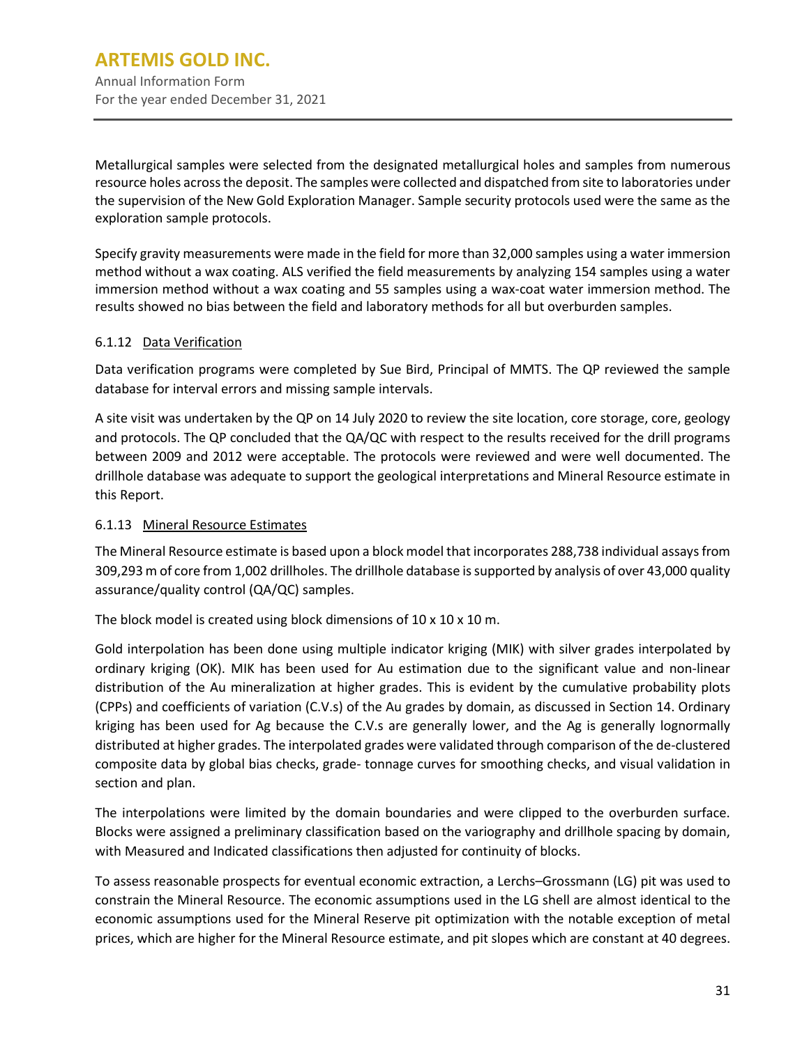Metallurgical samples were selected from the designated metallurgical holes and samples from numerous resource holes across the deposit. The samples were collected and dispatched from site to laboratories under the supervision of the New Gold Exploration Manager. Sample security protocols used were the same as the exploration sample protocols.

Specify gravity measurements were made in the field for more than 32,000 samples using a water immersion method without a wax coating. ALS verified the field measurements by analyzing 154 samples using a water immersion method without a wax coating and 55 samples using a wax-coat water immersion method. The results showed no bias between the field and laboratory methods for all but overburden samples.

#### 6.1.12 Data Verification

Data verification programs were completed by Sue Bird, Principal of MMTS. The QP reviewed the sample database for interval errors and missing sample intervals.

A site visit was undertaken by the QP on 14 July 2020 to review the site location, core storage, core, geology and protocols. The QP concluded that the QA/QC with respect to the results received for the drill programs between 2009 and 2012 were acceptable. The protocols were reviewed and were well documented. The drillhole database was adequate to support the geological interpretations and Mineral Resource estimate in this Report.

#### 6.1.13 Mineral Resource Estimates

The Mineral Resource estimate is based upon a block model that incorporates 288,738 individual assays from 309,293 m of core from 1,002 drillholes. The drillhole database is supported by analysis of over 43,000 quality assurance/quality control (QA/QC) samples.

The block model is created using block dimensions of 10 x 10 x 10 m.

Gold interpolation has been done using multiple indicator kriging (MIK) with silver grades interpolated by ordinary kriging (OK). MIK has been used for Au estimation due to the significant value and non-linear distribution of the Au mineralization at higher grades. This is evident by the cumulative probability plots (CPPs) and coefficients of variation (C.V.s) of the Au grades by domain, as discussed in Section 14. Ordinary kriging has been used for Ag because the C.V.s are generally lower, and the Ag is generally lognormally distributed at higher grades. The interpolated grades were validated through comparison of the de-clustered composite data by global bias checks, grade- tonnage curves for smoothing checks, and visual validation in section and plan.

The interpolations were limited by the domain boundaries and were clipped to the overburden surface. Blocks were assigned a preliminary classification based on the variography and drillhole spacing by domain, with Measured and Indicated classifications then adjusted for continuity of blocks.

To assess reasonable prospects for eventual economic extraction, a Lerchs–Grossmann (LG) pit was used to constrain the Mineral Resource. The economic assumptions used in the LG shell are almost identical to the economic assumptions used for the Mineral Reserve pit optimization with the notable exception of metal prices, which are higher for the Mineral Resource estimate, and pit slopes which are constant at 40 degrees.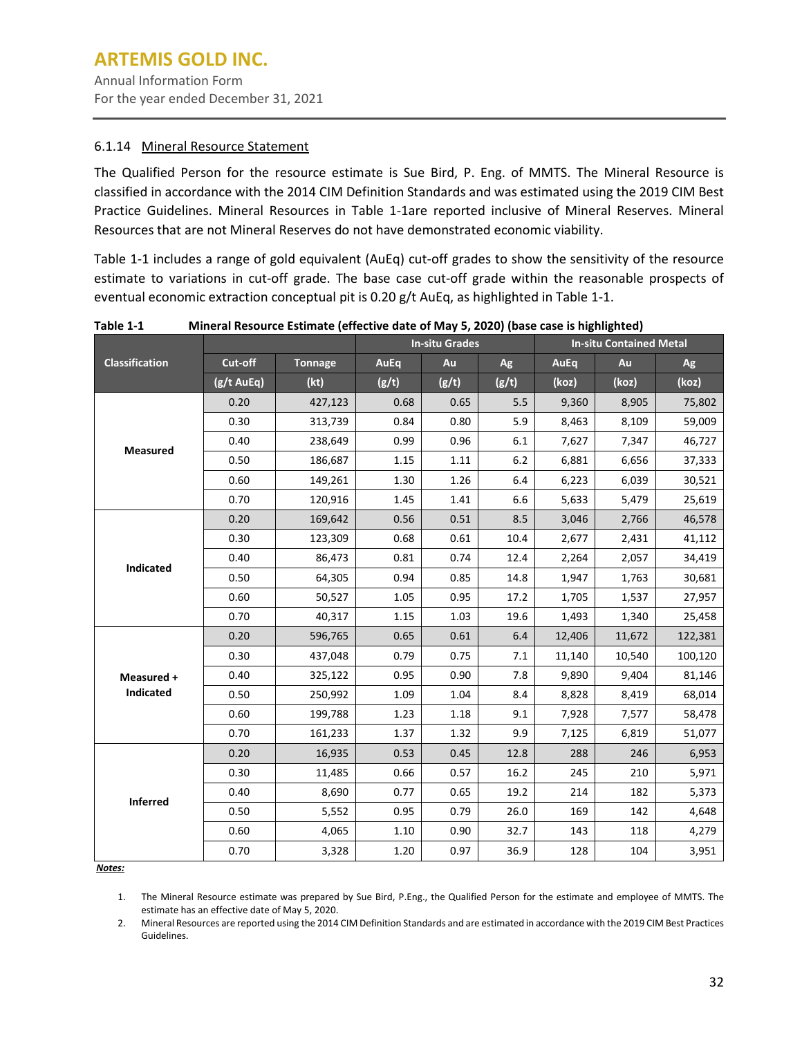### 6.1.14 Mineral Resource Statement

The Qualified Person for the resource estimate is Sue Bird, P. Eng. of MMTS. The Mineral Resource is classified in accordance with the 2014 CIM Definition Standards and was estimated using the 2019 CIM Best Practice Guidelines. Mineral Resources in Table 1-1are reported inclusive of Mineral Reserves. Mineral Resources that are not Mineral Reserves do not have demonstrated economic viability.

Table 1-1 includes a range of gold equivalent (AuEq) cut-off grades to show the sensitivity of the resource estimate to variations in cut-off grade. The base case cut-off grade within the reasonable prospects of eventual economic extraction conceptual pit is 0.20 g/t AuEq, as highlighted in Table 1-1.

**Table 1-1 Mineral Resource Estimate (effective date of May 5, 2020) (base case is highlighted)**

| Classification | | | In-situ Grades | | | In-situ Contained Metal | | |
|---|---|---|---|---|---|---|---|---|
| | Cut-off | Tonnage | AuEq | Au | Ag | AuEq | Au | Ag |
| | (g/t AuEq) | (kt) | (g/t) | (g/t) | (g/t) | (koz) | (koz) | (koz) |
| Measured | 0.20 | 427,123 | 0.68 | 0.65 | 5.5 | 9,360 | 8,905 | 75,802 |
| | 0.30 | 313,739 | 0.84 | 0.80 | 5.9 | 8,463 | 8,109 | 59,009 |
| | 0.40 | 238,649 | 0.99 | 0.96 | 6.1 | 7,627 | 7,347 | 46,727 |
| | 0.50 | 186,687 | 1.15 | 1.11 | 6.2 | 6,881 | 6,656 | 37,333 |
| | 0.60 | 149,261 | 1.30 | 1.26 | 6.4 | 6,223 | 6,039 | 30,521 |
| | 0.70 | 120,916 | 1.45 | 1.41 | 6.6 | 5,633 | 5,479 | 25,619 |
| Indicated | 0.20 | 169,642 | 0.56 | 0.51 | 8.5 | 3,046 | 2,766 | 46,578 |
| | 0.30 | 123,309 | 0.68 | 0.61 | 10.4 | 2,677 | 2,431 | 41,112 |
| | 0.40 | 86,473 | 0.81 | 0.74 | 12.4 | 2,264 | 2,057 | 34,419 |
| | 0.50 | 64,305 | 0.94 | 0.85 | 14.8 | 1,947 | 1,763 | 30,681 |
| | 0.60 | 50,527 | 1.05 | 0.95 | 17.2 | 1,705 | 1,537 | 27,957 |
| | 0.70 | 40,317 | 1.15 | 1.03 | 19.6 | 1,493 | 1,340 | 25,458 |
| Measured + Indicated | 0.20 | 596,765 | 0.65 | 0.61 | 6.4 | 12,406 | 11,672 | 122,381 |
| | 0.30 | 437,048 | 0.79 | 0.75 | 7.1 | 11,140 | 10,540 | 100,120 |
| | 0.40 | 325,122 | 0.95 | 0.90 | 7.8 | 9,890 | 9,404 | 81,146 |
| | 0.50 | 250,992 | 1.09 | 1.04 | 8.4 | 8,828 | 8,419 | 68,014 |
| | 0.60 | 199,788 | 1.23 | 1.18 | 9.1 | 7,928 | 7,577 | 58,478 |
| | 0.70 | 161,233 | 1.37 | 1.32 | 9.9 | 7,125 | 6,819 | 51,077 |
| Inferred | 0.20 | 16,935 | 0.53 | 0.45 | 12.8 | 288 | 246 | 6,953 |
| | 0.30 | 11,485 | 0.66 | 0.57 | 16.2 | 245 | 210 | 5,971 |
| | 0.40 | 8,690 | 0.77 | 0.65 | 19.2 | 214 | 182 | 5,373 |
| | 0.50 | 5,552 | 0.95 | 0.79 | 26.0 | 169 | 142 | 4,648 |
| | 0.60 | 4,065 | 1.10 | 0.90 | 32.7 | 143 | 118 | 4,279 |
| | 0.70 | 3,328 | 1.20 | 0.97 | 36.9 | 128 | 104 | 3,951 |

***Notes:***

1. The Mineral Resource estimate was prepared by Sue Bird, P.Eng., the Qualified Person for the estimate and employee of MMTS. The estimate has an effective date of May 5, 2020.
2. Mineral Resources are reported using the 2014 CIM Definition Standards and are estimated in accordance with the 2019 CIM Best Practices Guidelines.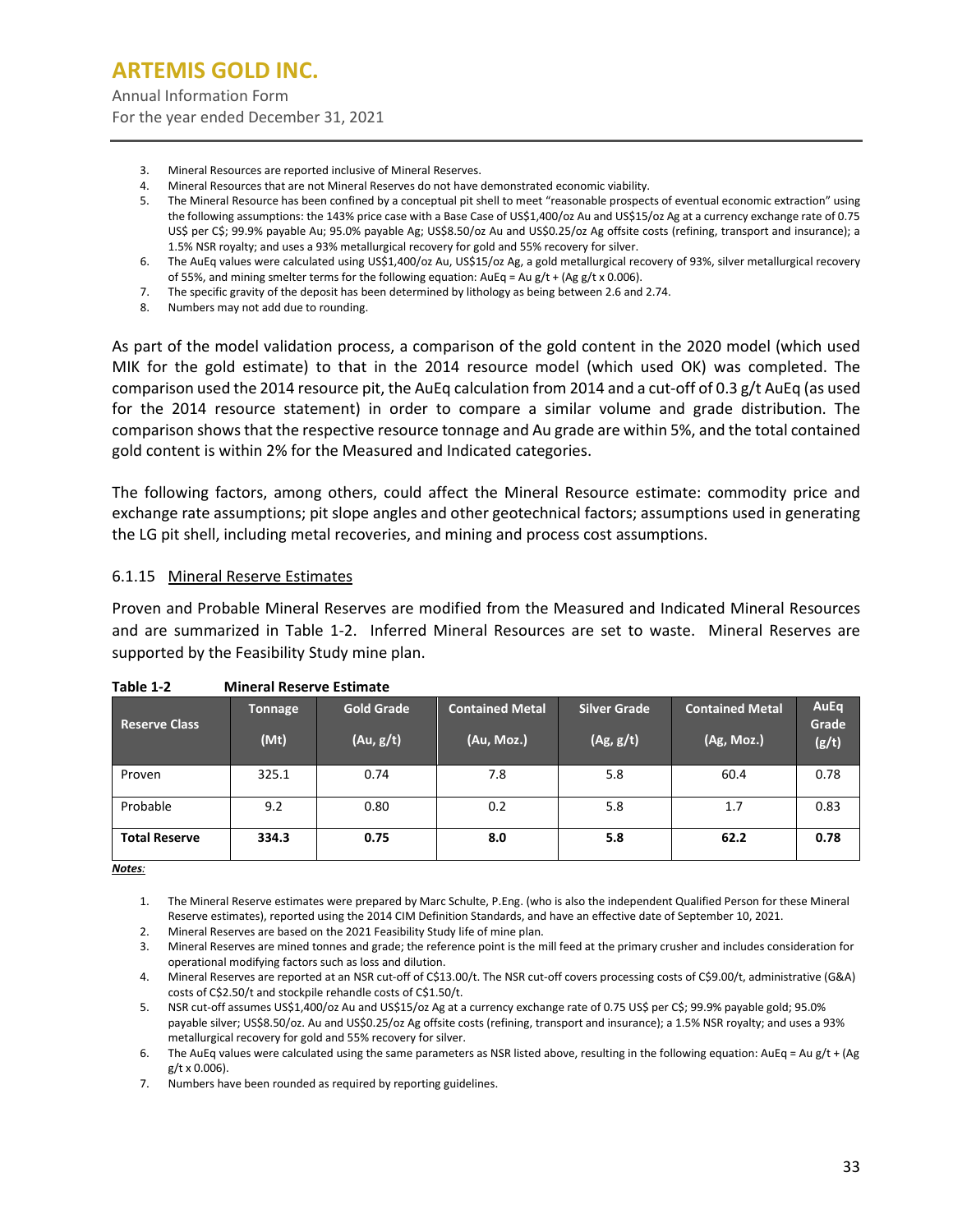3. Mineral Resources are reported inclusive of Mineral Reserves.
4. Mineral Resources that are not Mineral Reserves do not have demonstrated economic viability.
5. The Mineral Resource has been confined by a conceptual pit shell to meet "reasonable prospects of eventual economic extraction" using the following assumptions: the 143% price case with a Base Case of US$1,400/oz Au and US$15/oz Ag at a currency exchange rate of 0.75 US$ per C$; 99.9% payable Au; 95.0% payable Ag; US$8.50/oz Au and US$0.25/oz Ag offsite costs (refining, transport and insurance); a 1.5% NSR royalty; and uses a 93% metallurgical recovery for gold and 55% recovery for silver.
6. The AuEq values were calculated using US$1,400/oz Au, US$15/oz Ag, a gold metallurgical recovery of 93%, silver metallurgical recovery of 55%, and mining smelter terms for the following equation: AuEq = Au g/t + (Ag g/t x 0.006).
7. The specific gravity of the deposit has been determined by lithology as being between 2.6 and 2.74.
8. Numbers may not add due to rounding.

As part of the model validation process, a comparison of the gold content in the 2020 model (which used MIK for the gold estimate) to that in the 2014 resource model (which used OK) was completed. The comparison used the 2014 resource pit, the AuEq calculation from 2014 and a cut-off of 0.3 g/t AuEq (as used for the 2014 resource statement) in order to compare a similar volume and grade distribution. The comparison shows that the respective resource tonnage and Au grade are within 5%, and the total contained gold content is within 2% for the Measured and Indicated categories.

The following factors, among others, could affect the Mineral Resource estimate: commodity price and exchange rate assumptions; pit slope angles and other geotechnical factors; assumptions used in generating the LG pit shell, including metal recoveries, and mining and process cost assumptions.

### 6.1.15 Mineral Reserve Estimates

Proven and Probable Mineral Reserves are modified from the Measured and Indicated Mineral Resources and are summarized in Table 1-2. Inferred Mineral Resources are set to waste. Mineral Reserves are supported by the Feasibility Study mine plan.

**Table 1-2 Mineral Reserve Estimate**

| Reserve Class | Tonnage (Mt) | Gold Grade (Au, g/t) | Contained Metal (Au, Moz.) | Silver Grade (Ag, g/t) | Contained Metal (Ag, Moz.) | AuEq Grade (g/t) |
|---|---|---|---|---|---|---|
| Proven | 325.1 | 0.74 | 7.8 | 5.8 | 60.4 | 0.78 |
| Probable | 9.2 | 0.80 | 0.2 | 5.8 | 1.7 | 0.83 |
| **Total Reserve** | **334.3** | **0.75** | **8.0** | **5.8** | **62.2** | **0.78** |

***Notes:***

1. The Mineral Reserve estimates were prepared by Marc Schulte, P.Eng. (who is also the independent Qualified Person for these Mineral Reserve estimates), reported using the 2014 CIM Definition Standards, and have an effective date of September 10, 2021.
2. Mineral Reserves are based on the 2021 Feasibility Study life of mine plan.
3. Mineral Reserves are mined tonnes and grade; the reference point is the mill feed at the primary crusher and includes consideration for operational modifying factors such as loss and dilution.
4. Mineral Reserves are reported at an NSR cut-off of C$13.00/t. The NSR cut-off covers processing costs of C$9.00/t, administrative (G&A) costs of C$2.50/t and stockpile rehandle costs of C$1.50/t.
5. NSR cut-off assumes US$1,400/oz Au and US$15/oz Ag at a currency exchange rate of 0.75 US$ per C$; 99.9% payable gold; 95.0% payable silver; US$8.50/oz. Au and US$0.25/oz Ag offsite costs (refining, transport and insurance); a 1.5% NSR royalty; and uses a 93% metallurgical recovery for gold and 55% recovery for silver.
6. The AuEq values were calculated using the same parameters as NSR listed above, resulting in the following equation: AuEq = Au g/t + (Ag g/t x 0.006).
7. Numbers have been rounded as required by reporting guidelines.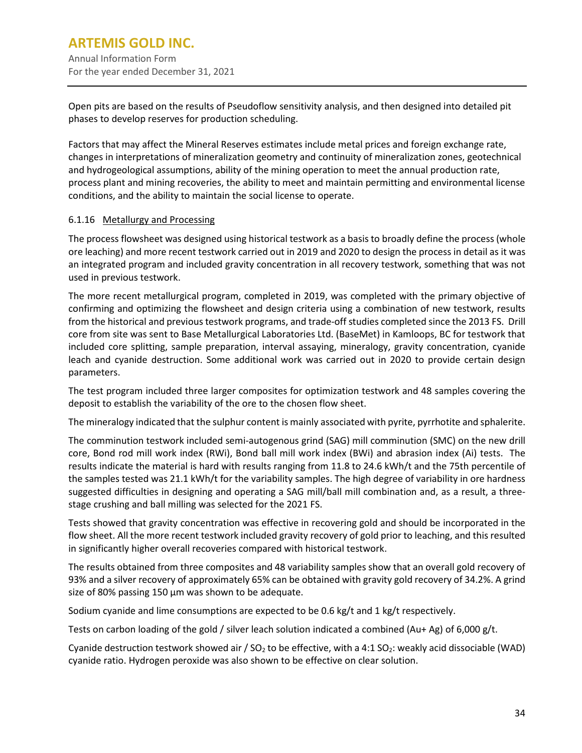Open pits are based on the results of Pseudoflow sensitivity analysis, and then designed into detailed pit phases to develop reserves for production scheduling.

Factors that may affect the Mineral Reserves estimates include metal prices and foreign exchange rate, changes in interpretations of mineralization geometry and continuity of mineralization zones, geotechnical and hydrogeological assumptions, ability of the mining operation to meet the annual production rate, process plant and mining recoveries, the ability to meet and maintain permitting and environmental license conditions, and the ability to maintain the social license to operate.

### 6.1.16 Metallurgy and Processing

The process flowsheet was designed using historical testwork as a basis to broadly define the process (whole ore leaching) and more recent testwork carried out in 2019 and 2020 to design the process in detail as it was an integrated program and included gravity concentration in all recovery testwork, something that was not used in previous testwork.

The more recent metallurgical program, completed in 2019, was completed with the primary objective of confirming and optimizing the flowsheet and design criteria using a combination of new testwork, results from the historical and previous testwork programs, and trade-off studies completed since the 2013 FS. Drill core from site was sent to Base Metallurgical Laboratories Ltd. (BaseMet) in Kamloops, BC for testwork that included core splitting, sample preparation, interval assaying, mineralogy, gravity concentration, cyanide leach and cyanide destruction. Some additional work was carried out in 2020 to provide certain design parameters.

The test program included three larger composites for optimization testwork and 48 samples covering the deposit to establish the variability of the ore to the chosen flow sheet.

The mineralogy indicated that the sulphur content is mainly associated with pyrite, pyrrhotite and sphalerite.

The comminution testwork included semi-autogenous grind (SAG) mill comminution (SMC) on the new drill core, Bond rod mill work index (RWi), Bond ball mill work index (BWi) and abrasion index (Ai) tests. The results indicate the material is hard with results ranging from 11.8 to 24.6 kWh/t and the 75th percentile of the samples tested was 21.1 kWh/t for the variability samples. The high degree of variability in ore hardness suggested difficulties in designing and operating a SAG mill/ball mill combination and, as a result, a three-stage crushing and ball milling was selected for the 2021 FS.

Tests showed that gravity concentration was effective in recovering gold and should be incorporated in the flow sheet. All the more recent testwork included gravity recovery of gold prior to leaching, and this resulted in significantly higher overall recoveries compared with historical testwork.

The results obtained from three composites and 48 variability samples show that an overall gold recovery of 93% and a silver recovery of approximately 65% can be obtained with gravity gold recovery of 34.2%. A grind size of 80% passing 150 µm was shown to be adequate.

Sodium cyanide and lime consumptions are expected to be 0.6 kg/t and 1 kg/t respectively.

Tests on carbon loading of the gold / silver leach solution indicated a combined (Au+ Ag) of 6,000 g/t.

Cyanide destruction testwork showed air / $SO_2$ to be effective, with a 4:1 $SO_2$: weakly acid dissociable (WAD) cyanide ratio. Hydrogen peroxide was also shown to be effective on clear solution.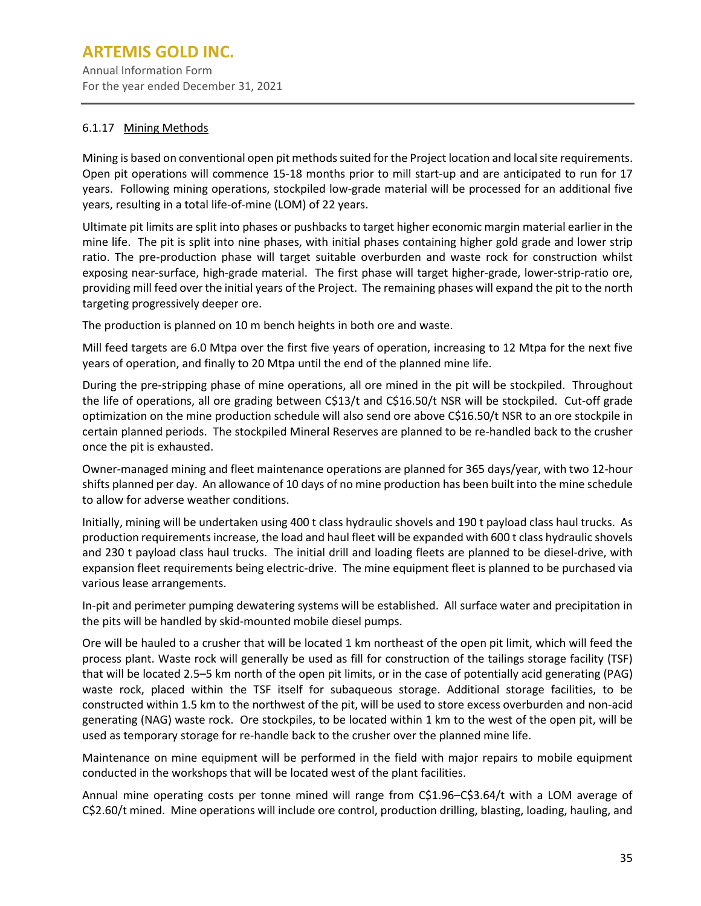#### 6.1.17 Mining Methods

Mining is based on conventional open pit methods suited for the Project location and local site requirements. Open pit operations will commence 15-18 months prior to mill start-up and are anticipated to run for 17 years. Following mining operations, stockpiled low-grade material will be processed for an additional five years, resulting in a total life-of-mine (LOM) of 22 years.

Ultimate pit limits are split into phases or pushbacks to target higher economic margin material earlier in the mine life. The pit is split into nine phases, with initial phases containing higher gold grade and lower strip ratio. The pre-production phase will target suitable overburden and waste rock for construction whilst exposing near-surface, high-grade material. The first phase will target higher-grade, lower-strip-ratio ore, providing mill feed over the initial years of the Project. The remaining phases will expand the pit to the north targeting progressively deeper ore.

The production is planned on 10 m bench heights in both ore and waste.

Mill feed targets are 6.0 Mtpa over the first five years of operation, increasing to 12 Mtpa for the next five years of operation, and finally to 20 Mtpa until the end of the planned mine life.

During the pre-stripping phase of mine operations, all ore mined in the pit will be stockpiled. Throughout the life of operations, all ore grading between C$13/t and C$16.50/t NSR will be stockpiled. Cut-off grade optimization on the mine production schedule will also send ore above C$16.50/t NSR to an ore stockpile in certain planned periods. The stockpiled Mineral Reserves are planned to be re-handled back to the crusher once the pit is exhausted.

Owner-managed mining and fleet maintenance operations are planned for 365 days/year, with two 12-hour shifts planned per day. An allowance of 10 days of no mine production has been built into the mine schedule to allow for adverse weather conditions.

Initially, mining will be undertaken using 400 t class hydraulic shovels and 190 t payload class haul trucks. As production requirements increase, the load and haul fleet will be expanded with 600 t class hydraulic shovels and 230 t payload class haul trucks. The initial drill and loading fleets are planned to be diesel-drive, with expansion fleet requirements being electric-drive. The mine equipment fleet is planned to be purchased via various lease arrangements.

In-pit and perimeter pumping dewatering systems will be established. All surface water and precipitation in the pits will be handled by skid-mounted mobile diesel pumps.

Ore will be hauled to a crusher that will be located 1 km northeast of the open pit limit, which will feed the process plant. Waste rock will generally be used as fill for construction of the tailings storage facility (TSF) that will be located 2.5–5 km north of the open pit limits, or in the case of potentially acid generating (PAG) waste rock, placed within the TSF itself for subaqueous storage. Additional storage facilities, to be constructed within 1.5 km to the northwest of the pit, will be used to store excess overburden and non-acid generating (NAG) waste rock. Ore stockpiles, to be located within 1 km to the west of the open pit, will be used as temporary storage for re-handle back to the crusher over the planned mine life.

Maintenance on mine equipment will be performed in the field with major repairs to mobile equipment conducted in the workshops that will be located west of the plant facilities.

Annual mine operating costs per tonne mined will range from C$1.96–C$3.64/t with a LOM average of C$2.60/t mined. Mine operations will include ore control, production drilling, blasting, loading, hauling, and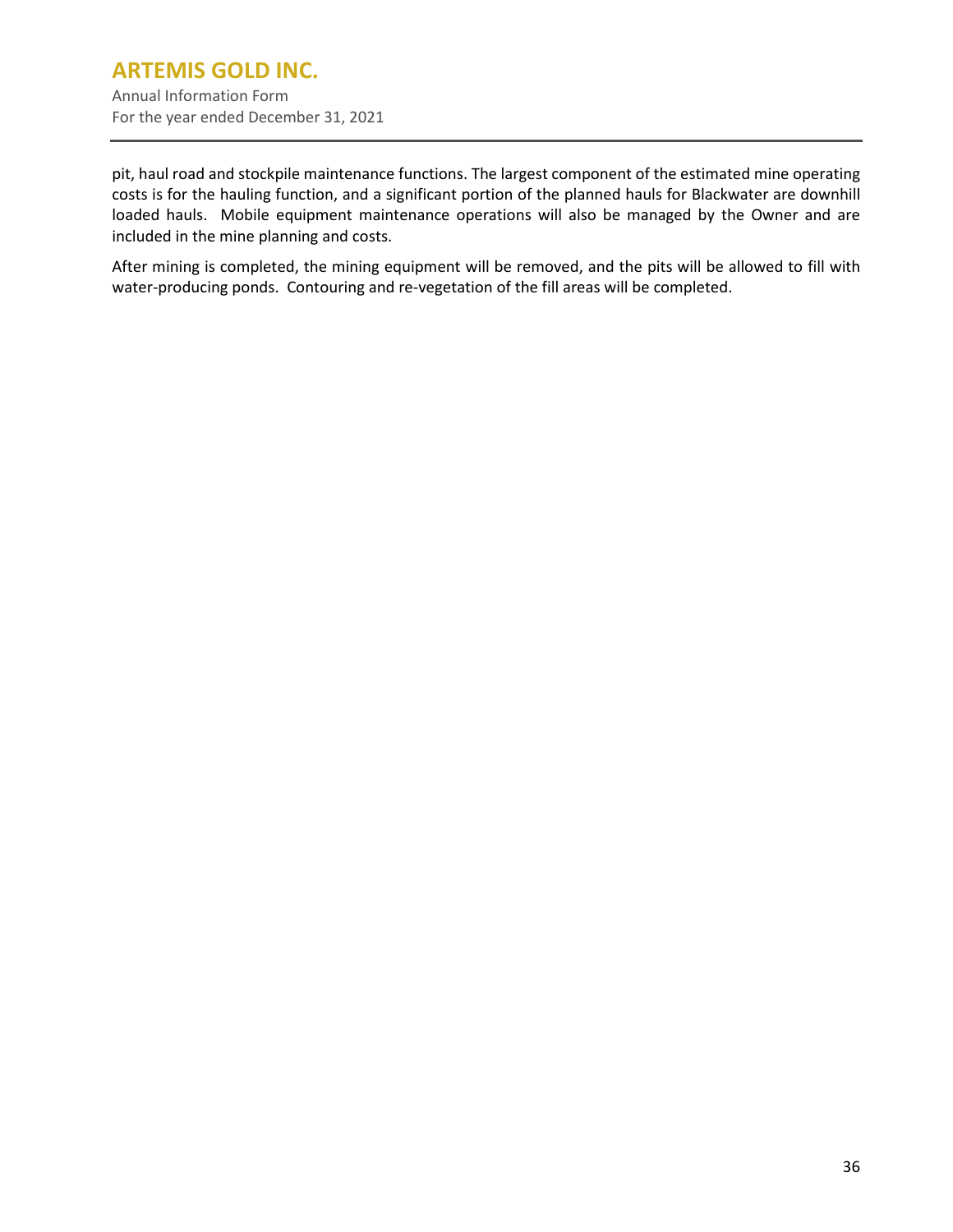pit, haul road and stockpile maintenance functions. The largest component of the estimated mine operating costs is for the hauling function, and a significant portion of the planned hauls for Blackwater are downhill loaded hauls.  Mobile equipment maintenance operations will also be managed by the Owner and are included in the mine planning and costs.

After mining is completed, the mining equipment will be removed, and the pits will be allowed to fill with water-producing ponds.  Contouring and re-vegetation of the fill areas will be completed.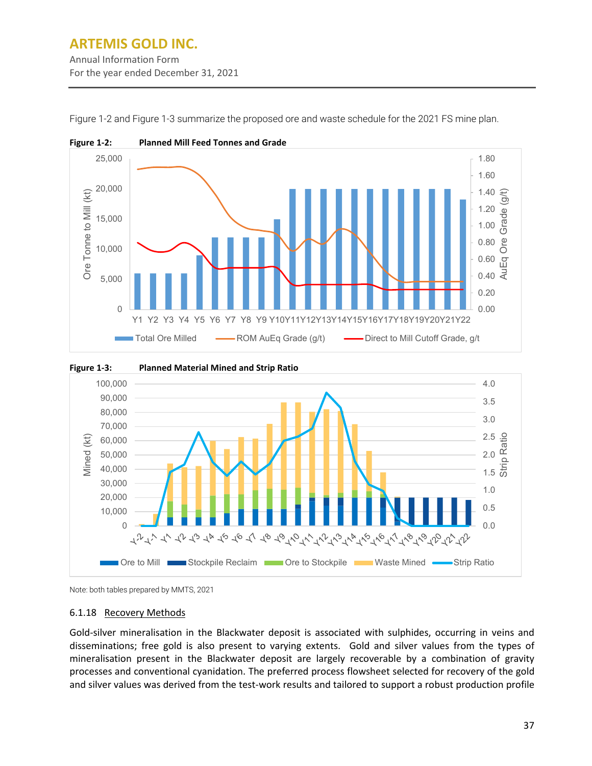Figure 1-2 and Figure 1-3 summarize the proposed ore and waste schedule for the 2021 FS mine plan.

**Figure 1-2: Planned Mill Feed Tonnes and Grade**

**Figure 1-3: Planned Material Mined and Strip Ratio**

Note: both tables prepared by MMTS, 2021

### 6.1.18 Recovery Methods

Gold-silver mineralisation in the Blackwater deposit is associated with sulphides, occurring in veins and disseminations; free gold is also present to varying extents. Gold and silver values from the types of mineralisation present in the Blackwater deposit are largely recoverable by a combination of gravity processes and conventional cyanidation. The preferred process flowsheet selected for recovery of the gold and silver values was derived from the test-work results and tailored to support a robust production profile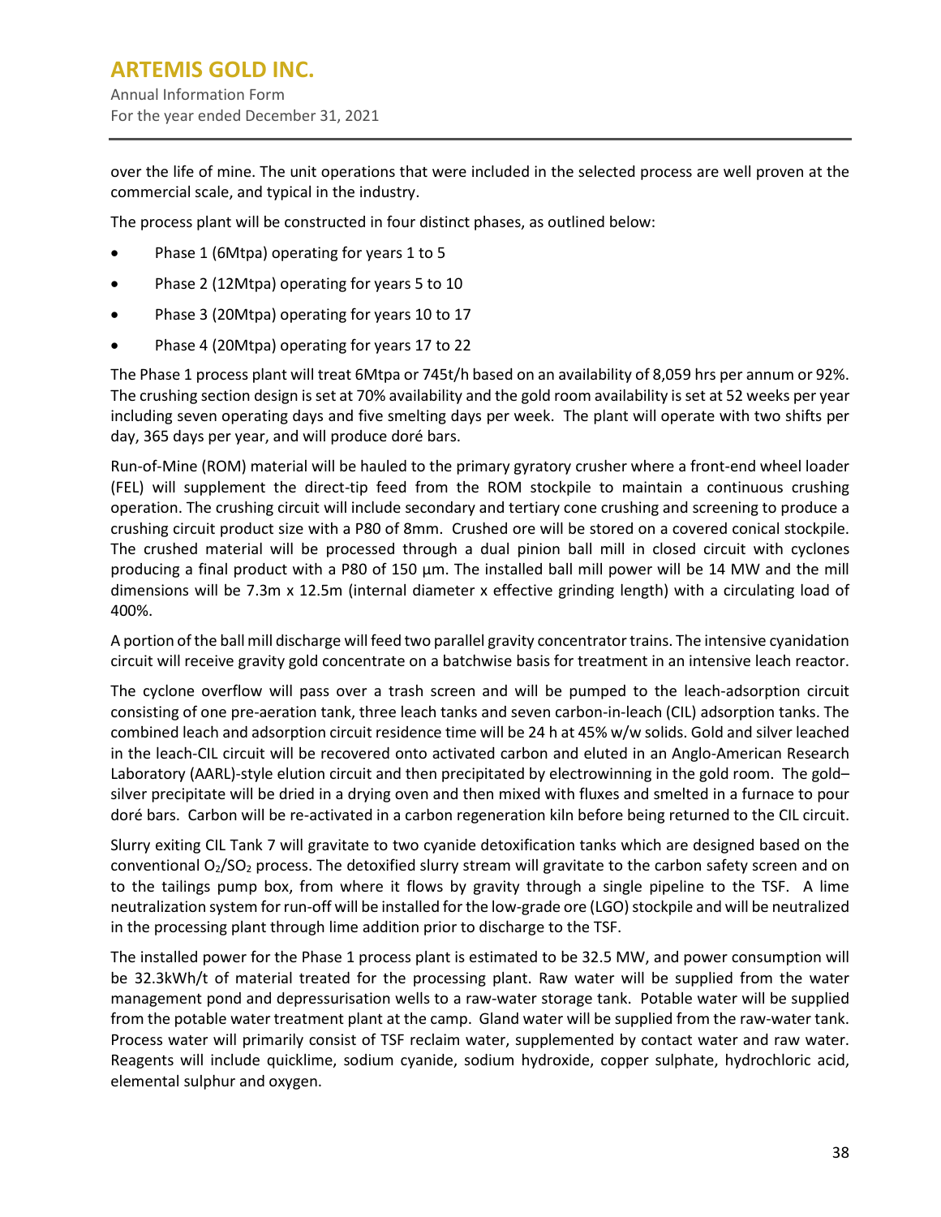over the life of mine. The unit operations that were included in the selected process are well proven at the commercial scale, and typical in the industry.

The process plant will be constructed in four distinct phases, as outlined below:

- Phase 1 (6Mtpa) operating for years 1 to 5
- Phase 2 (12Mtpa) operating for years 5 to 10
- Phase 3 (20Mtpa) operating for years 10 to 17
- Phase 4 (20Mtpa) operating for years 17 to 22

The Phase 1 process plant will treat 6Mtpa or 745t/h based on an availability of 8,059 hrs per annum or 92%. The crushing section design is set at 70% availability and the gold room availability is set at 52 weeks per year including seven operating days and five smelting days per week. The plant will operate with two shifts per day, 365 days per year, and will produce doré bars.

Run-of-Mine (ROM) material will be hauled to the primary gyratory crusher where a front-end wheel loader (FEL) will supplement the direct-tip feed from the ROM stockpile to maintain a continuous crushing operation. The crushing circuit will include secondary and tertiary cone crushing and screening to produce a crushing circuit product size with a P80 of 8mm. Crushed ore will be stored on a covered conical stockpile. The crushed material will be processed through a dual pinion ball mill in closed circuit with cyclones producing a final product with a P80 of 150 µm. The installed ball mill power will be 14 MW and the mill dimensions will be 7.3m x 12.5m (internal diameter x effective grinding length) with a circulating load of 400%.

A portion of the ball mill discharge will feed two parallel gravity concentrator trains. The intensive cyanidation circuit will receive gravity gold concentrate on a batchwise basis for treatment in an intensive leach reactor.

The cyclone overflow will pass over a trash screen and will be pumped to the leach-adsorption circuit consisting of one pre-aeration tank, three leach tanks and seven carbon-in-leach (CIL) adsorption tanks. The combined leach and adsorption circuit residence time will be 24 h at 45% w/w solids. Gold and silver leached in the leach-CIL circuit will be recovered onto activated carbon and eluted in an Anglo-American Research Laboratory (AARL)-style elution circuit and then precipitated by electrowinning in the gold room. The gold–silver precipitate will be dried in a drying oven and then mixed with fluxes and smelted in a furnace to pour doré bars. Carbon will be re-activated in a carbon regeneration kiln before being returned to the CIL circuit.

Slurry exiting CIL Tank 7 will gravitate to two cyanide detoxification tanks which are designed based on the conventional $O_2$/$SO_2$ process. The detoxified slurry stream will gravitate to the carbon safety screen and on to the tailings pump box, from where it flows by gravity through a single pipeline to the TSF. A lime neutralization system for run-off will be installed for the low-grade ore (LGO) stockpile and will be neutralized in the processing plant through lime addition prior to discharge to the TSF.

The installed power for the Phase 1 process plant is estimated to be 32.5 MW, and power consumption will be 32.3kWh/t of material treated for the processing plant. Raw water will be supplied from the water management pond and depressurisation wells to a raw-water storage tank. Potable water will be supplied from the potable water treatment plant at the camp. Gland water will be supplied from the raw-water tank. Process water will primarily consist of TSF reclaim water, supplemented by contact water and raw water. Reagents will include quicklime, sodium cyanide, sodium hydroxide, copper sulphate, hydrochloric acid, elemental sulphur and oxygen.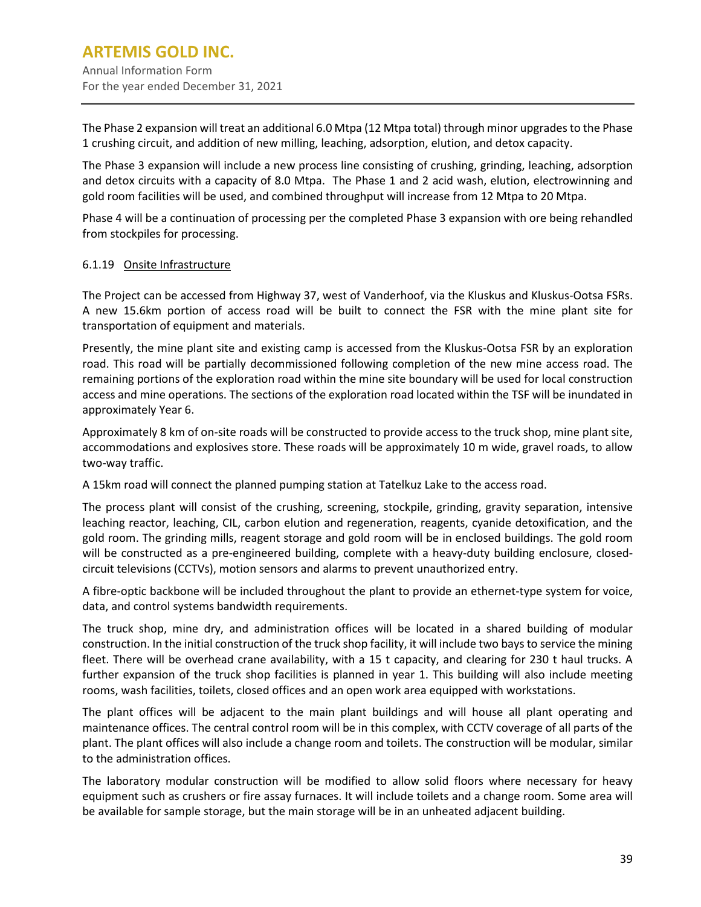The Phase 2 expansion will treat an additional 6.0 Mtpa (12 Mtpa total) through minor upgrades to the Phase 1 crushing circuit, and addition of new milling, leaching, adsorption, elution, and detox capacity.

The Phase 3 expansion will include a new process line consisting of crushing, grinding, leaching, adsorption and detox circuits with a capacity of 8.0 Mtpa. The Phase 1 and 2 acid wash, elution, electrowinning and gold room facilities will be used, and combined throughput will increase from 12 Mtpa to 20 Mtpa.

Phase 4 will be a continuation of processing per the completed Phase 3 expansion with ore being rehandled from stockpiles for processing.

#### 6.1.19 Onsite Infrastructure

The Project can be accessed from Highway 37, west of Vanderhoof, via the Kluskus and Kluskus-Ootsa FSRs. A new 15.6km portion of access road will be built to connect the FSR with the mine plant site for transportation of equipment and materials.

Presently, the mine plant site and existing camp is accessed from the Kluskus-Ootsa FSR by an exploration road. This road will be partially decommissioned following completion of the new mine access road. The remaining portions of the exploration road within the mine site boundary will be used for local construction access and mine operations. The sections of the exploration road located within the TSF will be inundated in approximately Year 6.

Approximately 8 km of on-site roads will be constructed to provide access to the truck shop, mine plant site, accommodations and explosives store. These roads will be approximately 10 m wide, gravel roads, to allow two-way traffic.

A 15km road will connect the planned pumping station at Tatelkuz Lake to the access road.

The process plant will consist of the crushing, screening, stockpile, grinding, gravity separation, intensive leaching reactor, leaching, CIL, carbon elution and regeneration, reagents, cyanide detoxification, and the gold room. The grinding mills, reagent storage and gold room will be in enclosed buildings. The gold room will be constructed as a pre-engineered building, complete with a heavy-duty building enclosure, closed-circuit televisions (CCTVs), motion sensors and alarms to prevent unauthorized entry.

A fibre-optic backbone will be included throughout the plant to provide an ethernet-type system for voice, data, and control systems bandwidth requirements.

The truck shop, mine dry, and administration offices will be located in a shared building of modular construction. In the initial construction of the truck shop facility, it will include two bays to service the mining fleet. There will be overhead crane availability, with a 15 t capacity, and clearing for 230 t haul trucks. A further expansion of the truck shop facilities is planned in year 1. This building will also include meeting rooms, wash facilities, toilets, closed offices and an open work area equipped with workstations.

The plant offices will be adjacent to the main plant buildings and will house all plant operating and maintenance offices. The central control room will be in this complex, with CCTV coverage of all parts of the plant. The plant offices will also include a change room and toilets. The construction will be modular, similar to the administration offices.

The laboratory modular construction will be modified to allow solid floors where necessary for heavy equipment such as crushers or fire assay furnaces. It will include toilets and a change room. Some area will be available for sample storage, but the main storage will be in an unheated adjacent building.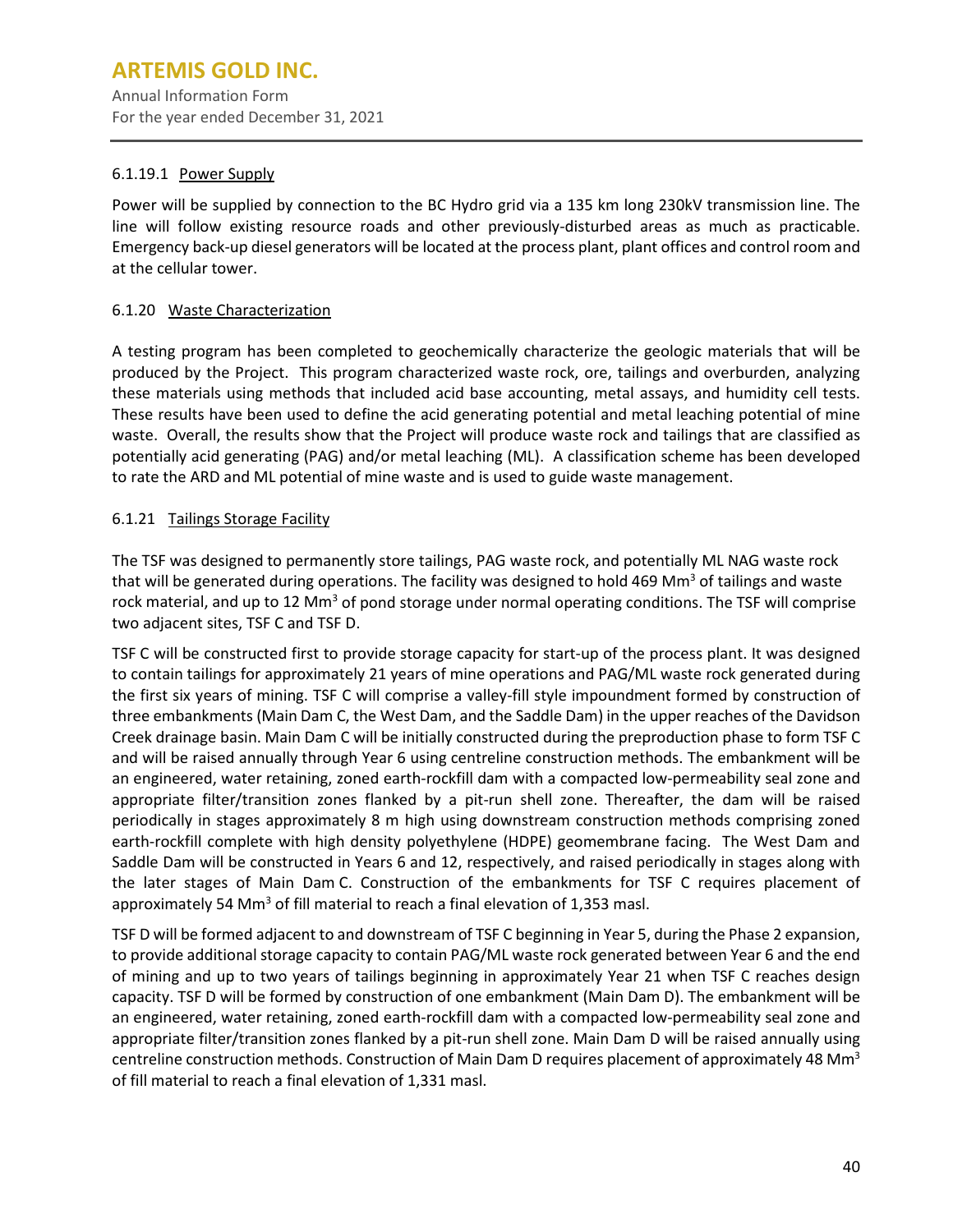#### 6.1.19.1 Power Supply

Power will be supplied by connection to the BC Hydro grid via a 135 km long 230kV transmission line. The line will follow existing resource roads and other previously-disturbed areas as much as practicable. Emergency back-up diesel generators will be located at the process plant, plant offices and control room and at the cellular tower.

### 6.1.20 Waste Characterization

A testing program has been completed to geochemically characterize the geologic materials that will be produced by the Project. This program characterized waste rock, ore, tailings and overburden, analyzing these materials using methods that included acid base accounting, metal assays, and humidity cell tests. These results have been used to define the acid generating potential and metal leaching potential of mine waste. Overall, the results show that the Project will produce waste rock and tailings that are classified as potentially acid generating (PAG) and/or metal leaching (ML). A classification scheme has been developed to rate the ARD and ML potential of mine waste and is used to guide waste management.

### 6.1.21 Tailings Storage Facility

The TSF was designed to permanently store tailings, PAG waste rock, and potentially ML NAG waste rock that will be generated during operations. The facility was designed to hold 469 $Mm^3$ of tailings and waste rock material, and up to 12 $Mm^3$ of pond storage under normal operating conditions. The TSF will comprise two adjacent sites, TSF C and TSF D.

TSF C will be constructed first to provide storage capacity for start-up of the process plant. It was designed to contain tailings for approximately 21 years of mine operations and PAG/ML waste rock generated during the first six years of mining. TSF C will comprise a valley-fill style impoundment formed by construction of three embankments (Main Dam C, the West Dam, and the Saddle Dam) in the upper reaches of the Davidson Creek drainage basin. Main Dam C will be initially constructed during the preproduction phase to form TSF C and will be raised annually through Year 6 using centreline construction methods. The embankment will be an engineered, water retaining, zoned earth-rockfill dam with a compacted low-permeability seal zone and appropriate filter/transition zones flanked by a pit-run shell zone. Thereafter, the dam will be raised periodically in stages approximately 8 m high using downstream construction methods comprising zoned earth-rockfill complete with high density polyethylene (HDPE) geomembrane facing. The West Dam and Saddle Dam will be constructed in Years 6 and 12, respectively, and raised periodically in stages along with the later stages of Main Dam C. Construction of the embankments for TSF C requires placement of approximately 54 $Mm^3$ of fill material to reach a final elevation of 1,353 masl.

TSF D will be formed adjacent to and downstream of TSF C beginning in Year 5, during the Phase 2 expansion, to provide additional storage capacity to contain PAG/ML waste rock generated between Year 6 and the end of mining and up to two years of tailings beginning in approximately Year 21 when TSF C reaches design capacity. TSF D will be formed by construction of one embankment (Main Dam D). The embankment will be an engineered, water retaining, zoned earth-rockfill dam with a compacted low-permeability seal zone and appropriate filter/transition zones flanked by a pit-run shell zone. Main Dam D will be raised annually using centreline construction methods. Construction of Main Dam D requires placement of approximately 48 $Mm^3$ of fill material to reach a final elevation of 1,331 masl.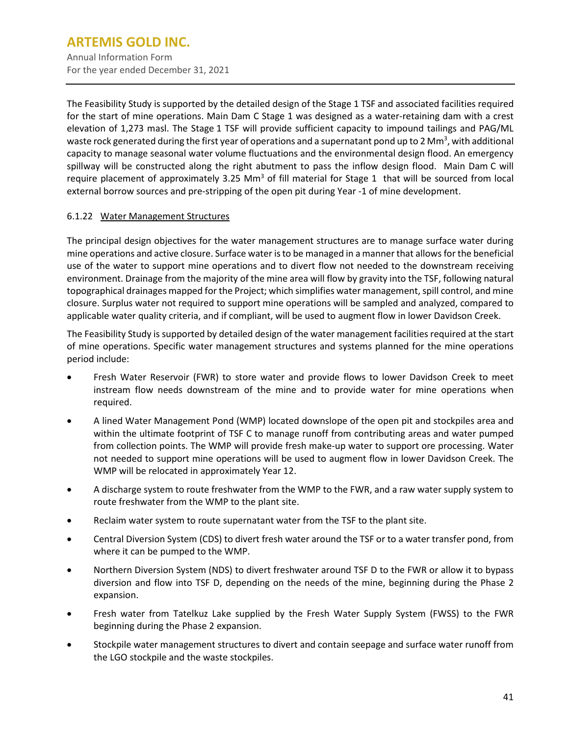The Feasibility Study is supported by the detailed design of the Stage 1 TSF and associated facilities required for the start of mine operations. Main Dam C Stage 1 was designed as a water-retaining dam with a crest elevation of 1,273 masl. The Stage 1 TSF will provide sufficient capacity to impound tailings and PAG/ML waste rock generated during the first year of operations and a supernatant pond up to 2 $Mm^3$, with additional capacity to manage seasonal water volume fluctuations and the environmental design flood. An emergency spillway will be constructed along the right abutment to pass the inflow design flood. Main Dam C will require placement of approximately 3.25 $Mm^3$ of fill material for Stage 1 that will be sourced from local external borrow sources and pre-stripping of the open pit during Year -1 of mine development.

#### 6.1.22 Water Management Structures

The principal design objectives for the water management structures are to manage surface water during mine operations and active closure. Surface water is to be managed in a manner that allows for the beneficial use of the water to support mine operations and to divert flow not needed to the downstream receiving environment. Drainage from the majority of the mine area will flow by gravity into the TSF, following natural topographical drainages mapped for the Project; which simplifies water management, spill control, and mine closure. Surplus water not required to support mine operations will be sampled and analyzed, compared to applicable water quality criteria, and if compliant, will be used to augment flow in lower Davidson Creek.

The Feasibility Study is supported by detailed design of the water management facilities required at the start of mine operations. Specific water management structures and systems planned for the mine operations period include:

- Fresh Water Reservoir (FWR) to store water and provide flows to lower Davidson Creek to meet instream flow needs downstream of the mine and to provide water for mine operations when required.
- A lined Water Management Pond (WMP) located downslope of the open pit and stockpiles area and within the ultimate footprint of TSF C to manage runoff from contributing areas and water pumped from collection points. The WMP will provide fresh make-up water to support ore processing. Water not needed to support mine operations will be used to augment flow in lower Davidson Creek. The WMP will be relocated in approximately Year 12.
- A discharge system to route freshwater from the WMP to the FWR, and a raw water supply system to route freshwater from the WMP to the plant site.
- Reclaim water system to route supernatant water from the TSF to the plant site.
- Central Diversion System (CDS) to divert fresh water around the TSF or to a water transfer pond, from where it can be pumped to the WMP.
- Northern Diversion System (NDS) to divert freshwater around TSF D to the FWR or allow it to bypass diversion and flow into TSF D, depending on the needs of the mine, beginning during the Phase 2 expansion.
- Fresh water from Tatelkuz Lake supplied by the Fresh Water Supply System (FWSS) to the FWR beginning during the Phase 2 expansion.
- Stockpile water management structures to divert and contain seepage and surface water runoff from the LGO stockpile and the waste stockpiles.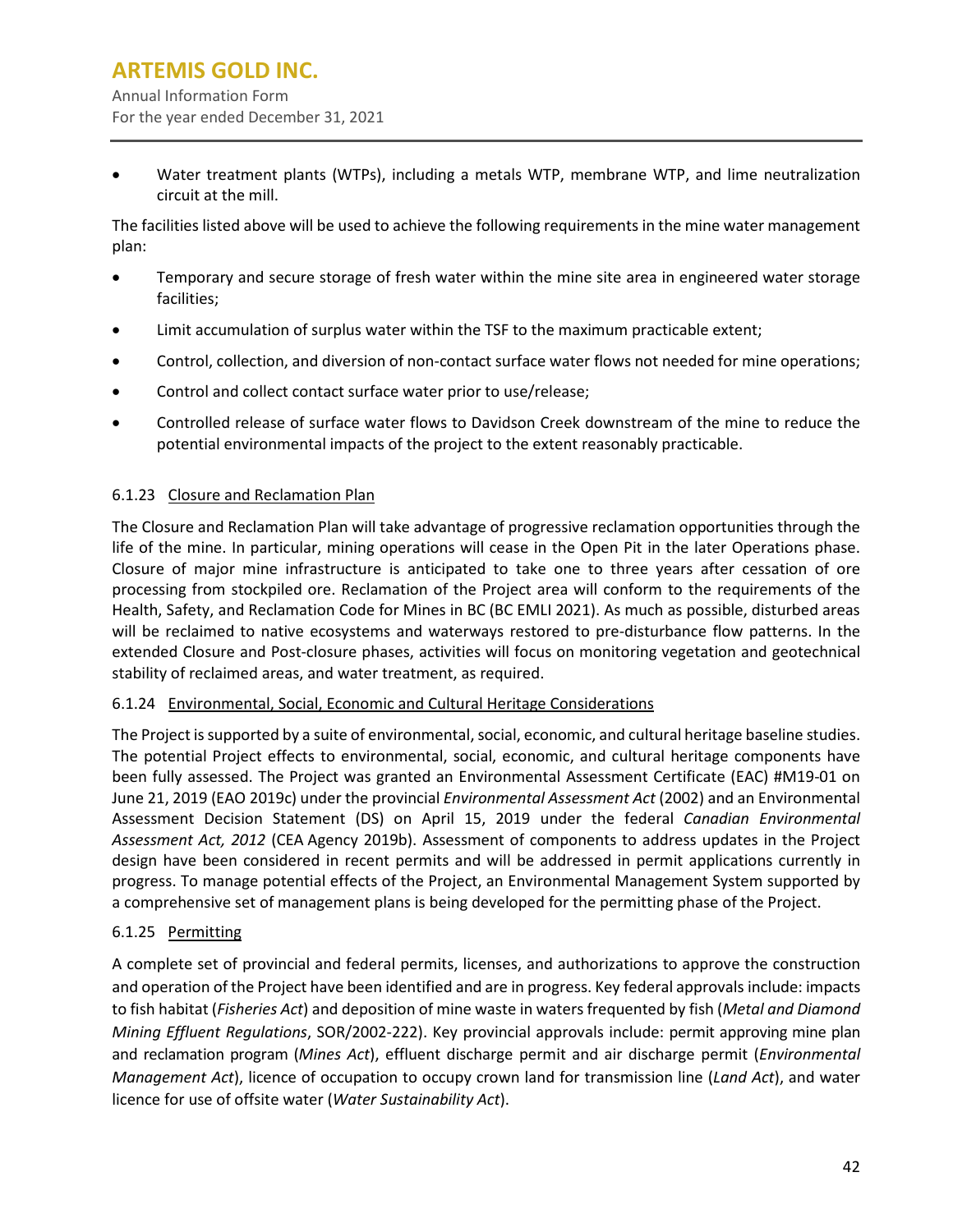- Water treatment plants (WTPs), including a metals WTP, membrane WTP, and lime neutralization circuit at the mill.

The facilities listed above will be used to achieve the following requirements in the mine water management plan:

- Temporary and secure storage of fresh water within the mine site area in engineered water storage facilities;
- Limit accumulation of surplus water within the TSF to the maximum practicable extent;
- Control, collection, and diversion of non-contact surface water flows not needed for mine operations;
- Control and collect contact surface water prior to use/release;
- Controlled release of surface water flows to Davidson Creek downstream of the mine to reduce the potential environmental impacts of the project to the extent reasonably practicable.

#### 6.1.23 Closure and Reclamation Plan

The Closure and Reclamation Plan will take advantage of progressive reclamation opportunities through the life of the mine. In particular, mining operations will cease in the Open Pit in the later Operations phase. Closure of major mine infrastructure is anticipated to take one to three years after cessation of ore processing from stockpiled ore. Reclamation of the Project area will conform to the requirements of the Health, Safety, and Reclamation Code for Mines in BC (BC EMLI 2021). As much as possible, disturbed areas will be reclaimed to native ecosystems and waterways restored to pre-disturbance flow patterns. In the extended Closure and Post-closure phases, activities will focus on monitoring vegetation and geotechnical stability of reclaimed areas, and water treatment, as required.

#### 6.1.24 Environmental, Social, Economic and Cultural Heritage Considerations

The Project is supported by a suite of environmental, social, economic, and cultural heritage baseline studies. The potential Project effects to environmental, social, economic, and cultural heritage components have been fully assessed. The Project was granted an Environmental Assessment Certificate (EAC) #M19-01 on June 21, 2019 (EAO 2019c) under the provincial *Environmental Assessment Act* (2002) and an Environmental Assessment Decision Statement (DS) on April 15, 2019 under the federal *Canadian Environmental Assessment Act, 2012* (CEA Agency 2019b). Assessment of components to address updates in the Project design have been considered in recent permits and will be addressed in permit applications currently in progress. To manage potential effects of the Project, an Environmental Management System supported by a comprehensive set of management plans is being developed for the permitting phase of the Project.

#### 6.1.25 Permitting

A complete set of provincial and federal permits, licenses, and authorizations to approve the construction and operation of the Project have been identified and are in progress. Key federal approvals include: impacts to fish habitat (*Fisheries Act*) and deposition of mine waste in waters frequented by fish (*Metal and Diamond Mining Effluent Regulations*, SOR/2002-222). Key provincial approvals include: permit approving mine plan and reclamation program (*Mines Act*), effluent discharge permit and air discharge permit (*Environmental Management Act*), licence of occupation to occupy crown land for transmission line (*Land Act*), and water licence for use of offsite water (*Water Sustainability Act*).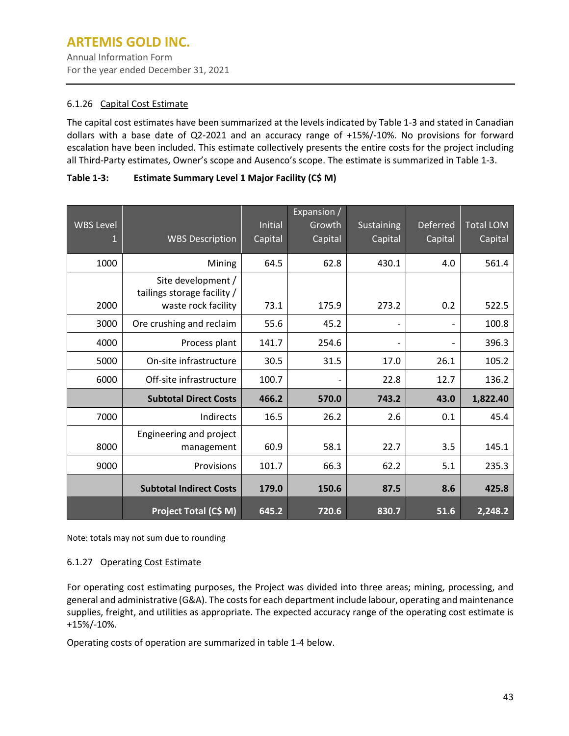### 6.1.26 Capital Cost Estimate

The capital cost estimates have been summarized at the levels indicated by Table 1-3 and stated in Canadian dollars with a base date of Q2-2021 and an accuracy range of +15%/-10%. No provisions for forward escalation have been included. This estimate collectively presents the entire costs for the project including all Third-Party estimates, Owner's scope and Ausenco's scope. The estimate is summarized in Table 1-3.

**Table 1-3: Estimate Summary Level 1 Major Facility (C$ M)**

| WBS Level 1 | WBS Description | Initial Capital | Expansion / Growth Capital | Sustaining Capital | Deferred Capital | Total LOM Capital |
|---|---|---|---|---|---|---|
| 1000 | Mining | 64.5 | 62.8 | 430.1 | 4.0 | 561.4 |
| 2000 | Site development / tailings storage facility / waste rock facility | 73.1 | 175.9 | 273.2 | 0.2 | 522.5 |
| 3000 | Ore crushing and reclaim | 55.6 | 45.2 | - | - | 100.8 |
| 4000 | Process plant | 141.7 | 254.6 | - | - | 396.3 |
| 5000 | On-site infrastructure | 30.5 | 31.5 | 17.0 | 26.1 | 105.2 |
| 6000 | Off-site infrastructure | 100.7 | - | 22.8 | 12.7 | 136.2 |
| | **Subtotal Direct Costs** | **466.2** | **570.0** | **743.2** | **43.0** | **1,822.40** |
| 7000 | Indirects | 16.5 | 26.2 | 2.6 | 0.1 | 45.4 |
| 8000 | Engineering and project management | 60.9 | 58.1 | 22.7 | 3.5 | 145.1 |
| 9000 | Provisions | 101.7 | 66.3 | 62.2 | 5.1 | 235.3 |
| | **Subtotal Indirect Costs** | **179.0** | **150.6** | **87.5** | **8.6** | **425.8** |
| | **Project Total (C$ M)** | **645.2** | **720.6** | **830.7** | **51.6** | **2,248.2** |

Note: totals may not sum due to rounding

### 6.1.27 Operating Cost Estimate

For operating cost estimating purposes, the Project was divided into three areas; mining, processing, and general and administrative (G&A). The costs for each department include labour, operating and maintenance supplies, freight, and utilities as appropriate. The expected accuracy range of the operating cost estimate is +15%/-10%.

Operating costs of operation are summarized in table 1-4 below.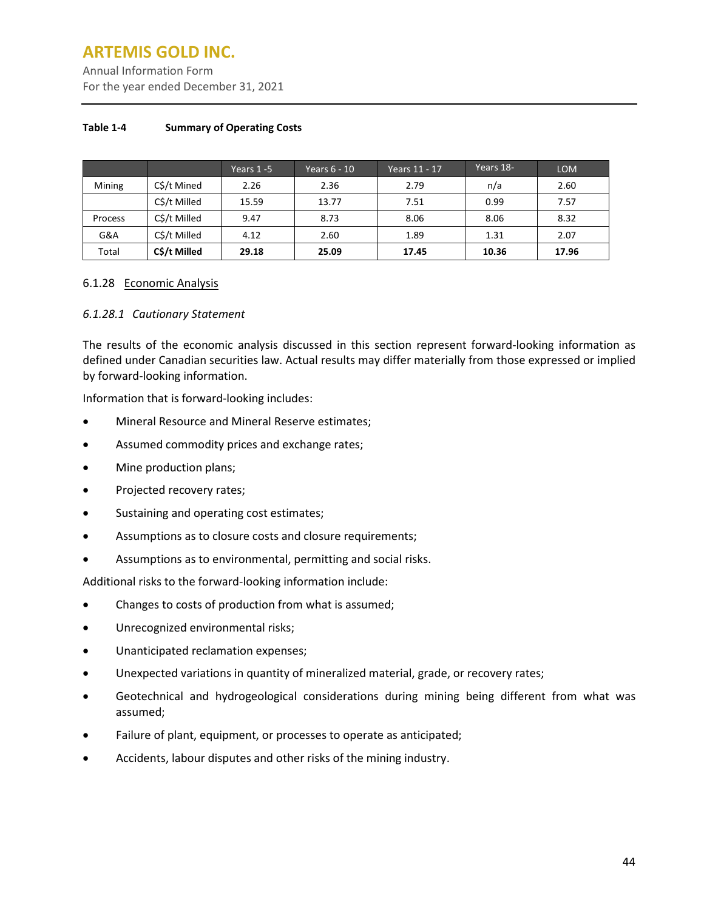**Table 1-4 Summary of Operating Costs**

| | | Years 1 -5 | Years 6 - 10 | Years 11 - 17 | Years 18- | LOM |
|---|---|---|---|---|---|---|
| Mining | C$/t Mined | 2.26 | 2.36 | 2.79 | n/a | 2.60 |
| | C$/t Milled | 15.59 | 13.77 | 7.51 | 0.99 | 7.57 |
| Process | C$/t Milled | 9.47 | 8.73 | 8.06 | 8.06 | 8.32 |
| G&A | C$/t Milled | 4.12 | 2.60 | 1.89 | 1.31 | 2.07 |
| Total | **C$/t Milled** | **29.18** | **25.09** | **17.45** | **10.36** | **17.96** |

#### 6.1.28 Economic Analysis

##### *6.1.28.1 Cautionary Statement*

The results of the economic analysis discussed in this section represent forward-looking information as defined under Canadian securities law. Actual results may differ materially from those expressed or implied by forward-looking information.

Information that is forward-looking includes:

- Mineral Resource and Mineral Reserve estimates;
- Assumed commodity prices and exchange rates;
- Mine production plans;
- Projected recovery rates;
- Sustaining and operating cost estimates;
- Assumptions as to closure costs and closure requirements;
- Assumptions as to environmental, permitting and social risks.

Additional risks to the forward-looking information include:

- Changes to costs of production from what is assumed;
- Unrecognized environmental risks;
- Unanticipated reclamation expenses;
- Unexpected variations in quantity of mineralized material, grade, or recovery rates;
- Geotechnical and hydrogeological considerations during mining being different from what was assumed;
- Failure of plant, equipment, or processes to operate as anticipated;
- Accidents, labour disputes and other risks of the mining industry.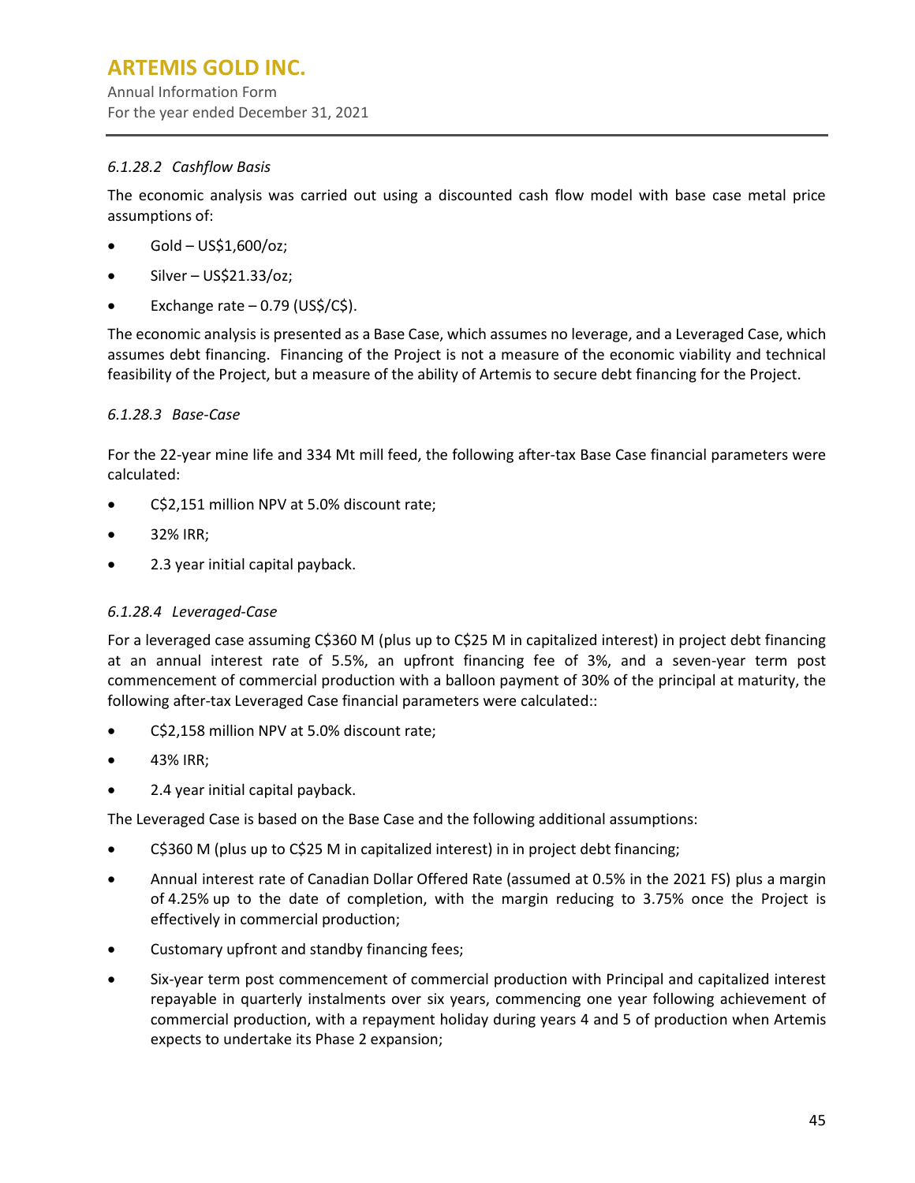*6.1.28.2 Cashflow Basis*

The economic analysis was carried out using a discounted cash flow model with base case metal price assumptions of:

- Gold – US$1,600/oz;
- Silver – US$21.33/oz;
- Exchange rate – 0.79 (US$/C$).

The economic analysis is presented as a Base Case, which assumes no leverage, and a Leveraged Case, which assumes debt financing. Financing of the Project is not a measure of the economic viability and technical feasibility of the Project, but a measure of the ability of Artemis to secure debt financing for the Project.

*6.1.28.3 Base-Case*

For the 22-year mine life and 334 Mt mill feed, the following after-tax Base Case financial parameters were calculated:

- C$2,151 million NPV at 5.0% discount rate;
- 32% IRR;
- 2.3 year initial capital payback.

*6.1.28.4 Leveraged-Case*

For a leveraged case assuming C$360 M (plus up to C$25 M in capitalized interest) in project debt financing at an annual interest rate of 5.5%, an upfront financing fee of 3%, and a seven-year term post commencement of commercial production with a balloon payment of 30% of the principal at maturity, the following after-tax Leveraged Case financial parameters were calculated::

- C$2,158 million NPV at 5.0% discount rate;
- 43% IRR;
- 2.4 year initial capital payback.

The Leveraged Case is based on the Base Case and the following additional assumptions:

- C$360 M (plus up to C$25 M in capitalized interest) in in project debt financing;
- Annual interest rate of Canadian Dollar Offered Rate (assumed at 0.5% in the 2021 FS) plus a margin of 4.25% up to the date of completion, with the margin reducing to 3.75% once the Project is effectively in commercial production;
- Customary upfront and standby financing fees;
- Six-year term post commencement of commercial production with Principal and capitalized interest repayable in quarterly instalments over six years, commencing one year following achievement of commercial production, with a repayment holiday during years 4 and 5 of production when Artemis expects to undertake its Phase 2 expansion;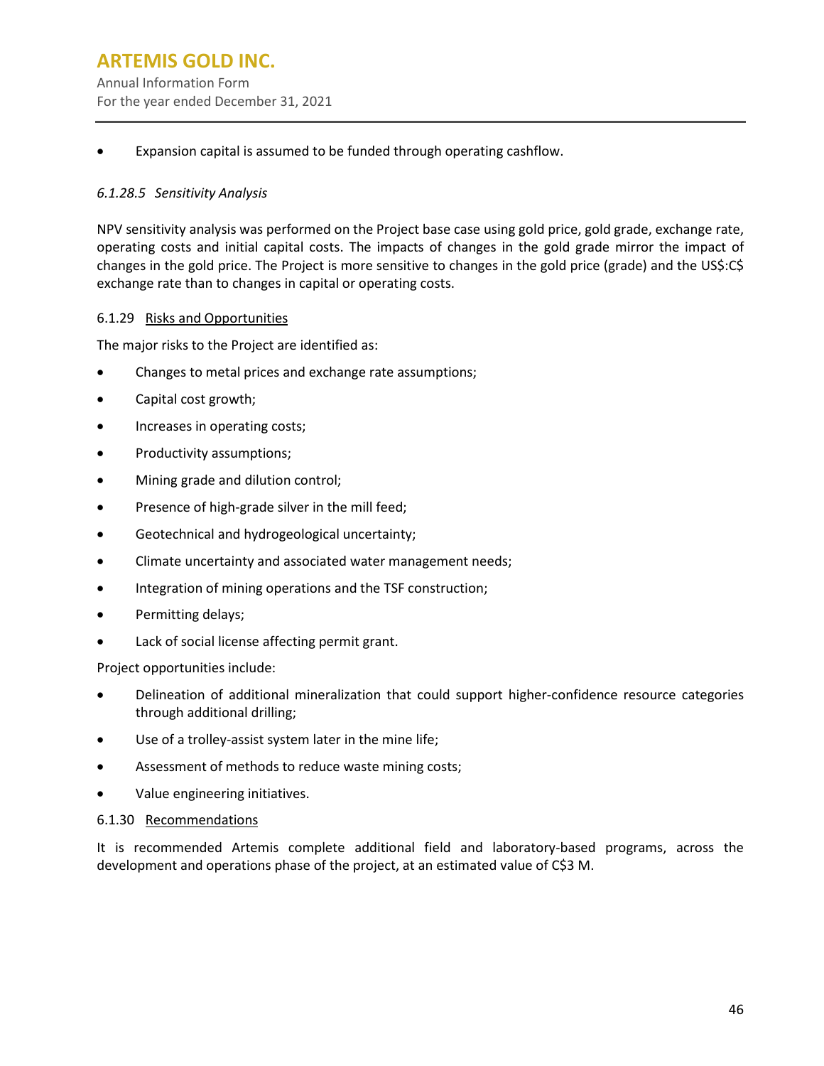- Expansion capital is assumed to be funded through operating cashflow.

#### *6.1.28.5 Sensitivity Analysis*

NPV sensitivity analysis was performed on the Project base case using gold price, gold grade, exchange rate, operating costs and initial capital costs. The impacts of changes in the gold grade mirror the impact of changes in the gold price. The Project is more sensitive to changes in the gold price (grade) and the US$:C$ exchange rate than to changes in capital or operating costs.

### 6.1.29 Risks and Opportunities

The major risks to the Project are identified as:

- Changes to metal prices and exchange rate assumptions;
- Capital cost growth;
- Increases in operating costs;
- Productivity assumptions;
- Mining grade and dilution control;
- Presence of high-grade silver in the mill feed;
- Geotechnical and hydrogeological uncertainty;
- Climate uncertainty and associated water management needs;
- Integration of mining operations and the TSF construction;
- Permitting delays;
- Lack of social license affecting permit grant.

Project opportunities include:

- Delineation of additional mineralization that could support higher-confidence resource categories through additional drilling;
- Use of a trolley-assist system later in the mine life;
- Assessment of methods to reduce waste mining costs;
- Value engineering initiatives.

### 6.1.30 Recommendations

It is recommended Artemis complete additional field and laboratory-based programs, across the development and operations phase of the project, at an estimated value of C$3 M.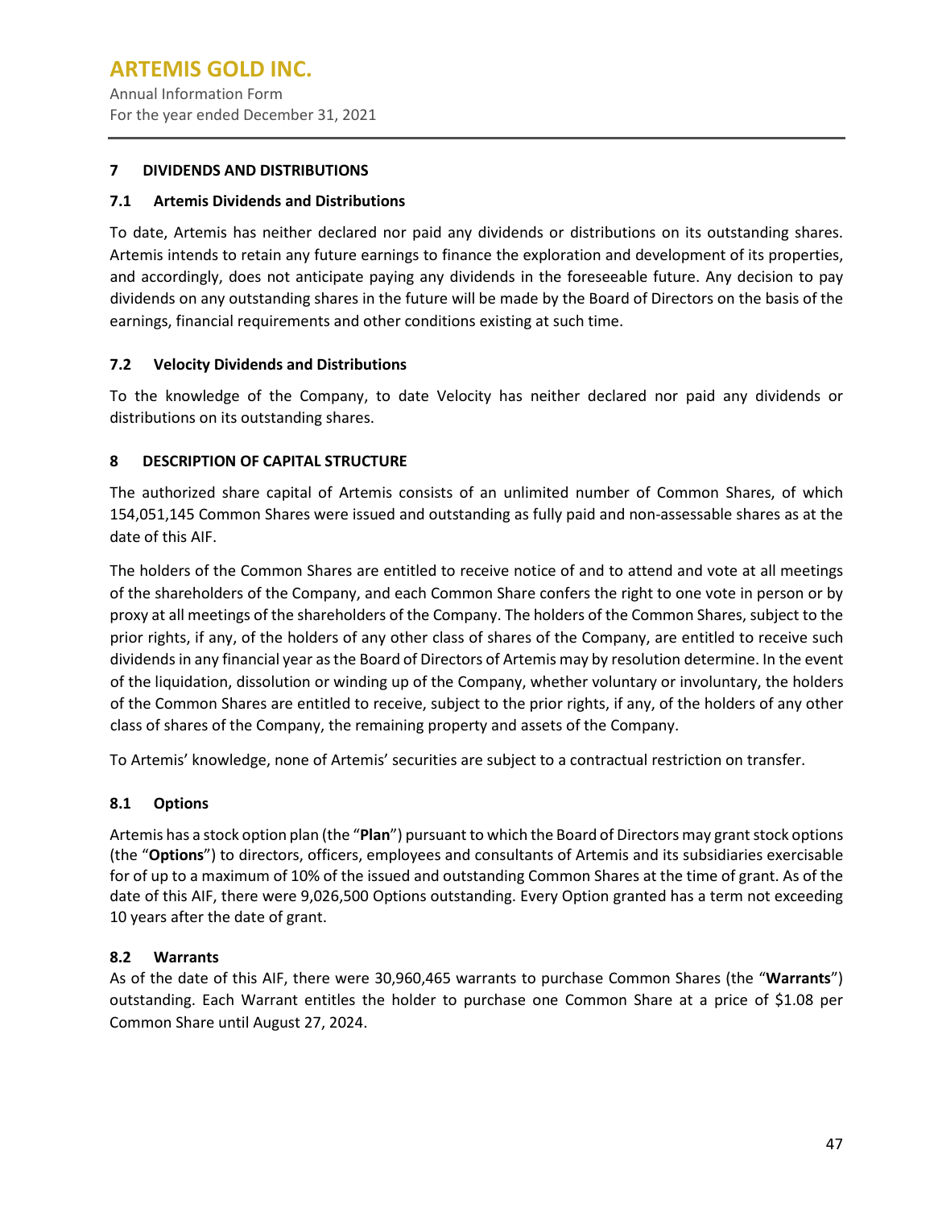## 7 DIVIDENDS AND DISTRIBUTIONS

### 7.1 Artemis Dividends and Distributions

To date, Artemis has neither declared nor paid any dividends or distributions on its outstanding shares. Artemis intends to retain any future earnings to finance the exploration and development of its properties, and accordingly, does not anticipate paying any dividends in the foreseeable future. Any decision to pay dividends on any outstanding shares in the future will be made by the Board of Directors on the basis of the earnings, financial requirements and other conditions existing at such time.

### 7.2 Velocity Dividends and Distributions

To the knowledge of the Company, to date Velocity has neither declared nor paid any dividends or distributions on its outstanding shares.

## 8 DESCRIPTION OF CAPITAL STRUCTURE

The authorized share capital of Artemis consists of an unlimited number of Common Shares, of which 154,051,145 Common Shares were issued and outstanding as fully paid and non-assessable shares as at the date of this AIF.

The holders of the Common Shares are entitled to receive notice of and to attend and vote at all meetings of the shareholders of the Company, and each Common Share confers the right to one vote in person or by proxy at all meetings of the shareholders of the Company. The holders of the Common Shares, subject to the prior rights, if any, of the holders of any other class of shares of the Company, are entitled to receive such dividends in any financial year as the Board of Directors of Artemis may by resolution determine. In the event of the liquidation, dissolution or winding up of the Company, whether voluntary or involuntary, the holders of the Common Shares are entitled to receive, subject to the prior rights, if any, of the holders of any other class of shares of the Company, the remaining property and assets of the Company.

To Artemis' knowledge, none of Artemis' securities are subject to a contractual restriction on transfer.

### 8.1 Options

Artemis has a stock option plan (the "**Plan**") pursuant to which the Board of Directors may grant stock options (the "**Options**") to directors, officers, employees and consultants of Artemis and its subsidiaries exercisable for of up to a maximum of 10% of the issued and outstanding Common Shares at the time of grant. As of the date of this AIF, there were 9,026,500 Options outstanding. Every Option granted has a term not exceeding 10 years after the date of grant.

### 8.2 Warrants

As of the date of this AIF, there were 30,960,465 warrants to purchase Common Shares (the "**Warrants**") outstanding. Each Warrant entitles the holder to purchase one Common Share at a price of $1.08 per Common Share until August 27, 2024.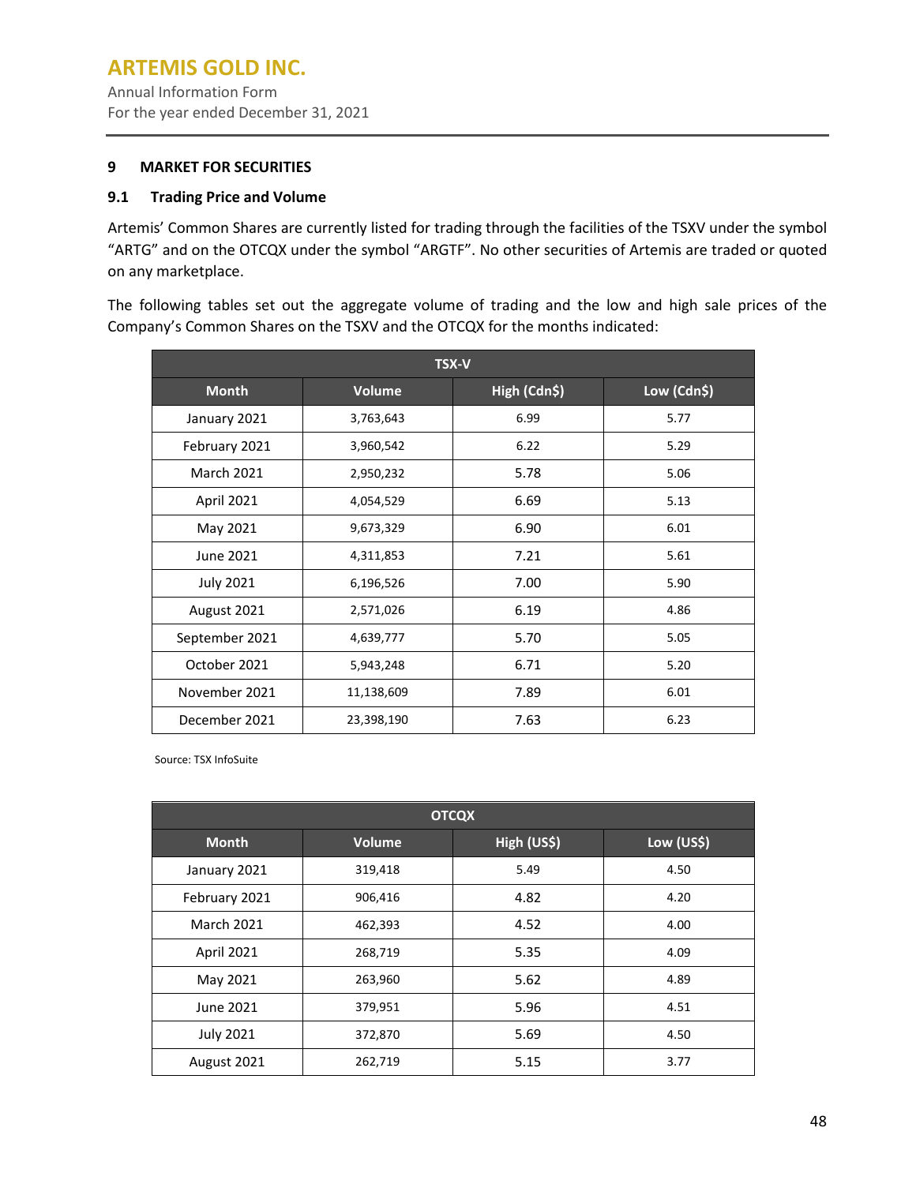## 9 MARKET FOR SECURITIES

### 9.1 Trading Price and Volume

Artemis' Common Shares are currently listed for trading through the facilities of the TSXV under the symbol "ARTG" and on the OTCQX under the symbol "ARGTF". No other securities of Artemis are traded or quoted on any marketplace.

The following tables set out the aggregate volume of trading and the low and high sale prices of the Company's Common Shares on the TSXV and the OTCQX for the months indicated:

| TSX-V | | | |
|---|---|---|---|
| **Month** | **Volume** | **High (Cdn$)** | **Low (Cdn$)** |
| January 2021 | 3,763,643 | 6.99 | 5.77 |
| February 2021 | 3,960,542 | 6.22 | 5.29 |
| March 2021 | 2,950,232 | 5.78 | 5.06 |
| April 2021 | 4,054,529 | 6.69 | 5.13 |
| May 2021 | 9,673,329 | 6.90 | 6.01 |
| June 2021 | 4,311,853 | 7.21 | 5.61 |
| July 2021 | 6,196,526 | 7.00 | 5.90 |
| August 2021 | 2,571,026 | 6.19 | 4.86 |
| September 2021 | 4,639,777 | 5.70 | 5.05 |
| October 2021 | 5,943,248 | 6.71 | 5.20 |
| November 2021 | 11,138,609 | 7.89 | 6.01 |
| December 2021 | 23,398,190 | 7.63 | 6.23 |

Source: TSX InfoSuite

| OTCQX | | | |
|---|---|---|---|
| **Month** | **Volume** | **High (US$)** | **Low (US$)** |
| January 2021 | 319,418 | 5.49 | 4.50 |
| February 2021 | 906,416 | 4.82 | 4.20 |
| March 2021 | 462,393 | 4.52 | 4.00 |
| April 2021 | 268,719 | 5.35 | 4.09 |
| May 2021 | 263,960 | 5.62 | 4.89 |
| June 2021 | 379,951 | 5.96 | 4.51 |
| July 2021 | 372,870 | 5.69 | 4.50 |
| August 2021 | 262,719 | 5.15 | 3.77 |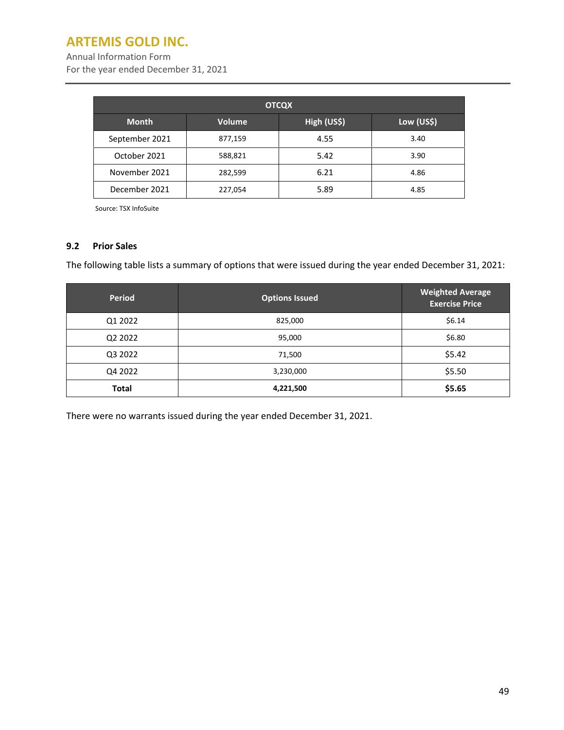| OTCQX | | | |
|---|---|---|---|
| Month | Volume | High (US$) | Low (US$) |
| September 2021 | 877,159 | 4.55 | 3.40 |
| October 2021 | 588,821 | 5.42 | 3.90 |
| November 2021 | 282,599 | 6.21 | 4.86 |
| December 2021 | 227,054 | 5.89 | 4.85 |

Source: TSX InfoSuite

### 9.2 Prior Sales

The following table lists a summary of options that were issued during the year ended December 31, 2021:

| Period | Options Issued | Weighted Average Exercise Price |
|---|---|---|
| Q1 2022 | 825,000 | $6.14 |
| Q2 2022 | 95,000 | $6.80 |
| Q3 2022 | 71,500 | $5.42 |
| Q4 2022 | 3,230,000 | $5.50 |
| **Total** | **4,221,500** | **$5.65** |

There were no warrants issued during the year ended December 31, 2021.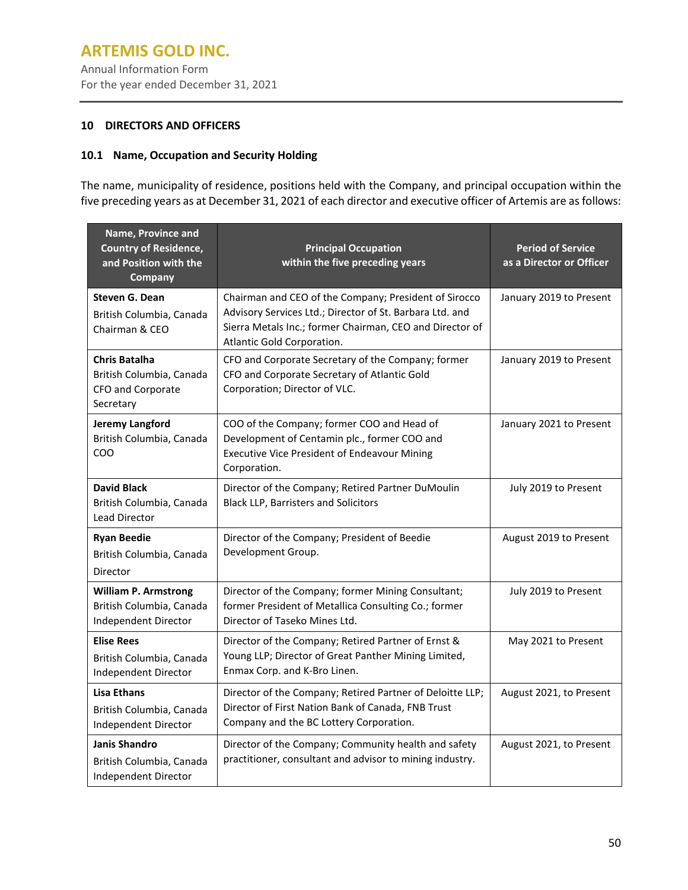## 10 DIRECTORS AND OFFICERS

### 10.1 Name, Occupation and Security Holding

The name, municipality of residence, positions held with the Company, and principal occupation within the five preceding years as at December 31, 2021 of each director and executive officer of Artemis are as follows:

| Name, Province and Country of Residence, and Position with the Company | Principal Occupation within the five preceding years | Period of Service as a Director or Officer |
|---|---|---|
| **Steven G. Dean**<br>British Columbia, Canada<br>Chairman & CEO | Chairman and CEO of the Company; President of Sirocco Advisory Services Ltd.; Director of St. Barbara Ltd. and Sierra Metals Inc.; former Chairman, CEO and Director of Atlantic Gold Corporation. | January 2019 to Present |
| **Chris Batalha**<br>British Columbia, Canada<br>CFO and Corporate Secretary | CFO and Corporate Secretary of the Company; former CFO and Corporate Secretary of Atlantic Gold Corporation; Director of VLC. | January 2019 to Present |
| **Jeremy Langford**<br>British Columbia, Canada<br>COO | COO of the Company; former COO and Head of Development of Centamin plc., former COO and Executive Vice President of Endeavour Mining Corporation. | January 2021 to Present |
| **David Black**<br>British Columbia, Canada<br>Lead Director | Director of the Company; Retired Partner DuMoulin Black LLP, Barristers and Solicitors | July 2019 to Present |
| **Ryan Beedie**<br>British Columbia, Canada<br>Director | Director of the Company; President of Beedie Development Group. | August 2019 to Present |
| **William P. Armstrong**<br>British Columbia, Canada<br>Independent Director | Director of the Company; former Mining Consultant; former President of Metallica Consulting Co.; former Director of Taseko Mines Ltd. | July 2019 to Present |
| **Elise Rees**<br>British Columbia, Canada<br>Independent Director | Director of the Company; Retired Partner of Ernst & Young LLP; Director of Great Panther Mining Limited, Enmax Corp. and K-Bro Linen. | May 2021 to Present |
| **Lisa Ethans**<br>British Columbia, Canada<br>Independent Director | Director of the Company; Retired Partner of Deloitte LLP; Director of First Nation Bank of Canada, FNB Trust Company and the BC Lottery Corporation. | August 2021, to Present |
| **Janis Shandro**<br>British Columbia, Canada<br>Independent Director | Director of the Company; Community health and safety practitioner, consultant and advisor to mining industry. | August 2021, to Present |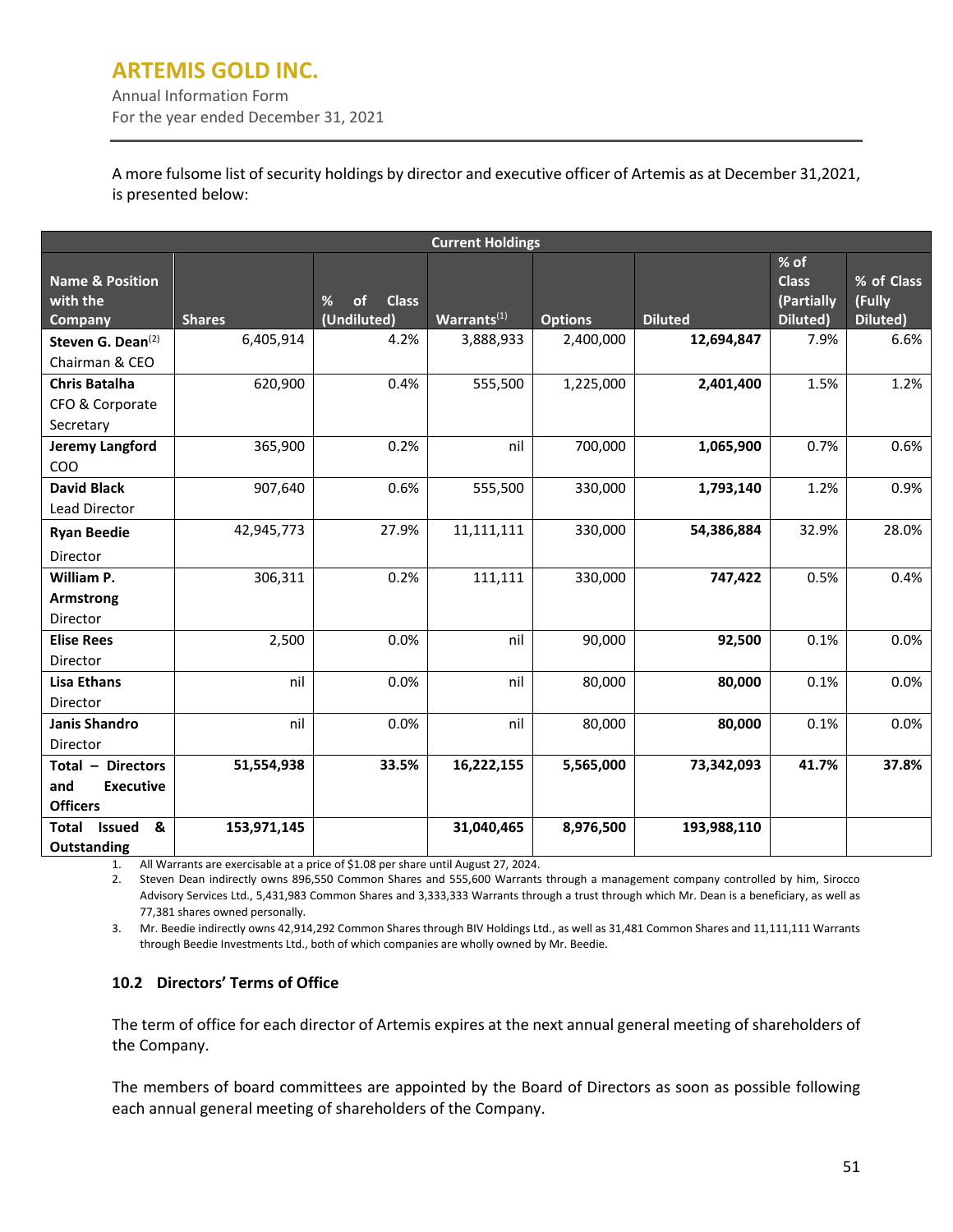A more fulsome list of security holdings by director and executive officer of Artemis as at December 31,2021, is presented below:

| Current Holdings | | | | | | | |
|---|---|---|---|---|---|---|---|
| **Name & Position with the Company** | **Shares** | **% of Class (Undiluted)** | **Warrants[(1)]** | **Options** | **Diluted** | **% of Class (Partially Diluted)** | **% of Class (Fully Diluted)** |
| **Steven G. Dean[(2)]** Chairman & CEO | 6,405,914 | 4.2% | 3,888,933 | 2,400,000 | **12,694,847** | 7.9% | 6.6% |
| **Chris Batalha** CFO & Corporate Secretary | 620,900 | 0.4% | 555,500 | 1,225,000 | **2,401,400** | 1.5% | 1.2% |
| **Jeremy Langford** COO | 365,900 | 0.2% | nil | 700,000 | **1,065,900** | 0.7% | 0.6% |
| **David Black** Lead Director | 907,640 | 0.6% | 555,500 | 330,000 | **1,793,140** | 1.2% | 0.9% |
| **Ryan Beedie** Director | 42,945,773 | 27.9% | 11,111,111 | 330,000 | **54,386,884** | 32.9% | 28.0% |
| **William P. Armstrong** Director | 306,311 | 0.2% | 111,111 | 330,000 | **747,422** | 0.5% | 0.4% |
| **Elise Rees** Director | 2,500 | 0.0% | nil | 90,000 | **92,500** | 0.1% | 0.0% |
| **Lisa Ethans** Director | nil | 0.0% | nil | 80,000 | **80,000** | 0.1% | 0.0% |
| **Janis Shandro** Director | nil | 0.0% | nil | 80,000 | **80,000** | 0.1% | 0.0% |
| **Total – Directors and Executive Officers** | **51,554,938** | **33.5%** | **16,222,155** | **5,565,000** | **73,342,093** | **41.7%** | **37.8%** |
| **Total Issued & Outstanding** | **153,971,145** | | **31,040,465** | **8,976,500** | **193,988,110** | | |

1. All Warrants are exercisable at a price of $1.08 per share until August 27, 2024.
2. Steven Dean indirectly owns 896,550 Common Shares and 555,600 Warrants through a management company controlled by him, Sirocco Advisory Services Ltd., 5,431,983 Common Shares and 3,333,333 Warrants through a trust through which Mr. Dean is a beneficiary, as well as 77,381 shares owned personally.
3. Mr. Beedie indirectly owns 42,914,292 Common Shares through BIV Holdings Ltd., as well as 31,481 Common Shares and 11,111,111 Warrants through Beedie Investments Ltd., both of which companies are wholly owned by Mr. Beedie.

### 10.2 Directors' Terms of Office

The term of office for each director of Artemis expires at the next annual general meeting of shareholders of the Company.

The members of board committees are appointed by the Board of Directors as soon as possible following each annual general meeting of shareholders of the Company.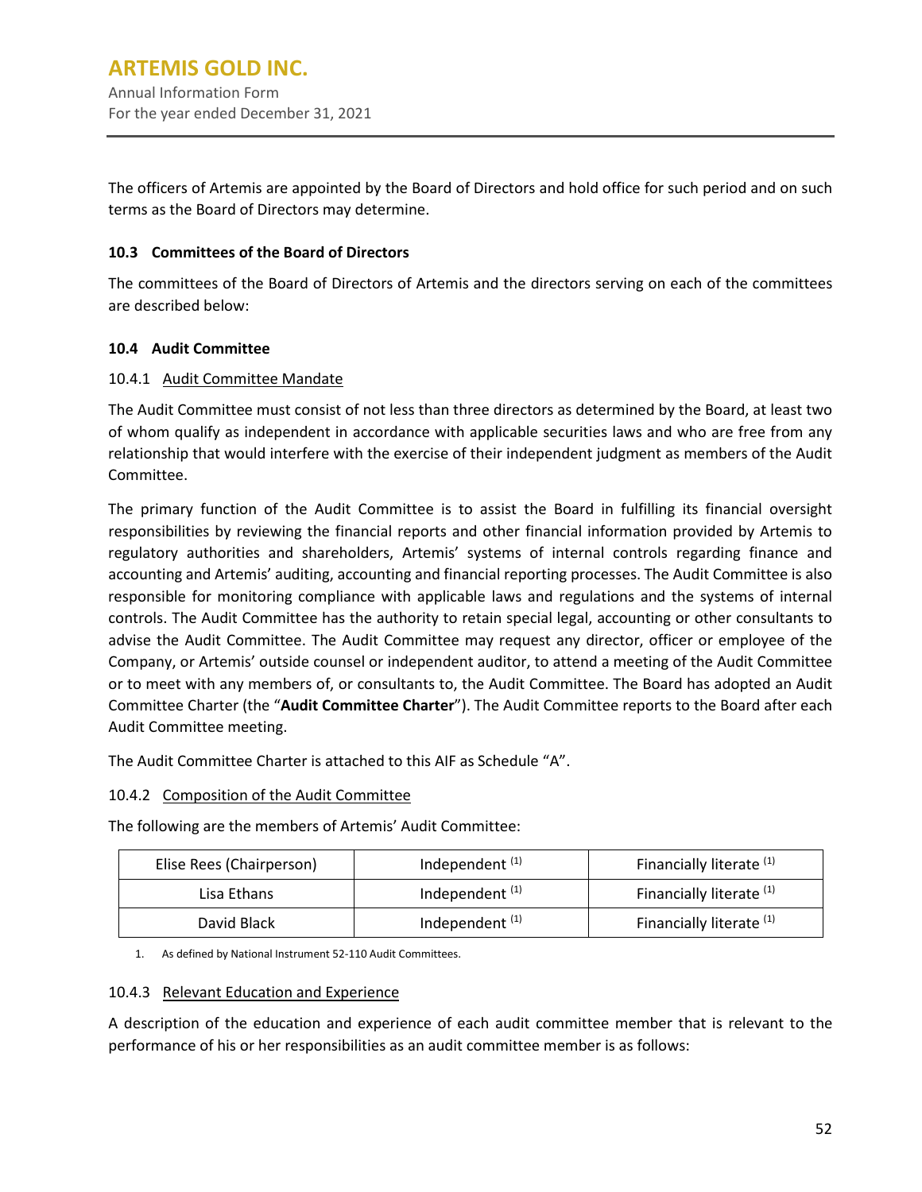The officers of Artemis are appointed by the Board of Directors and hold office for such period and on such terms as the Board of Directors may determine.

### 10.3 Committees of the Board of Directors

The committees of the Board of Directors of Artemis and the directors serving on each of the committees are described below:

### 10.4 Audit Committee

#### 10.4.1 Audit Committee Mandate

The Audit Committee must consist of not less than three directors as determined by the Board, at least two of whom qualify as independent in accordance with applicable securities laws and who are free from any relationship that would interfere with the exercise of their independent judgment as members of the Audit Committee.

The primary function of the Audit Committee is to assist the Board in fulfilling its financial oversight responsibilities by reviewing the financial reports and other financial information provided by Artemis to regulatory authorities and shareholders, Artemis' systems of internal controls regarding finance and accounting and Artemis' auditing, accounting and financial reporting processes. The Audit Committee is also responsible for monitoring compliance with applicable laws and regulations and the systems of internal controls. The Audit Committee has the authority to retain special legal, accounting or other consultants to advise the Audit Committee. The Audit Committee may request any director, officer or employee of the Company, or Artemis' outside counsel or independent auditor, to attend a meeting of the Audit Committee or to meet with any members of, or consultants to, the Audit Committee. The Board has adopted an Audit Committee Charter (the "**Audit Committee Charter**"). The Audit Committee reports to the Board after each Audit Committee meeting.

The Audit Committee Charter is attached to this AIF as Schedule "A".

#### 10.4.2 Composition of the Audit Committee

The following are the members of Artemis' Audit Committee:

| | | |
|---|---|---|
| Elise Rees (Chairperson) | Independent [1] | Financially literate [1] |
| Lisa Ethans | Independent [1] | Financially literate [1] |
| David Black | Independent [1] | Financially literate [1] |

1. As defined by National Instrument 52-110 Audit Committees.

#### 10.4.3 Relevant Education and Experience

A description of the education and experience of each audit committee member that is relevant to the performance of his or her responsibilities as an audit committee member is as follows: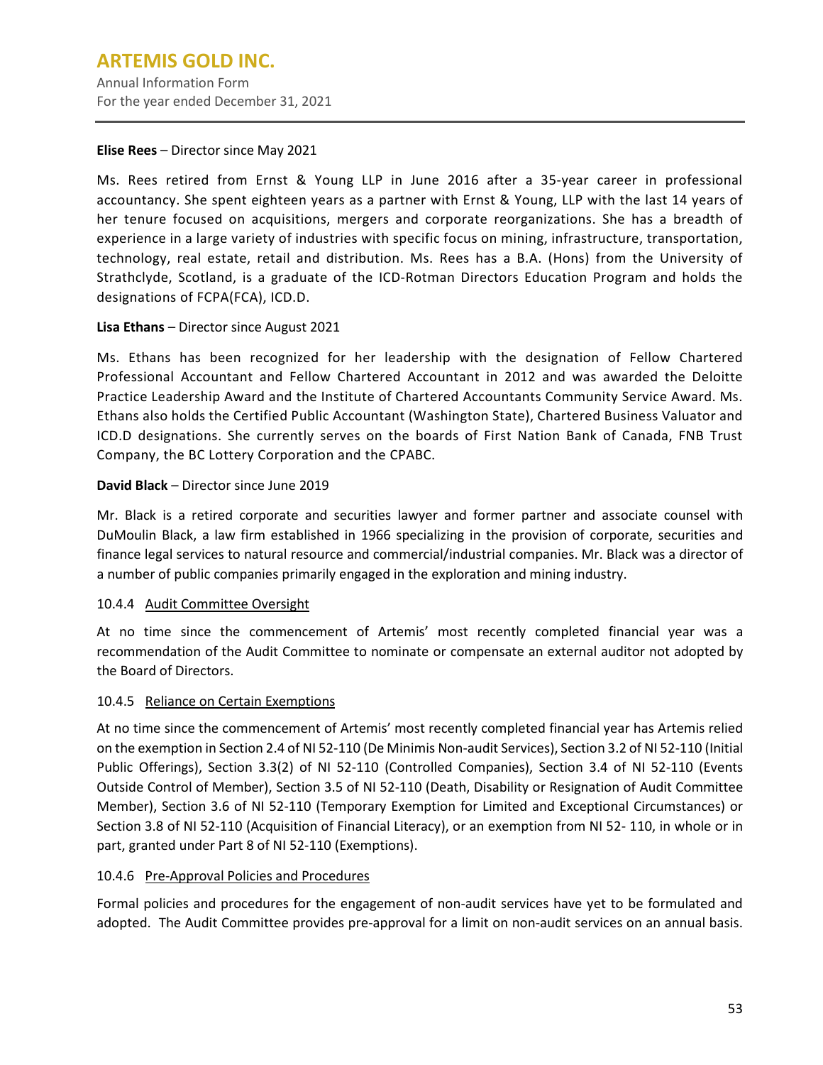**Elise Rees** – Director since May 2021

Ms. Rees retired from Ernst & Young LLP in June 2016 after a 35-year career in professional accountancy. She spent eighteen years as a partner with Ernst & Young, LLP with the last 14 years of her tenure focused on acquisitions, mergers and corporate reorganizations. She has a breadth of experience in a large variety of industries with specific focus on mining, infrastructure, transportation, technology, real estate, retail and distribution. Ms. Rees has a B.A. (Hons) from the University of Strathclyde, Scotland, is a graduate of the ICD-Rotman Directors Education Program and holds the designations of FCPA(FCA), ICD.D.

**Lisa Ethans** – Director since August 2021

Ms. Ethans has been recognized for her leadership with the designation of Fellow Chartered Professional Accountant and Fellow Chartered Accountant in 2012 and was awarded the Deloitte Practice Leadership Award and the Institute of Chartered Accountants Community Service Award. Ms. Ethans also holds the Certified Public Accountant (Washington State), Chartered Business Valuator and ICD.D designations. She currently serves on the boards of First Nation Bank of Canada, FNB Trust Company, the BC Lottery Corporation and the CPABC.

**David Black** – Director since June 2019

Mr. Black is a retired corporate and securities lawyer and former partner and associate counsel with DuMoulin Black, a law firm established in 1966 specializing in the provision of corporate, securities and finance legal services to natural resource and commercial/industrial companies. Mr. Black was a director of a number of public companies primarily engaged in the exploration and mining industry.

### 10.4.4 Audit Committee Oversight

At no time since the commencement of Artemis' most recently completed financial year was a recommendation of the Audit Committee to nominate or compensate an external auditor not adopted by the Board of Directors.

### 10.4.5 Reliance on Certain Exemptions

At no time since the commencement of Artemis' most recently completed financial year has Artemis relied on the exemption in Section 2.4 of NI 52-110 (De Minimis Non-audit Services), Section 3.2 of NI 52-110 (Initial Public Offerings), Section 3.3(2) of NI 52-110 (Controlled Companies), Section 3.4 of NI 52-110 (Events Outside Control of Member), Section 3.5 of NI 52-110 (Death, Disability or Resignation of Audit Committee Member), Section 3.6 of NI 52-110 (Temporary Exemption for Limited and Exceptional Circumstances) or Section 3.8 of NI 52-110 (Acquisition of Financial Literacy), or an exemption from NI 52- 110, in whole or in part, granted under Part 8 of NI 52-110 (Exemptions).

### 10.4.6 Pre-Approval Policies and Procedures

Formal policies and procedures for the engagement of non-audit services have yet to be formulated and adopted. The Audit Committee provides pre-approval for a limit on non-audit services on an annual basis.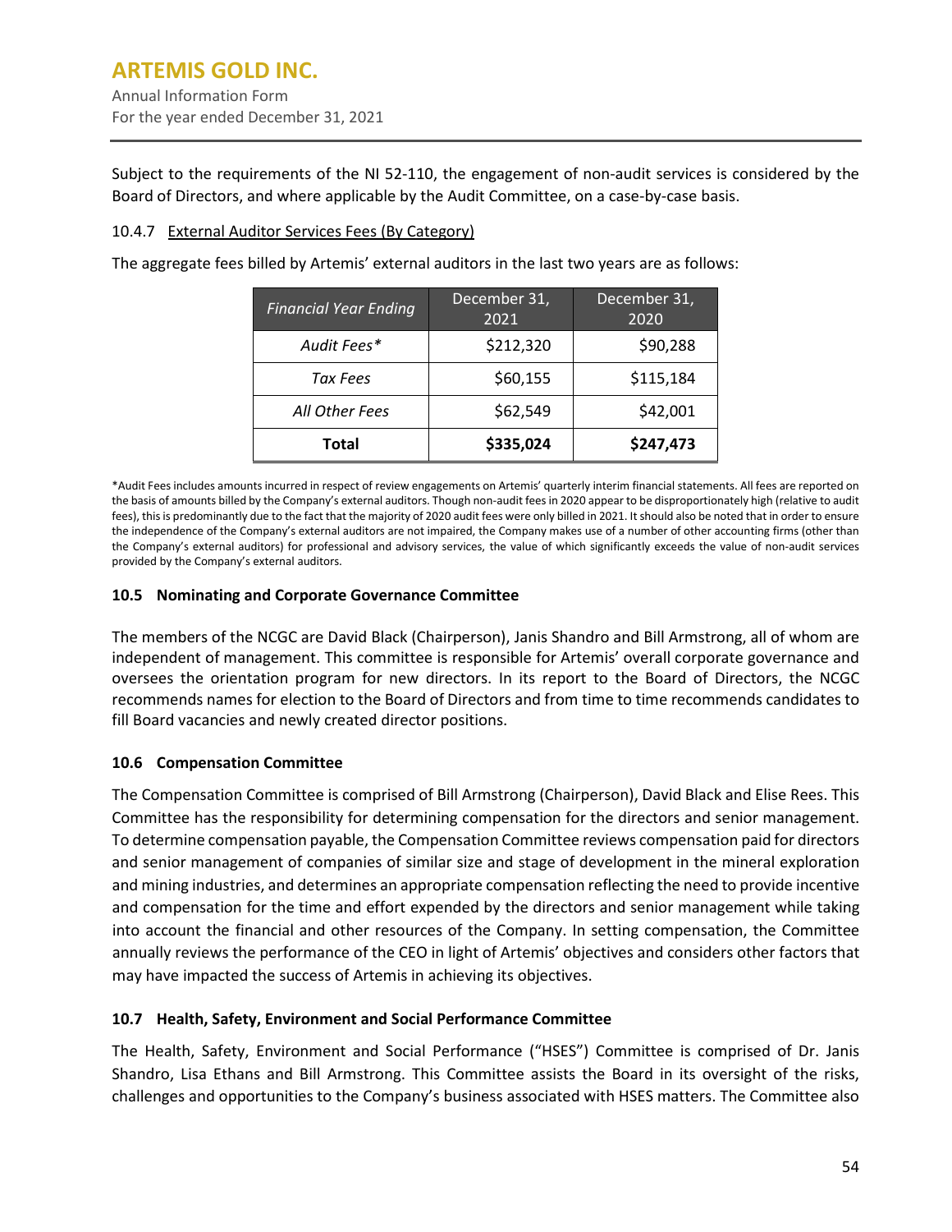Subject to the requirements of the NI 52-110, the engagement of non-audit services is considered by the Board of Directors, and where applicable by the Audit Committee, on a case-by-case basis.

#### 10.4.7 External Auditor Services Fees (By Category)

The aggregate fees billed by Artemis' external auditors in the last two years are as follows:

| *Financial Year Ending* | December 31, 2021 | December 31, 2020 |
|---|---|---|
| *Audit Fees\** | $212,320 | $90,288 |
| *Tax Fees* | $60,155 | $115,184 |
| *All Other Fees* | $62,549 | $42,001 |
| **Total** | **$335,024** | **$247,473** |

\*Audit Fees includes amounts incurred in respect of review engagements on Artemis' quarterly interim financial statements. All fees are reported on the basis of amounts billed by the Company's external auditors. Though non-audit fees in 2020 appear to be disproportionately high (relative to audit fees), this is predominantly due to the fact that the majority of 2020 audit fees were only billed in 2021. It should also be noted that in order to ensure the independence of the Company's external auditors are not impaired, the Company makes use of a number of other accounting firms (other than the Company's external auditors) for professional and advisory services, the value of which significantly exceeds the value of non-audit services provided by the Company's external auditors.

### 10.5 Nominating and Corporate Governance Committee

The members of the NCGC are David Black (Chairperson), Janis Shandro and Bill Armstrong, all of whom are independent of management. This committee is responsible for Artemis' overall corporate governance and oversees the orientation program for new directors. In its report to the Board of Directors, the NCGC recommends names for election to the Board of Directors and from time to time recommends candidates to fill Board vacancies and newly created director positions.

### 10.6 Compensation Committee

The Compensation Committee is comprised of Bill Armstrong (Chairperson), David Black and Elise Rees. This Committee has the responsibility for determining compensation for the directors and senior management. To determine compensation payable, the Compensation Committee reviews compensation paid for directors and senior management of companies of similar size and stage of development in the mineral exploration and mining industries, and determines an appropriate compensation reflecting the need to provide incentive and compensation for the time and effort expended by the directors and senior management while taking into account the financial and other resources of the Company. In setting compensation, the Committee annually reviews the performance of the CEO in light of Artemis' objectives and considers other factors that may have impacted the success of Artemis in achieving its objectives.

### 10.7 Health, Safety, Environment and Social Performance Committee

The Health, Safety, Environment and Social Performance ("HSES") Committee is comprised of Dr. Janis Shandro, Lisa Ethans and Bill Armstrong. This Committee assists the Board in its oversight of the risks, challenges and opportunities to the Company's business associated with HSES matters. The Committee also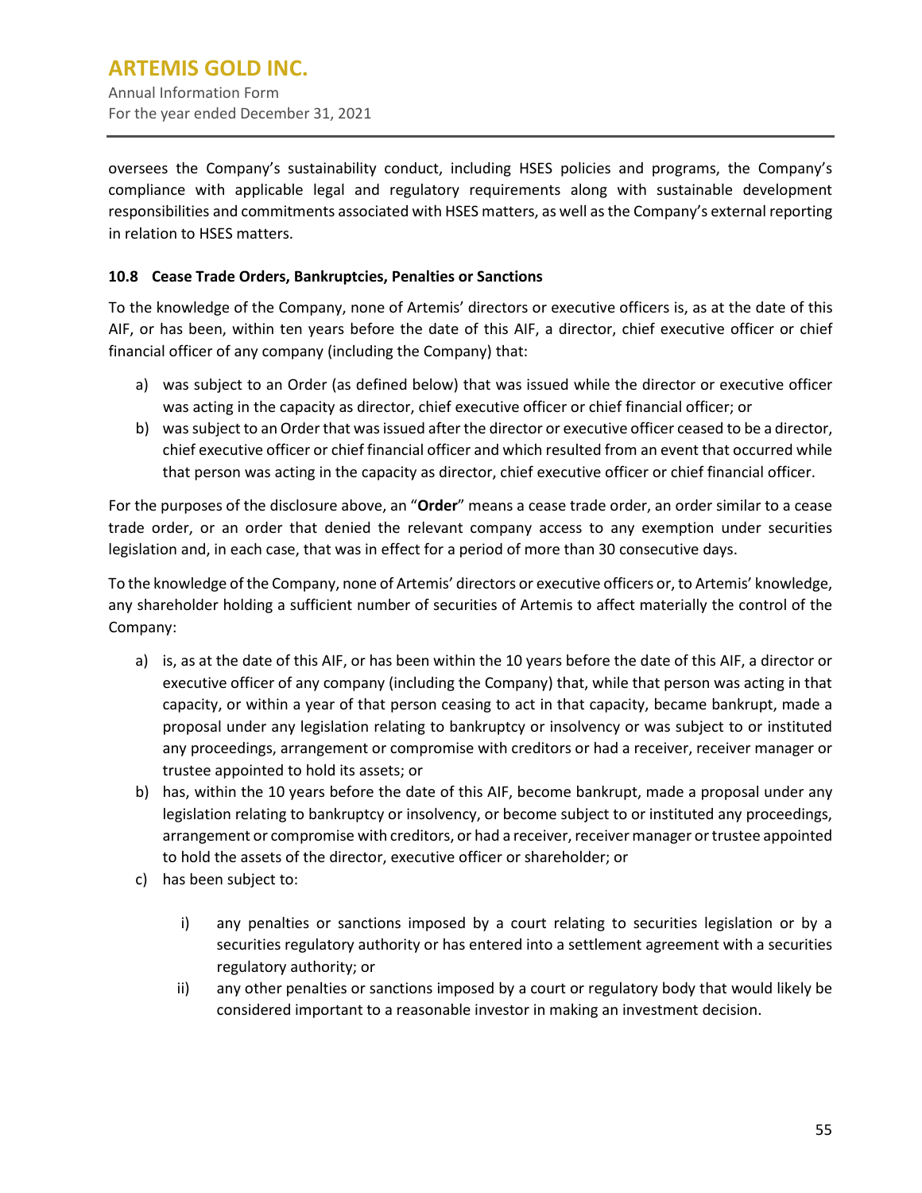oversees the Company's sustainability conduct, including HSES policies and programs, the Company's compliance with applicable legal and regulatory requirements along with sustainable development responsibilities and commitments associated with HSES matters, as well as the Company's external reporting in relation to HSES matters.

### 10.8 Cease Trade Orders, Bankruptcies, Penalties or Sanctions

To the knowledge of the Company, none of Artemis' directors or executive officers is, as at the date of this AIF, or has been, within ten years before the date of this AIF, a director, chief executive officer or chief financial officer of any company (including the Company) that:

a) was subject to an Order (as defined below) that was issued while the director or executive officer was acting in the capacity as director, chief executive officer or chief financial officer; or
b) was subject to an Order that was issued after the director or executive officer ceased to be a director, chief executive officer or chief financial officer and which resulted from an event that occurred while that person was acting in the capacity as director, chief executive officer or chief financial officer.

For the purposes of the disclosure above, an "**Order**" means a cease trade order, an order similar to a cease trade order, or an order that denied the relevant company access to any exemption under securities legislation and, in each case, that was in effect for a period of more than 30 consecutive days.

To the knowledge of the Company, none of Artemis' directors or executive officers or, to Artemis' knowledge, any shareholder holding a sufficient number of securities of Artemis to affect materially the control of the Company:

a) is, as at the date of this AIF, or has been within the 10 years before the date of this AIF, a director or executive officer of any company (including the Company) that, while that person was acting in that capacity, or within a year of that person ceasing to act in that capacity, became bankrupt, made a proposal under any legislation relating to bankruptcy or insolvency or was subject to or instituted any proceedings, arrangement or compromise with creditors or had a receiver, receiver manager or trustee appointed to hold its assets; or
b) has, within the 10 years before the date of this AIF, become bankrupt, made a proposal under any legislation relating to bankruptcy or insolvency, or become subject to or instituted any proceedings, arrangement or compromise with creditors, or had a receiver, receiver manager or trustee appointed to hold the assets of the director, executive officer or shareholder; or
c) has been subject to:
   i) any penalties or sanctions imposed by a court relating to securities legislation or by a securities regulatory authority or has entered into a settlement agreement with a securities regulatory authority; or
   ii) any other penalties or sanctions imposed by a court or regulatory body that would likely be considered important to a reasonable investor in making an investment decision.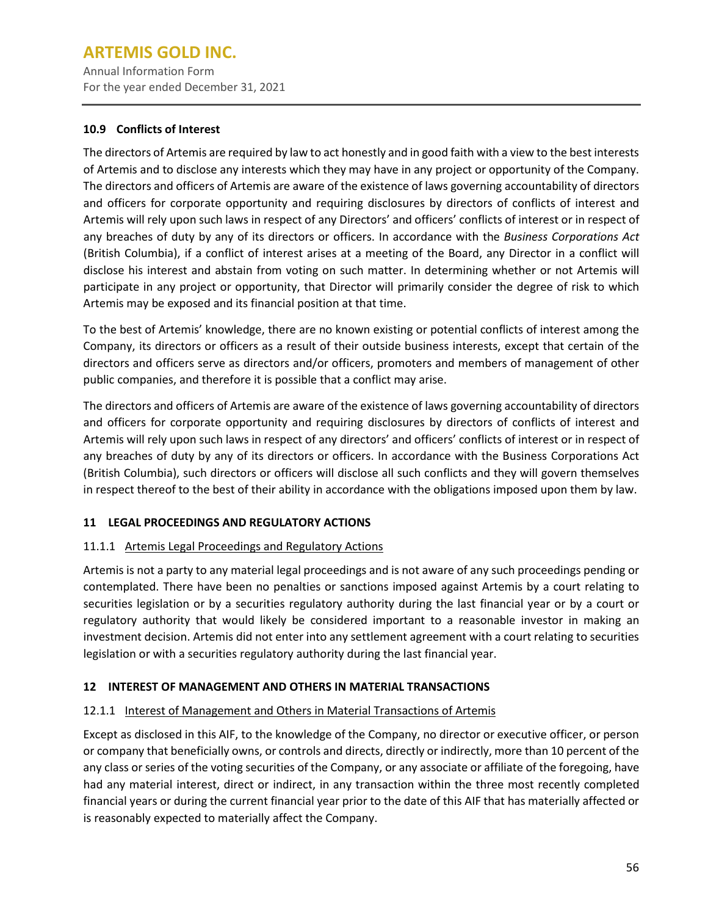### 10.9 Conflicts of Interest

The directors of Artemis are required by law to act honestly and in good faith with a view to the best interests of Artemis and to disclose any interests which they may have in any project or opportunity of the Company. The directors and officers of Artemis are aware of the existence of laws governing accountability of directors and officers for corporate opportunity and requiring disclosures by directors of conflicts of interest and Artemis will rely upon such laws in respect of any Directors' and officers' conflicts of interest or in respect of any breaches of duty by any of its directors or officers. In accordance with the *Business Corporations Act* (British Columbia), if a conflict of interest arises at a meeting of the Board, any Director in a conflict will disclose his interest and abstain from voting on such matter. In determining whether or not Artemis will participate in any project or opportunity, that Director will primarily consider the degree of risk to which Artemis may be exposed and its financial position at that time.

To the best of Artemis' knowledge, there are no known existing or potential conflicts of interest among the Company, its directors or officers as a result of their outside business interests, except that certain of the directors and officers serve as directors and/or officers, promoters and members of management of other public companies, and therefore it is possible that a conflict may arise.

The directors and officers of Artemis are aware of the existence of laws governing accountability of directors and officers for corporate opportunity and requiring disclosures by directors of conflicts of interest and Artemis will rely upon such laws in respect of any directors' and officers' conflicts of interest or in respect of any breaches of duty by any of its directors or officers. In accordance with the Business Corporations Act (British Columbia), such directors or officers will disclose all such conflicts and they will govern themselves in respect thereof to the best of their ability in accordance with the obligations imposed upon them by law.

## 11 LEGAL PROCEEDINGS AND REGULATORY ACTIONS

#### 11.1.1 Artemis Legal Proceedings and Regulatory Actions

Artemis is not a party to any material legal proceedings and is not aware of any such proceedings pending or contemplated. There have been no penalties or sanctions imposed against Artemis by a court relating to securities legislation or by a securities regulatory authority during the last financial year or by a court or regulatory authority that would likely be considered important to a reasonable investor in making an investment decision. Artemis did not enter into any settlement agreement with a court relating to securities legislation or with a securities regulatory authority during the last financial year.

## 12 INTEREST OF MANAGEMENT AND OTHERS IN MATERIAL TRANSACTIONS

#### 12.1.1 Interest of Management and Others in Material Transactions of Artemis

Except as disclosed in this AIF, to the knowledge of the Company, no director or executive officer, or person or company that beneficially owns, or controls and directs, directly or indirectly, more than 10 percent of the any class or series of the voting securities of the Company, or any associate or affiliate of the foregoing, have had any material interest, direct or indirect, in any transaction within the three most recently completed financial years or during the current financial year prior to the date of this AIF that has materially affected or is reasonably expected to materially affect the Company.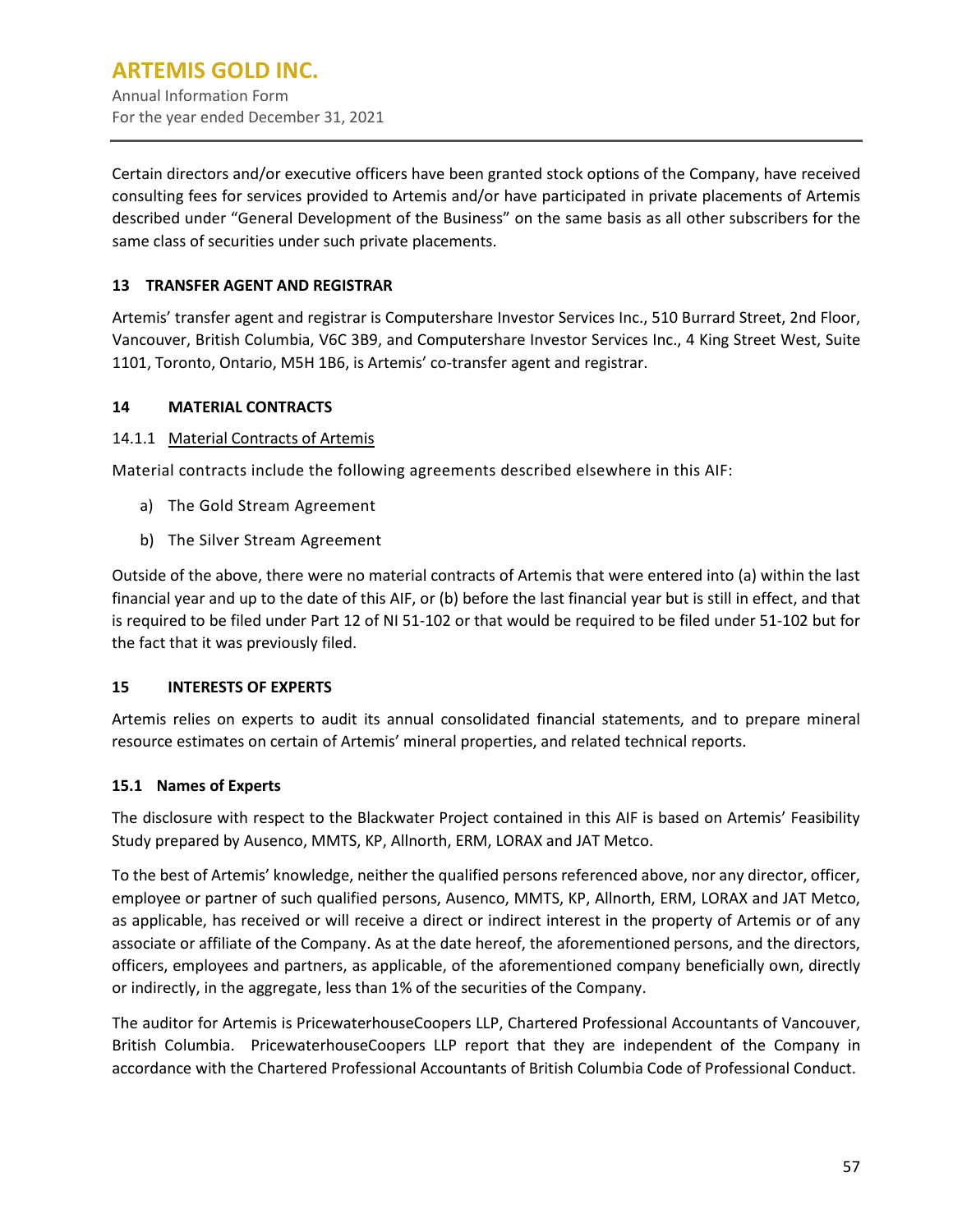Certain directors and/or executive officers have been granted stock options of the Company, have received consulting fees for services provided to Artemis and/or have participated in private placements of Artemis described under "General Development of the Business" on the same basis as all other subscribers for the same class of securities under such private placements.

## 13 TRANSFER AGENT AND REGISTRAR

Artemis' transfer agent and registrar is Computershare Investor Services Inc., 510 Burrard Street, 2nd Floor, Vancouver, British Columbia, V6C 3B9, and Computershare Investor Services Inc., 4 King Street West, Suite 1101, Toronto, Ontario, M5H 1B6, is Artemis' co-transfer agent and registrar.

## 14 MATERIAL CONTRACTS

### 14.1.1 Material Contracts of Artemis

Material contracts include the following agreements described elsewhere in this AIF:

a) The Gold Stream Agreement

b) The Silver Stream Agreement

Outside of the above, there were no material contracts of Artemis that were entered into (a) within the last financial year and up to the date of this AIF, or (b) before the last financial year but is still in effect, and that is required to be filed under Part 12 of NI 51-102 or that would be required to be filed under 51-102 but for the fact that it was previously filed.

## 15 INTERESTS OF EXPERTS

Artemis relies on experts to audit its annual consolidated financial statements, and to prepare mineral resource estimates on certain of Artemis' mineral properties, and related technical reports.

### 15.1 Names of Experts

The disclosure with respect to the Blackwater Project contained in this AIF is based on Artemis' Feasibility Study prepared by Ausenco, MMTS, KP, Allnorth, ERM, LORAX and JAT Metco.

To the best of Artemis' knowledge, neither the qualified persons referenced above, nor any director, officer, employee or partner of such qualified persons, Ausenco, MMTS, KP, Allnorth, ERM, LORAX and JAT Metco, as applicable, has received or will receive a direct or indirect interest in the property of Artemis or of any associate or affiliate of the Company. As at the date hereof, the aforementioned persons, and the directors, officers, employees and partners, as applicable, of the aforementioned company beneficially own, directly or indirectly, in the aggregate, less than 1% of the securities of the Company.

The auditor for Artemis is PricewaterhouseCoopers LLP, Chartered Professional Accountants of Vancouver, British Columbia. PricewaterhouseCoopers LLP report that they are independent of the Company in accordance with the Chartered Professional Accountants of British Columbia Code of Professional Conduct.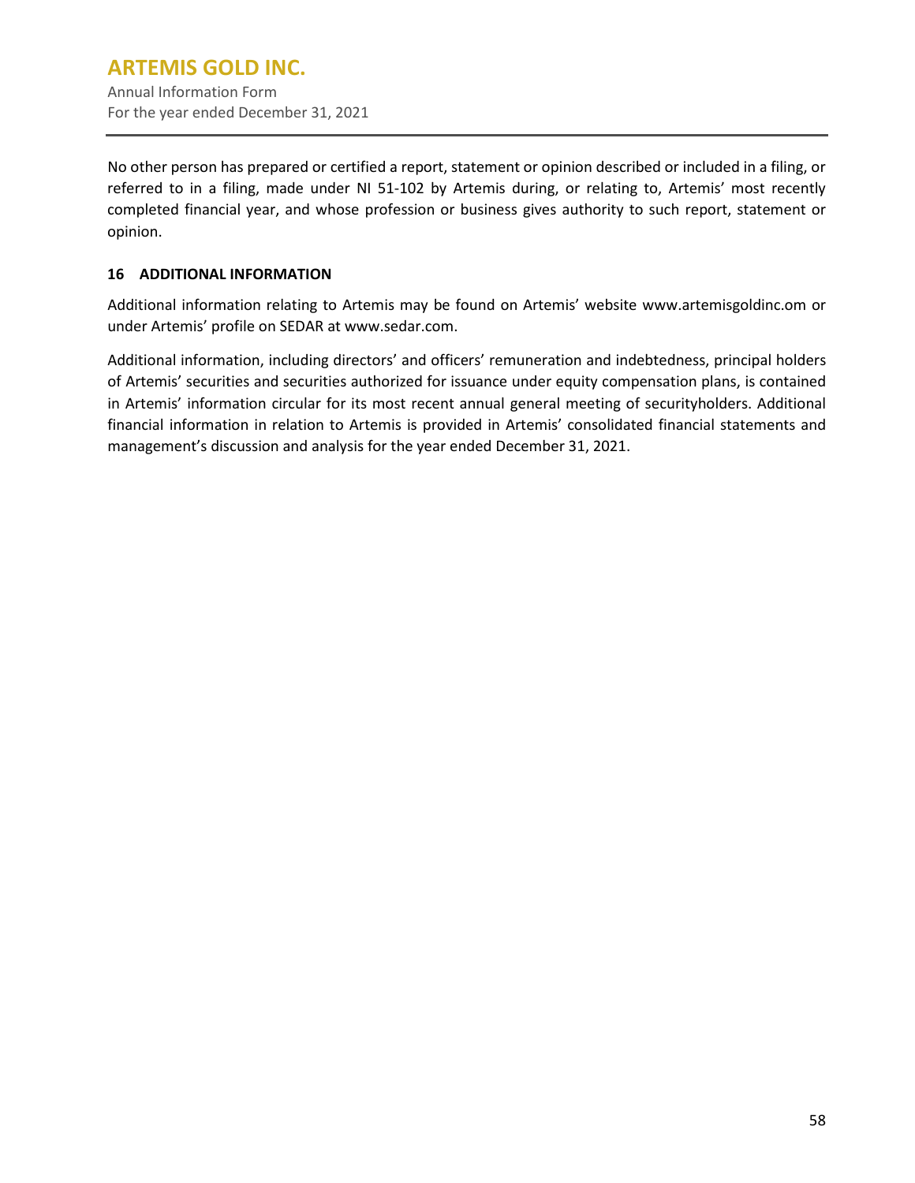No other person has prepared or certified a report, statement or opinion described or included in a filing, or referred to in a filing, made under NI 51-102 by Artemis during, or relating to, Artemis' most recently completed financial year, and whose profession or business gives authority to such report, statement or opinion.

## 16 ADDITIONAL INFORMATION

Additional information relating to Artemis may be found on Artemis' website www.artemisgoldinc.om or under Artemis' profile on SEDAR at www.sedar.com.

Additional information, including directors' and officers' remuneration and indebtedness, principal holders of Artemis' securities and securities authorized for issuance under equity compensation plans, is contained in Artemis' information circular for its most recent annual general meeting of securityholders. Additional financial information in relation to Artemis is provided in Artemis' consolidated financial statements and management's discussion and analysis for the year ended December 31, 2021.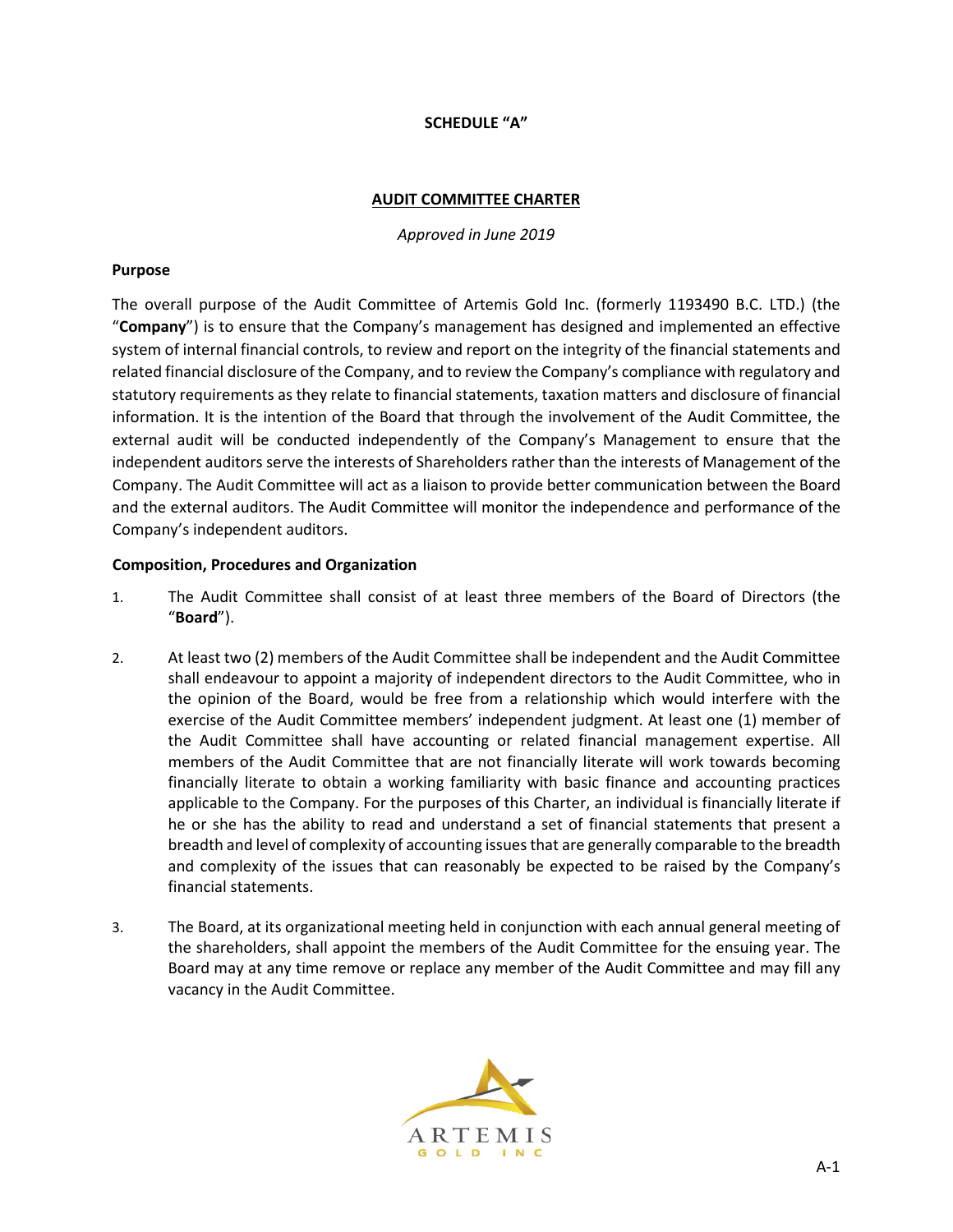**SCHEDULE "A"**

**AUDIT COMMITTEE CHARTER**

*Approved in June 2019*

**Purpose**

The overall purpose of the Audit Committee of Artemis Gold Inc. (formerly 1193490 B.C. LTD.) (the "**Company**") is to ensure that the Company's management has designed and implemented an effective system of internal financial controls, to review and report on the integrity of the financial statements and related financial disclosure of the Company, and to review the Company's compliance with regulatory and statutory requirements as they relate to financial statements, taxation matters and disclosure of financial information. It is the intention of the Board that through the involvement of the Audit Committee, the external audit will be conducted independently of the Company's Management to ensure that the independent auditors serve the interests of Shareholders rather than the interests of Management of the Company. The Audit Committee will act as a liaison to provide better communication between the Board and the external auditors. The Audit Committee will monitor the independence and performance of the Company's independent auditors.

**Composition, Procedures and Organization**

1. The Audit Committee shall consist of at least three members of the Board of Directors (the "**Board**").

2. At least two (2) members of the Audit Committee shall be independent and the Audit Committee shall endeavour to appoint a majority of independent directors to the Audit Committee, who in the opinion of the Board, would be free from a relationship which would interfere with the exercise of the Audit Committee members' independent judgment. At least one (1) member of the Audit Committee shall have accounting or related financial management expertise. All members of the Audit Committee that are not financially literate will work towards becoming financially literate to obtain a working familiarity with basic finance and accounting practices applicable to the Company. For the purposes of this Charter, an individual is financially literate if he or she has the ability to read and understand a set of financial statements that present a breadth and level of complexity of accounting issues that are generally comparable to the breadth and complexity of the issues that can reasonably be expected to be raised by the Company's financial statements.

3. The Board, at its organizational meeting held in conjunction with each annual general meeting of the shareholders, shall appoint the members of the Audit Committee for the ensuing year. The Board may at any time remove or replace any member of the Audit Committee and may fill any vacancy in the Audit Committee.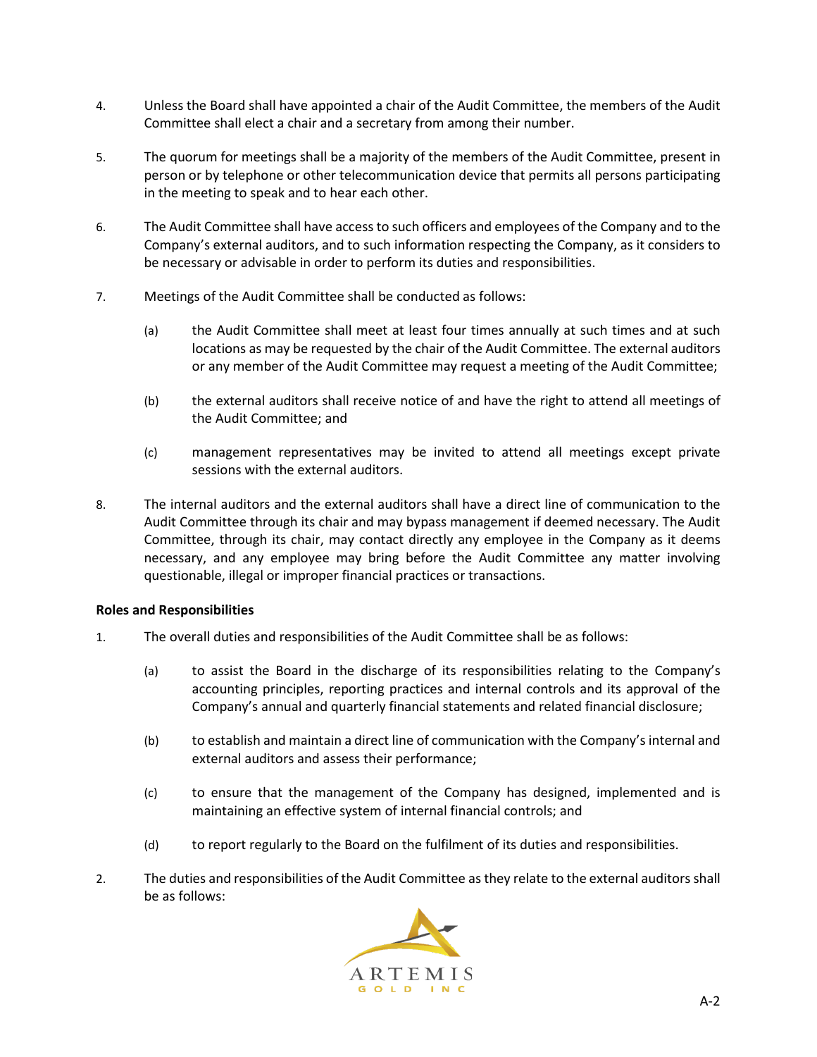4. Unless the Board shall have appointed a chair of the Audit Committee, the members of the Audit Committee shall elect a chair and a secretary from among their number.

5. The quorum for meetings shall be a majority of the members of the Audit Committee, present in person or by telephone or other telecommunication device that permits all persons participating in the meeting to speak and to hear each other.

6. The Audit Committee shall have access to such officers and employees of the Company and to the Company's external auditors, and to such information respecting the Company, as it considers to be necessary or advisable in order to perform its duties and responsibilities.

7. Meetings of the Audit Committee shall be conducted as follows:

   (a) the Audit Committee shall meet at least four times annually at such times and at such locations as may be requested by the chair of the Audit Committee. The external auditors or any member of the Audit Committee may request a meeting of the Audit Committee;

   (b) the external auditors shall receive notice of and have the right to attend all meetings of the Audit Committee; and

   (c) management representatives may be invited to attend all meetings except private sessions with the external auditors.

8. The internal auditors and the external auditors shall have a direct line of communication to the Audit Committee through its chair and may bypass management if deemed necessary. The Audit Committee, through its chair, may contact directly any employee in the Company as it deems necessary, and any employee may bring before the Audit Committee any matter involving questionable, illegal or improper financial practices or transactions.

**Roles and Responsibilities**

1. The overall duties and responsibilities of the Audit Committee shall be as follows:

   (a) to assist the Board in the discharge of its responsibilities relating to the Company's accounting principles, reporting practices and internal controls and its approval of the Company's annual and quarterly financial statements and related financial disclosure;

   (b) to establish and maintain a direct line of communication with the Company's internal and external auditors and assess their performance;

   (c) to ensure that the management of the Company has designed, implemented and is maintaining an effective system of internal financial controls; and

   (d) to report regularly to the Board on the fulfilment of its duties and responsibilities.

2. The duties and responsibilities of the Audit Committee as they relate to the external auditors shall be as follows: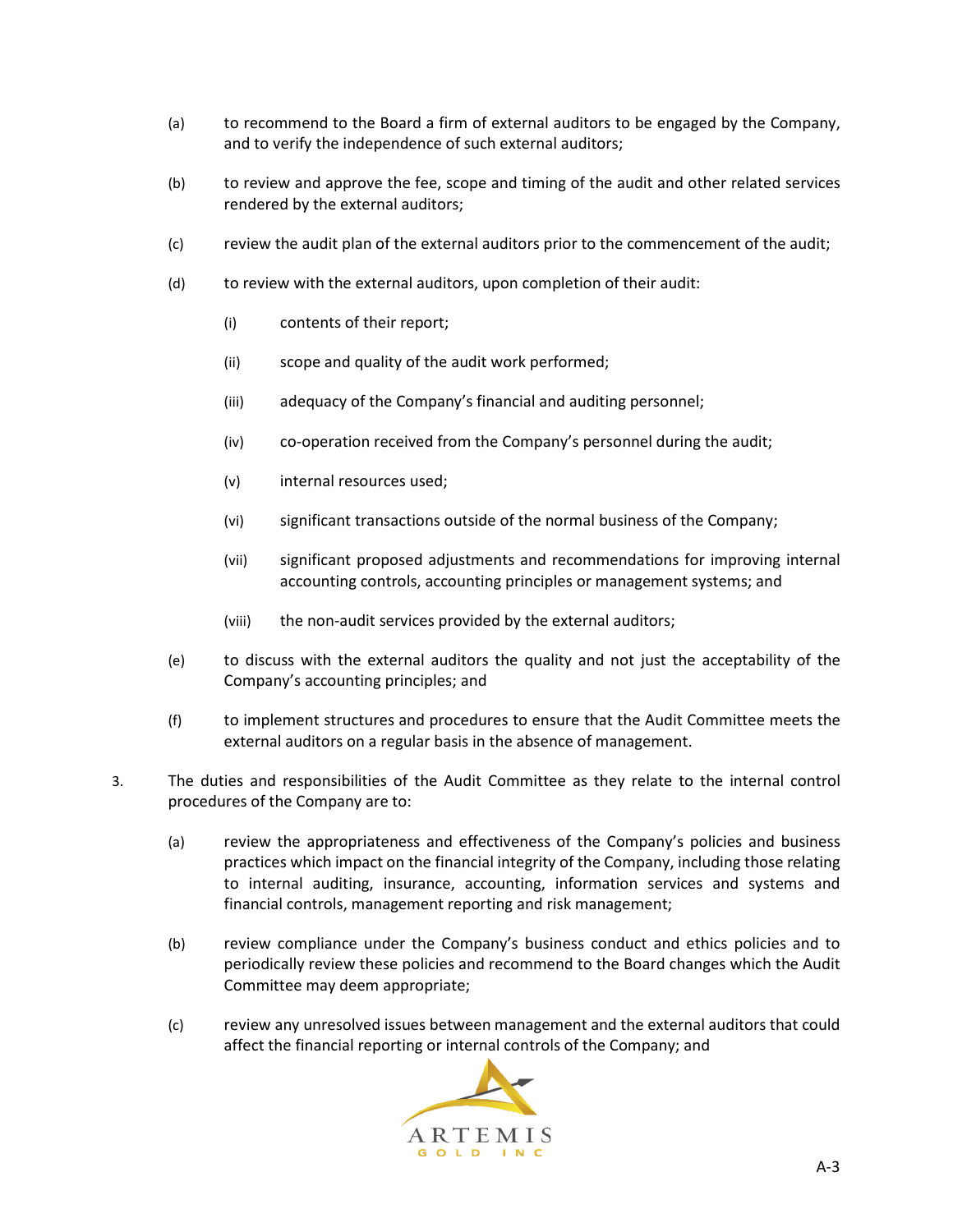(a) to recommend to the Board a firm of external auditors to be engaged by the Company, and to verify the independence of such external auditors;

(b) to review and approve the fee, scope and timing of the audit and other related services rendered by the external auditors;

(c) review the audit plan of the external auditors prior to the commencement of the audit;

(d) to review with the external auditors, upon completion of their audit:

   (i) contents of their report;

   (ii) scope and quality of the audit work performed;

   (iii) adequacy of the Company's financial and auditing personnel;

   (iv) co-operation received from the Company's personnel during the audit;

   (v) internal resources used;

   (vi) significant transactions outside of the normal business of the Company;

   (vii) significant proposed adjustments and recommendations for improving internal accounting controls, accounting principles or management systems; and

   (viii) the non-audit services provided by the external auditors;

(e) to discuss with the external auditors the quality and not just the acceptability of the Company's accounting principles; and

(f) to implement structures and procedures to ensure that the Audit Committee meets the external auditors on a regular basis in the absence of management.

3. The duties and responsibilities of the Audit Committee as they relate to the internal control procedures of the Company are to:

   (a) review the appropriateness and effectiveness of the Company's policies and business practices which impact on the financial integrity of the Company, including those relating to internal auditing, insurance, accounting, information services and systems and financial controls, management reporting and risk management;

   (b) review compliance under the Company's business conduct and ethics policies and to periodically review these policies and recommend to the Board changes which the Audit Committee may deem appropriate;

   (c) review any unresolved issues between management and the external auditors that could affect the financial reporting or internal controls of the Company; and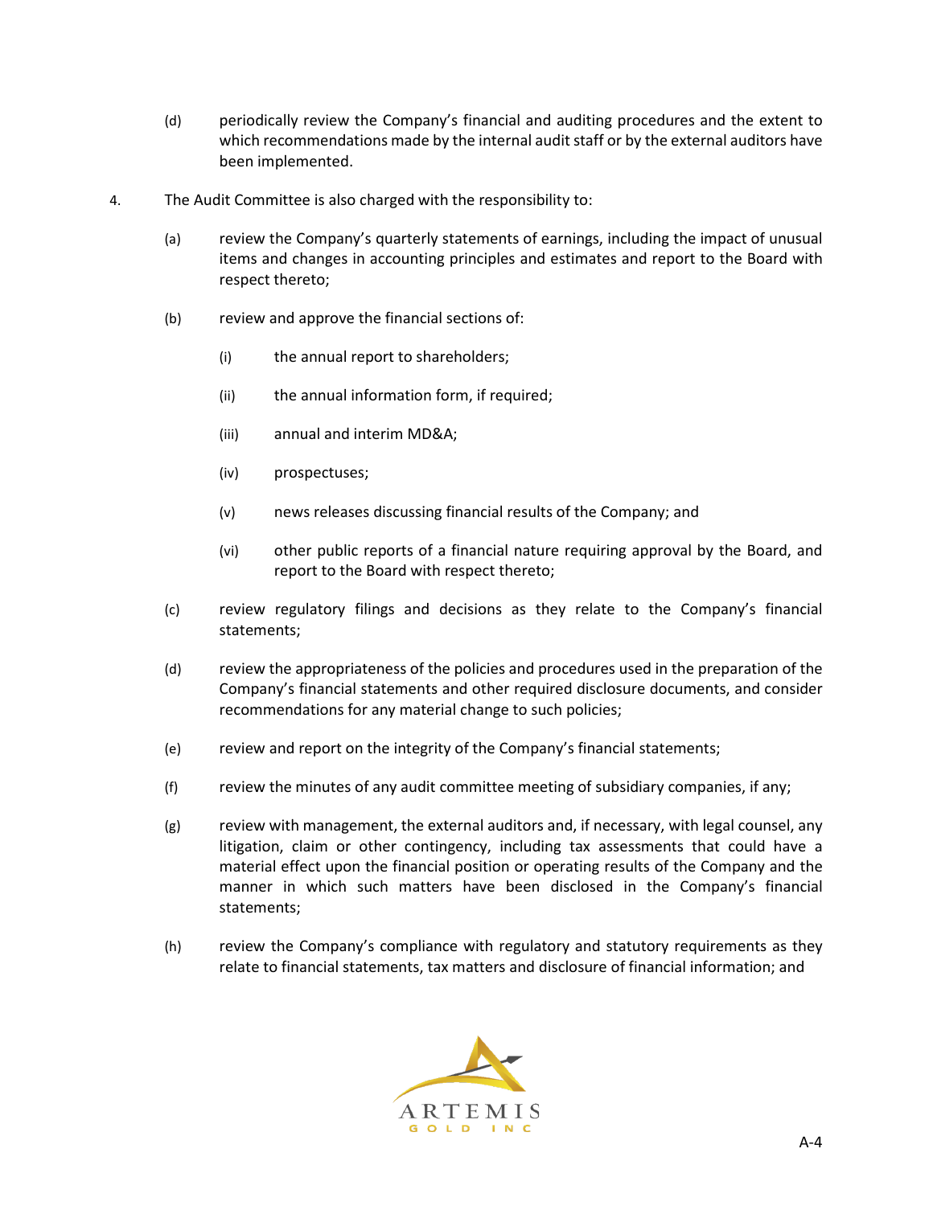(d) periodically review the Company's financial and auditing procedures and the extent to which recommendations made by the internal audit staff or by the external auditors have been implemented.

4. The Audit Committee is also charged with the responsibility to:

   (a) review the Company's quarterly statements of earnings, including the impact of unusual items and changes in accounting principles and estimates and report to the Board with respect thereto;

   (b) review and approve the financial sections of:

      (i) the annual report to shareholders;

      (ii) the annual information form, if required;

      (iii) annual and interim MD&A;

      (iv) prospectuses;

      (v) news releases discussing financial results of the Company; and

      (vi) other public reports of a financial nature requiring approval by the Board, and report to the Board with respect thereto;

   (c) review regulatory filings and decisions as they relate to the Company's financial statements;

   (d) review the appropriateness of the policies and procedures used in the preparation of the Company's financial statements and other required disclosure documents, and consider recommendations for any material change to such policies;

   (e) review and report on the integrity of the Company's financial statements;

   (f) review the minutes of any audit committee meeting of subsidiary companies, if any;

   (g) review with management, the external auditors and, if necessary, with legal counsel, any litigation, claim or other contingency, including tax assessments that could have a material effect upon the financial position or operating results of the Company and the manner in which such matters have been disclosed in the Company's financial statements;

   (h) review the Company's compliance with regulatory and statutory requirements as they relate to financial statements, tax matters and disclosure of financial information; and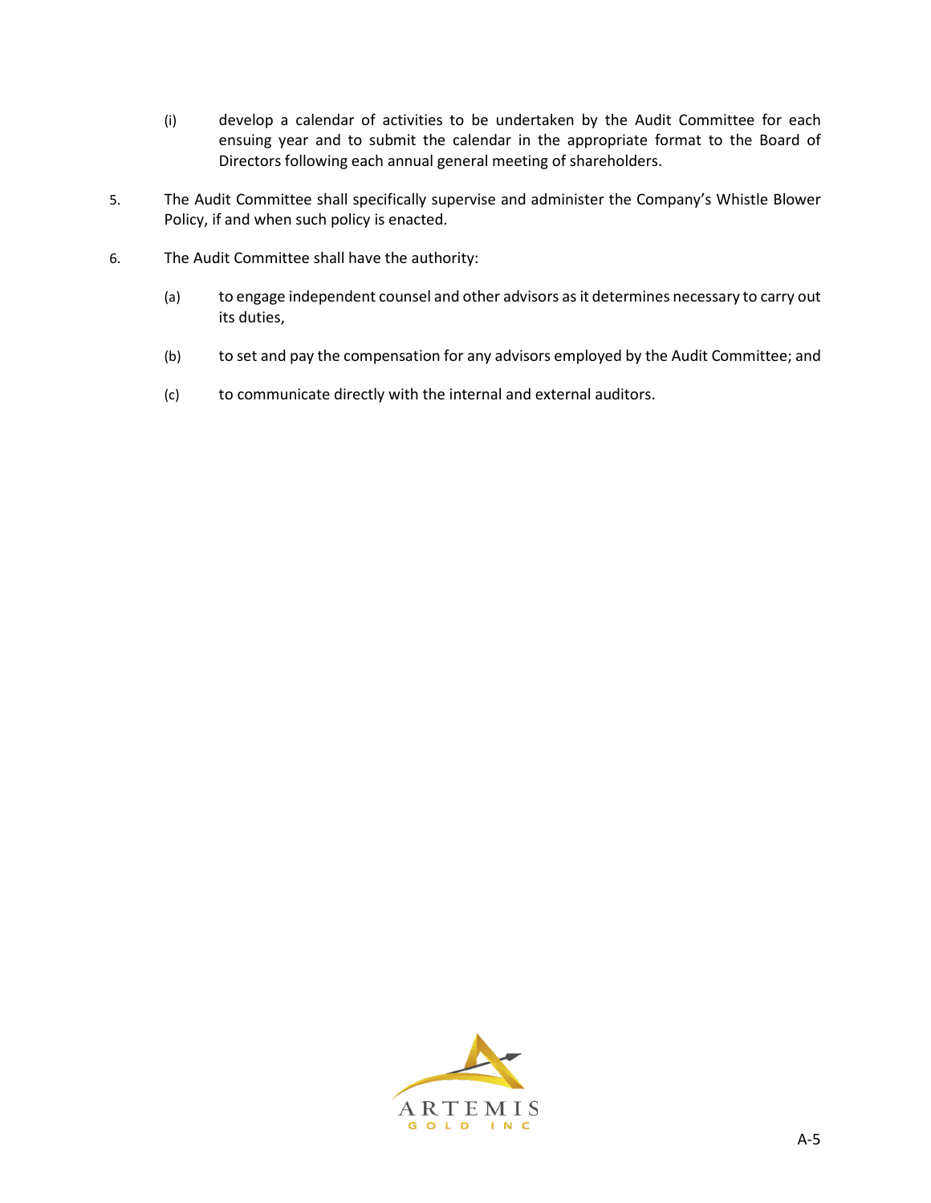(i) develop a calendar of activities to be undertaken by the Audit Committee for each ensuing year and to submit the calendar in the appropriate format to the Board of Directors following each annual general meeting of shareholders.

5. The Audit Committee shall specifically supervise and administer the Company's Whistle Blower Policy, if and when such policy is enacted.

6. The Audit Committee shall have the authority:

(a) to engage independent counsel and other advisors as it determines necessary to carry out its duties,

(b) to set and pay the compensation for any advisors employed by the Audit Committee; and

(c) to communicate directly with the internal and external auditors.